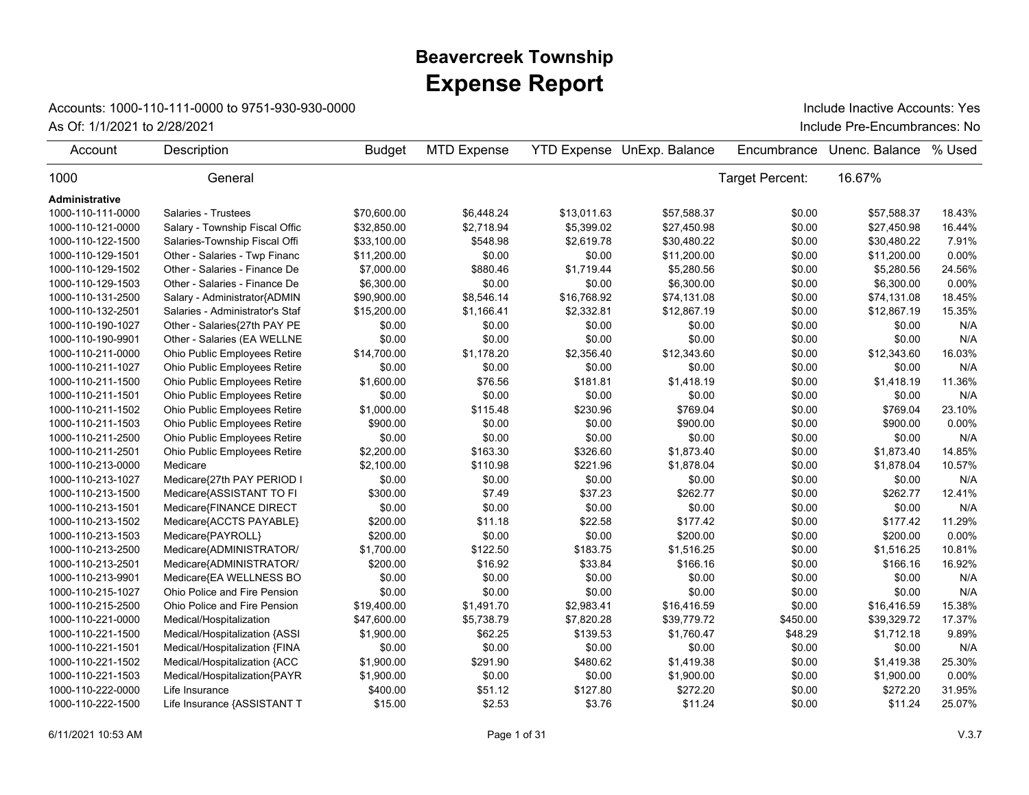# Beavercreek Township

## Expense Report

Accounts: 1000-110-111-0000 to 9751-930-930-0000

As Of: 1/1/2021 to 2/28/2021

Include Inactive Accounts: Yes

Include Pre-Encumbrances: No

| Account | Description | Budget | MTD Expense | YTD Expense | UnExp. Balance | Encumbrance | Unenc. Balance | % Used |
|---|---|---|---|---|---|---|---|---|
| 1000 | General | | | | | Target Percent: | 16.67% | |
| **Administrative** | | | | | | | | |
| 1000-110-111-0000 | Salaries - Trustees | $70,600.00 | $6,448.24 | $13,011.63 | $57,588.37 | $0.00 | $57,588.37 | 18.43% |
| 1000-110-121-0000 | Salary - Township Fiscal Offic | $32,850.00 | $2,718.94 | $5,399.02 | $27,450.98 | $0.00 | $27,450.98 | 16.44% |
| 1000-110-122-1500 | Salaries-Township Fiscal Offi | $33,100.00 | $548.98 | $2,619.78 | $30,480.22 | $0.00 | $30,480.22 | 7.91% |
| 1000-110-129-1501 | Other - Salaries - Twp Financ | $11,200.00 | $0.00 | $0.00 | $11,200.00 | $0.00 | $11,200.00 | 0.00% |
| 1000-110-129-1502 | Other - Salaries - Finance De | $7,000.00 | $880.46 | $1,719.44 | $5,280.56 | $0.00 | $5,280.56 | 24.56% |
| 1000-110-129-1503 | Other - Salaries - Finance De | $6,300.00 | $0.00 | $0.00 | $6,300.00 | $0.00 | $6,300.00 | 0.00% |
| 1000-110-131-2500 | Salary - Administrator{ADMIN | $90,900.00 | $8,546.14 | $16,768.92 | $74,131.08 | $0.00 | $74,131.08 | 18.45% |
| 1000-110-132-2501 | Salaries - Administrator's Staf | $15,200.00 | $1,166.41 | $2,332.81 | $12,867.19 | $0.00 | $12,867.19 | 15.35% |
| 1000-110-190-1027 | Other - Salaries{27th PAY PE | $0.00 | $0.00 | $0.00 | $0.00 | $0.00 | $0.00 | N/A |
| 1000-110-190-9901 | Other - Salaries (EA WELLNE | $0.00 | $0.00 | $0.00 | $0.00 | $0.00 | $0.00 | N/A |
| 1000-110-211-0000 | Ohio Public Employees Retire | $14,700.00 | $1,178.20 | $2,356.40 | $12,343.60 | $0.00 | $12,343.60 | 16.03% |
| 1000-110-211-1027 | Ohio Public Employees Retire | $0.00 | $0.00 | $0.00 | $0.00 | $0.00 | $0.00 | N/A |
| 1000-110-211-1500 | Ohio Public Employees Retire | $1,600.00 | $76.56 | $181.81 | $1,418.19 | $0.00 | $1,418.19 | 11.36% |
| 1000-110-211-1501 | Ohio Public Employees Retire | $0.00 | $0.00 | $0.00 | $0.00 | $0.00 | $0.00 | N/A |
| 1000-110-211-1502 | Ohio Public Employees Retire | $1,000.00 | $115.48 | $230.96 | $769.04 | $0.00 | $769.04 | 23.10% |
| 1000-110-211-1503 | Ohio Public Employees Retire | $900.00 | $0.00 | $0.00 | $900.00 | $0.00 | $900.00 | 0.00% |
| 1000-110-211-2500 | Ohio Public Employees Retire | $0.00 | $0.00 | $0.00 | $0.00 | $0.00 | $0.00 | N/A |
| 1000-110-211-2501 | Ohio Public Employees Retire | $2,200.00 | $163.30 | $326.60 | $1,873.40 | $0.00 | $1,873.40 | 14.85% |
| 1000-110-213-0000 | Medicare | $2,100.00 | $110.98 | $221.96 | $1,878.04 | $0.00 | $1,878.04 | 10.57% |
| 1000-110-213-1027 | Medicare{27th PAY PERIOD I | $0.00 | $0.00 | $0.00 | $0.00 | $0.00 | $0.00 | N/A |
| 1000-110-213-1500 | Medicare{ASSISTANT TO FI | $300.00 | $7.49 | $37.23 | $262.77 | $0.00 | $262.77 | 12.41% |
| 1000-110-213-1501 | Medicare{FINANCE DIRECT | $0.00 | $0.00 | $0.00 | $0.00 | $0.00 | $0.00 | N/A |
| 1000-110-213-1502 | Medicare{ACCTS PAYABLE} | $200.00 | $11.18 | $22.58 | $177.42 | $0.00 | $177.42 | 11.29% |
| 1000-110-213-1503 | Medicare{PAYROLL} | $200.00 | $0.00 | $0.00 | $200.00 | $0.00 | $200.00 | 0.00% |
| 1000-110-213-2500 | Medicare{ADMINISTRATOR/ | $1,700.00 | $122.50 | $183.75 | $1,516.25 | $0.00 | $1,516.25 | 10.81% |
| 1000-110-213-2501 | Medicare{ADMINISTRATOR/ | $200.00 | $16.92 | $33.84 | $166.16 | $0.00 | $166.16 | 16.92% |
| 1000-110-213-9901 | Medicare{EA WELLNESS BO | $0.00 | $0.00 | $0.00 | $0.00 | $0.00 | $0.00 | N/A |
| 1000-110-215-1027 | Ohio Police and Fire Pension | $0.00 | $0.00 | $0.00 | $0.00 | $0.00 | $0.00 | N/A |
| 1000-110-215-2500 | Ohio Police and Fire Pension | $19,400.00 | $1,491.70 | $2,983.41 | $16,416.59 | $0.00 | $16,416.59 | 15.38% |
| 1000-110-221-0000 | Medical/Hospitalization | $47,600.00 | $5,738.79 | $7,820.28 | $39,779.72 | $450.00 | $39,329.72 | 17.37% |
| 1000-110-221-1500 | Medical/Hospitalization {ASSI | $1,900.00 | $62.25 | $139.53 | $1,760.47 | $48.29 | $1,712.18 | 9.89% |
| 1000-110-221-1501 | Medical/Hospitalization {FINA | $0.00 | $0.00 | $0.00 | $0.00 | $0.00 | $0.00 | N/A |
| 1000-110-221-1502 | Medical/Hospitalization {ACC | $1,900.00 | $291.90 | $480.62 | $1,419.38 | $0.00 | $1,419.38 | 25.30% |
| 1000-110-221-1503 | Medical/Hospitalization{PAYR | $1,900.00 | $0.00 | $0.00 | $1,900.00 | $0.00 | $1,900.00 | 0.00% |
| 1000-110-222-0000 | Life Insurance | $400.00 | $51.12 | $127.80 | $272.20 | $0.00 | $272.20 | 31.95% |
| 1000-110-222-1500 | Life Insurance {ASSISTANT T | $15.00 | $2.53 | $3.76 | $11.24 | $0.00 | $11.24 | 25.07% |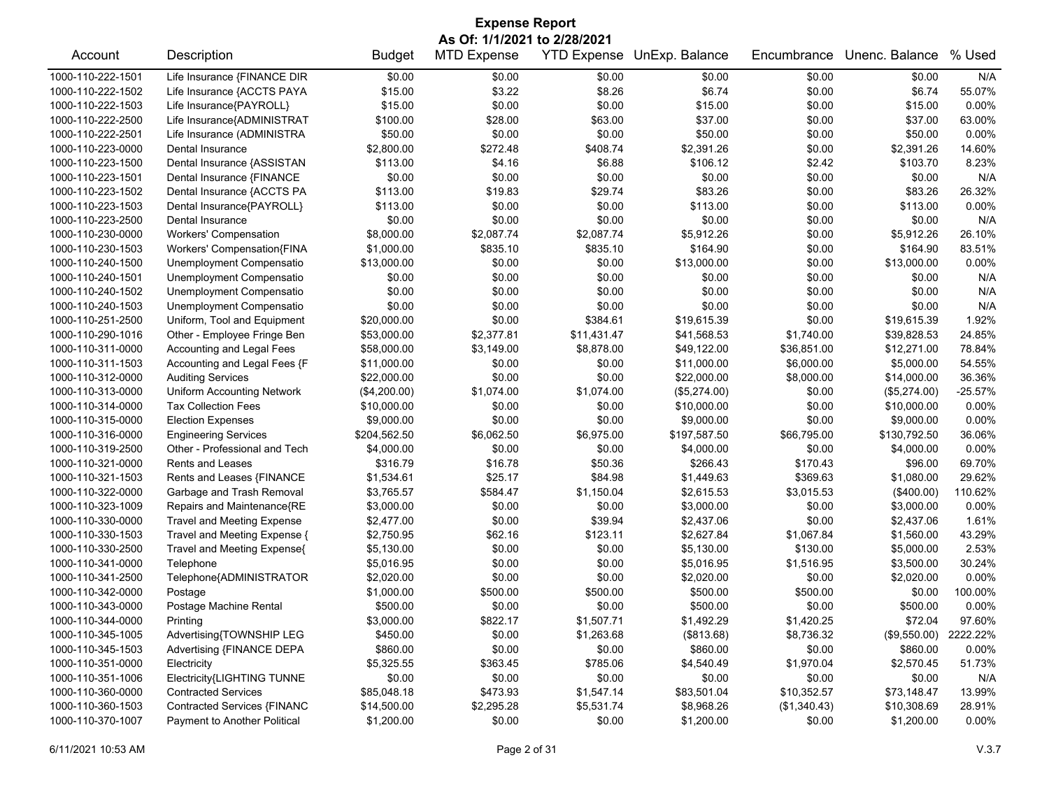# Expense Report

**As Of: 1/1/2021 to 2/28/2021**

| Account | Description | Budget | MTD Expense | YTD Expense | UnExp. Balance | Encumbrance | Unenc. Balance | % Used |
|---|---|---|---|---|---|---|---|---|
| 1000-110-222-1501 | Life Insurance {FINANCE DIR | $0.00 | $0.00 | $0.00 | $0.00 | $0.00 | $0.00 | N/A |
| 1000-110-222-1502 | Life Insurance {ACCTS PAYA | $15.00 | $3.22 | $8.26 | $6.74 | $0.00 | $6.74 | 55.07% |
| 1000-110-222-1503 | Life Insurance{PAYROLL} | $15.00 | $0.00 | $0.00 | $15.00 | $0.00 | $15.00 | 0.00% |
| 1000-110-222-2500 | Life Insurance{ADMINISTRAT | $100.00 | $28.00 | $63.00 | $37.00 | $0.00 | $37.00 | 63.00% |
| 1000-110-222-2501 | Life Insurance (ADMINISTRA | $50.00 | $0.00 | $0.00 | $50.00 | $0.00 | $50.00 | 0.00% |
| 1000-110-223-0000 | Dental Insurance | $2,800.00 | $272.48 | $408.74 | $2,391.26 | $0.00 | $2,391.26 | 14.60% |
| 1000-110-223-1500 | Dental Insurance {ASSISTAN | $113.00 | $4.16 | $6.88 | $106.12 | $2.42 | $103.70 | 8.23% |
| 1000-110-223-1501 | Dental Insurance {FINANCE | $0.00 | $0.00 | $0.00 | $0.00 | $0.00 | $0.00 | N/A |
| 1000-110-223-1502 | Dental Insurance {ACCTS PA | $113.00 | $19.83 | $29.74 | $83.26 | $0.00 | $83.26 | 26.32% |
| 1000-110-223-1503 | Dental Insurance{PAYROLL} | $113.00 | $0.00 | $0.00 | $113.00 | $0.00 | $113.00 | 0.00% |
| 1000-110-223-2500 | Dental Insurance | $0.00 | $0.00 | $0.00 | $0.00 | $0.00 | $0.00 | N/A |
| 1000-110-230-0000 | Workers' Compensation | $8,000.00 | $2,087.74 | $2,087.74 | $5,912.26 | $0.00 | $5,912.26 | 26.10% |
| 1000-110-230-1503 | Workers' Compensation{FINA | $1,000.00 | $835.10 | $835.10 | $164.90 | $0.00 | $164.90 | 83.51% |
| 1000-110-240-1500 | Unemployment Compensatio | $13,000.00 | $0.00 | $0.00 | $13,000.00 | $0.00 | $13,000.00 | 0.00% |
| 1000-110-240-1501 | Unemployment Compensatio | $0.00 | $0.00 | $0.00 | $0.00 | $0.00 | $0.00 | N/A |
| 1000-110-240-1502 | Unemployment Compensatio | $0.00 | $0.00 | $0.00 | $0.00 | $0.00 | $0.00 | N/A |
| 1000-110-240-1503 | Unemployment Compensatio | $0.00 | $0.00 | $0.00 | $0.00 | $0.00 | $0.00 | N/A |
| 1000-110-251-2500 | Uniform, Tool and Equipment | $20,000.00 | $0.00 | $384.61 | $19,615.39 | $0.00 | $19,615.39 | 1.92% |
| 1000-110-290-1016 | Other - Employee Fringe Ben | $53,000.00 | $2,377.81 | $11,431.47 | $41,568.53 | $1,740.00 | $39,828.53 | 24.85% |
| 1000-110-311-0000 | Accounting and Legal Fees | $58,000.00 | $3,149.00 | $8,878.00 | $49,122.00 | $36,851.00 | $12,271.00 | 78.84% |
| 1000-110-311-1503 | Accounting and Legal Fees {F | $11,000.00 | $0.00 | $0.00 | $11,000.00 | $6,000.00 | $5,000.00 | 54.55% |
| 1000-110-312-0000 | Auditing Services | $22,000.00 | $0.00 | $0.00 | $22,000.00 | $8,000.00 | $14,000.00 | 36.36% |
| 1000-110-313-0000 | Uniform Accounting Network | ($4,200.00) | $1,074.00 | $1,074.00 | ($5,274.00) | $0.00 | ($5,274.00) | -25.57% |
| 1000-110-314-0000 | Tax Collection Fees | $10,000.00 | $0.00 | $0.00 | $10,000.00 | $0.00 | $10,000.00 | 0.00% |
| 1000-110-315-0000 | Election Expenses | $9,000.00 | $0.00 | $0.00 | $9,000.00 | $0.00 | $9,000.00 | 0.00% |
| 1000-110-316-0000 | Engineering Services | $204,562.50 | $6,062.50 | $6,975.00 | $197,587.50 | $66,795.00 | $130,792.50 | 36.06% |
| 1000-110-319-2500 | Other - Professional and Tech | $4,000.00 | $0.00 | $0.00 | $4,000.00 | $0.00 | $4,000.00 | 0.00% |
| 1000-110-321-0000 | Rents and Leases | $316.79 | $16.78 | $50.36 | $266.43 | $170.43 | $96.00 | 69.70% |
| 1000-110-321-1503 | Rents and Leases {FINANCE | $1,534.61 | $25.17 | $84.98 | $1,449.63 | $369.63 | $1,080.00 | 29.62% |
| 1000-110-322-0000 | Garbage and Trash Removal | $3,765.57 | $584.47 | $1,150.04 | $2,615.53 | $3,015.53 | ($400.00) | 110.62% |
| 1000-110-323-1009 | Repairs and Maintenance{RE | $3,000.00 | $0.00 | $0.00 | $3,000.00 | $0.00 | $3,000.00 | 0.00% |
| 1000-110-330-0000 | Travel and Meeting Expense | $2,477.00 | $0.00 | $39.94 | $2,437.06 | $0.00 | $2,437.06 | 1.61% |
| 1000-110-330-1503 | Travel and Meeting Expense { | $2,750.95 | $62.16 | $123.11 | $2,627.84 | $1,067.84 | $1,560.00 | 43.29% |
| 1000-110-330-2500 | Travel and Meeting Expense{ | $5,130.00 | $0.00 | $0.00 | $5,130.00 | $130.00 | $5,000.00 | 2.53% |
| 1000-110-341-0000 | Telephone | $5,016.95 | $0.00 | $0.00 | $5,016.95 | $1,516.95 | $3,500.00 | 30.24% |
| 1000-110-341-2500 | Telephone{ADMINISTRATOR | $2,020.00 | $0.00 | $0.00 | $2,020.00 | $0.00 | $2,020.00 | 0.00% |
| 1000-110-342-0000 | Postage | $1,000.00 | $500.00 | $500.00 | $500.00 | $500.00 | $0.00 | 100.00% |
| 1000-110-343-0000 | Postage Machine Rental | $500.00 | $0.00 | $0.00 | $500.00 | $0.00 | $500.00 | 0.00% |
| 1000-110-344-0000 | Printing | $3,000.00 | $822.17 | $1,507.71 | $1,492.29 | $1,420.25 | $72.04 | 97.60% |
| 1000-110-345-1005 | Advertising{TOWNSHIP LEG | $450.00 | $0.00 | $1,263.68 | ($813.68) | $8,736.32 | ($9,550.00) | 2222.22% |
| 1000-110-345-1503 | Advertising {FINANCE DEPA | $860.00 | $0.00 | $0.00 | $860.00 | $0.00 | $860.00 | 0.00% |
| 1000-110-351-0000 | Electricity | $5,325.55 | $363.45 | $785.06 | $4,540.49 | $1,970.04 | $2,570.45 | 51.73% |
| 1000-110-351-1006 | Electricity{LIGHTING TUNNE | $0.00 | $0.00 | $0.00 | $0.00 | $0.00 | $0.00 | N/A |
| 1000-110-360-0000 | Contracted Services | $85,048.18 | $473.93 | $1,547.14 | $83,501.04 | $10,352.57 | $73,148.47 | 13.99% |
| 1000-110-360-1503 | Contracted Services {FINANC | $14,500.00 | $2,295.28 | $5,531.74 | $8,968.26 | ($1,340.43) | $10,308.69 | 28.91% |
| 1000-110-370-1007 | Payment to Another Political | $1,200.00 | $0.00 | $0.00 | $1,200.00 | $0.00 | $1,200.00 | 0.00% |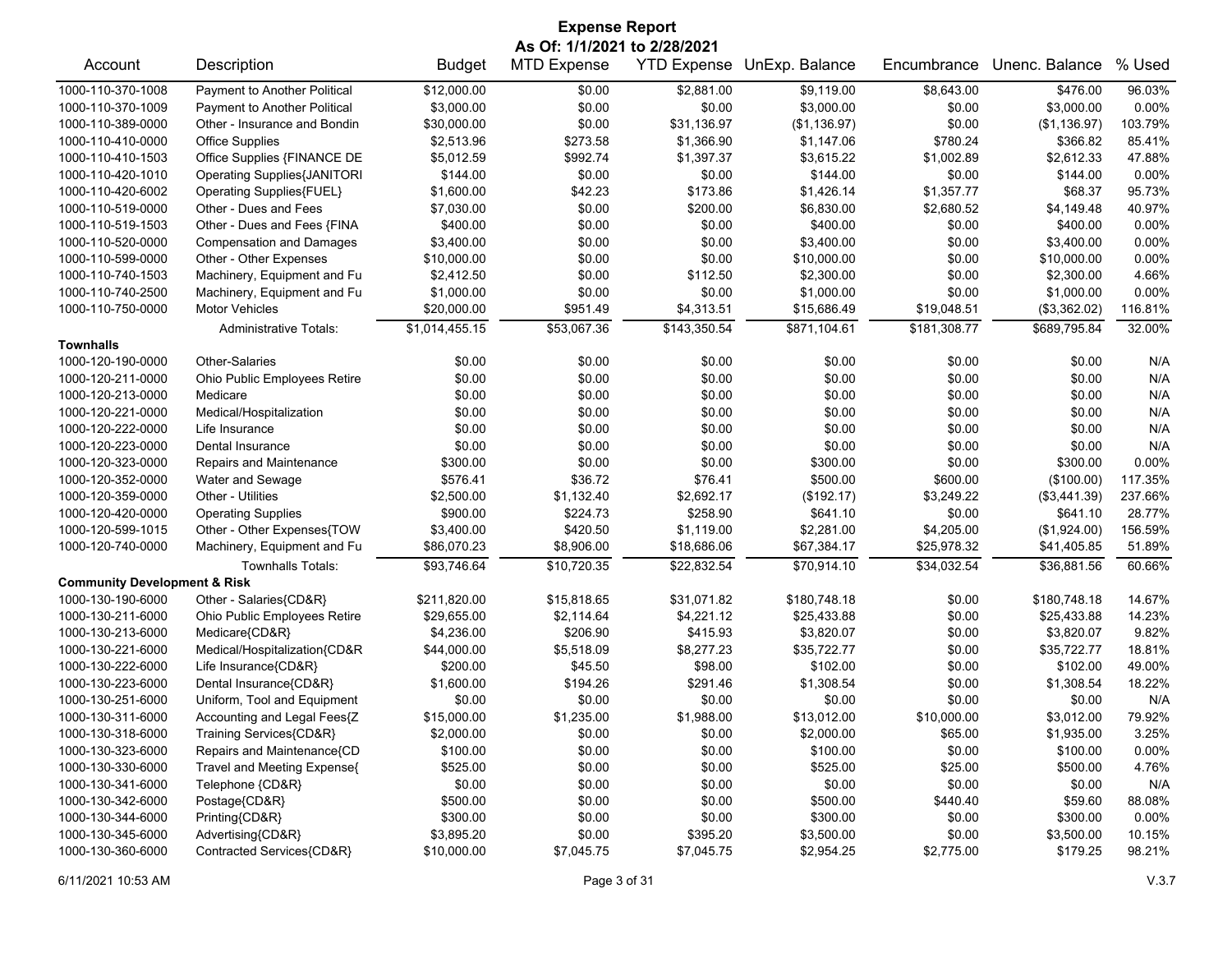# Expense Report

**As Of: 1/1/2021 to 2/28/2021**

| Account | Description | Budget | MTD Expense | YTD Expense | UnExp. Balance | Encumbrance | Unenc. Balance | % Used |
|---|---|---|---|---|---|---|---|---|
| 1000-110-370-1008 | Payment to Another Political | $12,000.00 | $0.00 | $2,881.00 | $9,119.00 | $8,643.00 | $476.00 | 96.03% |
| 1000-110-370-1009 | Payment to Another Political | $3,000.00 | $0.00 | $0.00 | $3,000.00 | $0.00 | $3,000.00 | 0.00% |
| 1000-110-389-0000 | Other - Insurance and Bondin | $30,000.00 | $0.00 | $31,136.97 | ($1,136.97) | $0.00 | ($1,136.97) | 103.79% |
| 1000-110-410-0000 | Office Supplies | $2,513.96 | $273.58 | $1,366.90 | $1,147.06 | $780.24 | $366.82 | 85.41% |
| 1000-110-410-1503 | Office Supplies {FINANCE DE | $5,012.59 | $992.74 | $1,397.37 | $3,615.22 | $1,002.89 | $2,612.33 | 47.88% |
| 1000-110-420-1010 | Operating Supplies{JANITORI | $144.00 | $0.00 | $0.00 | $144.00 | $0.00 | $144.00 | 0.00% |
| 1000-110-420-6002 | Operating Supplies{FUEL} | $1,600.00 | $42.23 | $173.86 | $1,426.14 | $1,357.77 | $68.37 | 95.73% |
| 1000-110-519-0000 | Other - Dues and Fees | $7,030.00 | $0.00 | $200.00 | $6,830.00 | $2,680.52 | $4,149.48 | 40.97% |
| 1000-110-519-1503 | Other - Dues and Fees {FINA | $400.00 | $0.00 | $0.00 | $400.00 | $0.00 | $400.00 | 0.00% |
| 1000-110-520-0000 | Compensation and Damages | $3,400.00 | $0.00 | $0.00 | $3,400.00 | $0.00 | $3,400.00 | 0.00% |
| 1000-110-599-0000 | Other - Other Expenses | $10,000.00 | $0.00 | $0.00 | $10,000.00 | $0.00 | $10,000.00 | 0.00% |
| 1000-110-740-1503 | Machinery, Equipment and Fu | $2,412.50 | $0.00 | $112.50 | $2,300.00 | $0.00 | $2,300.00 | 4.66% |
| 1000-110-740-2500 | Machinery, Equipment and Fu | $1,000.00 | $0.00 | $0.00 | $1,000.00 | $0.00 | $1,000.00 | 0.00% |
| 1000-110-750-0000 | Motor Vehicles | $20,000.00 | $951.49 | $4,313.51 | $15,686.49 | $19,048.51 | ($3,362.02) | 116.81% |
| | Administrative Totals: | $1,014,455.15 | $53,067.36 | $143,350.54 | $871,104.61 | $181,308.77 | $689,795.84 | 32.00% |
| **Townhalls** | | | | | | | | |
| 1000-120-190-0000 | Other-Salaries | $0.00 | $0.00 | $0.00 | $0.00 | $0.00 | $0.00 | N/A |
| 1000-120-211-0000 | Ohio Public Employees Retire | $0.00 | $0.00 | $0.00 | $0.00 | $0.00 | $0.00 | N/A |
| 1000-120-213-0000 | Medicare | $0.00 | $0.00 | $0.00 | $0.00 | $0.00 | $0.00 | N/A |
| 1000-120-221-0000 | Medical/Hospitalization | $0.00 | $0.00 | $0.00 | $0.00 | $0.00 | $0.00 | N/A |
| 1000-120-222-0000 | Life Insurance | $0.00 | $0.00 | $0.00 | $0.00 | $0.00 | $0.00 | N/A |
| 1000-120-223-0000 | Dental Insurance | $0.00 | $0.00 | $0.00 | $0.00 | $0.00 | $0.00 | N/A |
| 1000-120-323-0000 | Repairs and Maintenance | $300.00 | $0.00 | $0.00 | $300.00 | $0.00 | $300.00 | 0.00% |
| 1000-120-352-0000 | Water and Sewage | $576.41 | $36.72 | $76.41 | $500.00 | $600.00 | ($100.00) | 117.35% |
| 1000-120-359-0000 | Other - Utilities | $2,500.00 | $1,132.40 | $2,692.17 | ($192.17) | $3,249.22 | ($3,441.39) | 237.66% |
| 1000-120-420-0000 | Operating Supplies | $900.00 | $224.73 | $258.90 | $641.10 | $0.00 | $641.10 | 28.77% |
| 1000-120-599-1015 | Other - Other Expenses{TOW | $3,400.00 | $420.50 | $1,119.00 | $2,281.00 | $4,205.00 | ($1,924.00) | 156.59% |
| 1000-120-740-0000 | Machinery, Equipment and Fu | $86,070.23 | $8,906.00 | $18,686.06 | $67,384.17 | $25,978.32 | $41,405.85 | 51.89% |
| | Townhalls Totals: | $93,746.64 | $10,720.35 | $22,832.54 | $70,914.10 | $34,032.54 | $36,881.56 | 60.66% |
| **Community Development & Risk** | | | | | | | | |
| 1000-130-190-6000 | Other - Salaries{CD&R} | $211,820.00 | $15,818.65 | $31,071.82 | $180,748.18 | $0.00 | $180,748.18 | 14.67% |
| 1000-130-211-6000 | Ohio Public Employees Retire | $29,655.00 | $2,114.64 | $4,221.12 | $25,433.88 | $0.00 | $25,433.88 | 14.23% |
| 1000-130-213-6000 | Medicare{CD&R} | $4,236.00 | $206.90 | $415.93 | $3,820.07 | $0.00 | $3,820.07 | 9.82% |
| 1000-130-221-6000 | Medical/Hospitalization{CD&R | $44,000.00 | $5,518.09 | $8,277.23 | $35,722.77 | $0.00 | $35,722.77 | 18.81% |
| 1000-130-222-6000 | Life Insurance{CD&R} | $200.00 | $45.50 | $98.00 | $102.00 | $0.00 | $102.00 | 49.00% |
| 1000-130-223-6000 | Dental Insurance{CD&R} | $1,600.00 | $194.26 | $291.46 | $1,308.54 | $0.00 | $1,308.54 | 18.22% |
| 1000-130-251-6000 | Uniform, Tool and Equipment | $0.00 | $0.00 | $0.00 | $0.00 | $0.00 | $0.00 | N/A |
| 1000-130-311-6000 | Accounting and Legal Fees{Z | $15,000.00 | $1,235.00 | $1,988.00 | $13,012.00 | $10,000.00 | $3,012.00 | 79.92% |
| 1000-130-318-6000 | Training Services{CD&R} | $2,000.00 | $0.00 | $0.00 | $2,000.00 | $65.00 | $1,935.00 | 3.25% |
| 1000-130-323-6000 | Repairs and Maintenance{CD | $100.00 | $0.00 | $0.00 | $100.00 | $0.00 | $100.00 | 0.00% |
| 1000-130-330-6000 | Travel and Meeting Expense{ | $525.00 | $0.00 | $0.00 | $525.00 | $25.00 | $500.00 | 4.76% |
| 1000-130-341-6000 | Telephone {CD&R} | $0.00 | $0.00 | $0.00 | $0.00 | $0.00 | $0.00 | N/A |
| 1000-130-342-6000 | Postage{CD&R} | $500.00 | $0.00 | $0.00 | $500.00 | $440.40 | $59.60 | 88.08% |
| 1000-130-344-6000 | Printing{CD&R} | $300.00 | $0.00 | $0.00 | $300.00 | $0.00 | $300.00 | 0.00% |
| 1000-130-345-6000 | Advertising{CD&R} | $3,895.20 | $0.00 | $395.20 | $3,500.00 | $0.00 | $3,500.00 | 10.15% |
| 1000-130-360-6000 | Contracted Services{CD&R} | $10,000.00 | $7,045.75 | $7,045.75 | $2,954.25 | $2,775.00 | $179.25 | 98.21% |

6/11/2021 10:53 AM V.3.7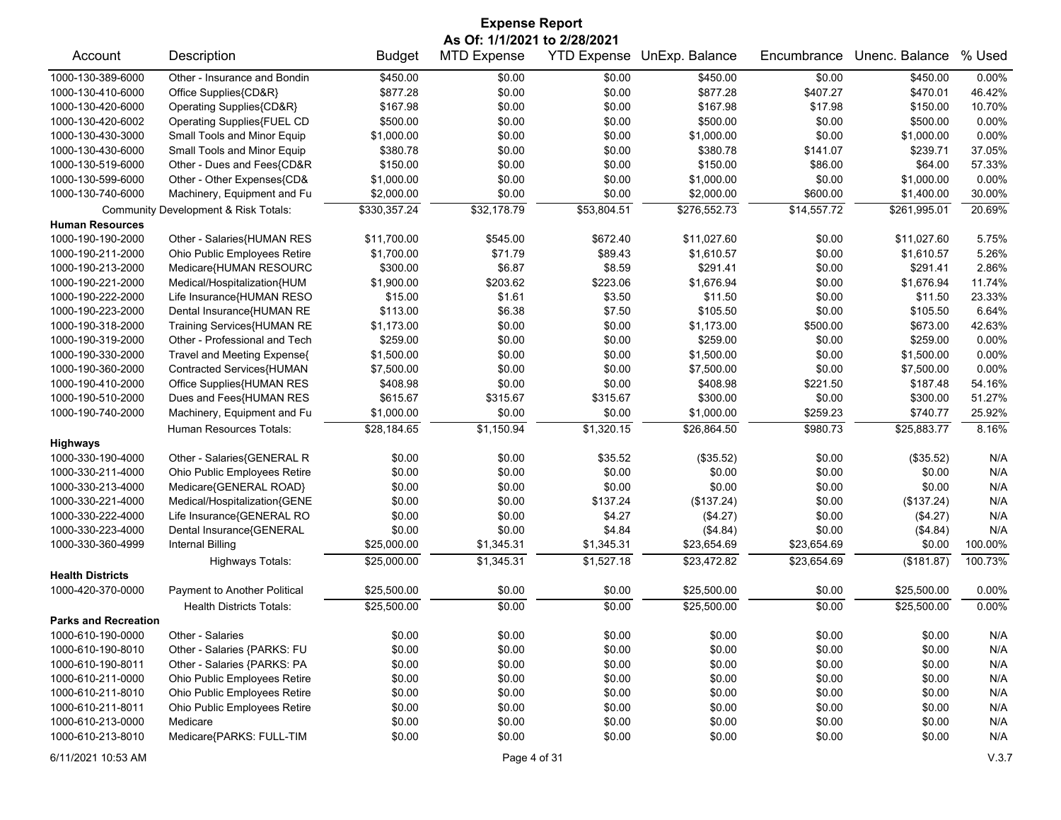# Expense Report

**As Of: 1/1/2021 to 2/28/2021**

| Account | Description | Budget | MTD Expense | YTD Expense | UnExp. Balance | Encumbrance | Unenc. Balance | % Used |
|---|---|---|---|---|---|---|---|---|
| 1000-130-389-6000 | Other - Insurance and Bondin | $450.00 | $0.00 | $0.00 | $450.00 | $0.00 | $450.00 | 0.00% |
| 1000-130-410-6000 | Office Supplies{CD&R} | $877.28 | $0.00 | $0.00 | $877.28 | $407.27 | $470.01 | 46.42% |
| 1000-130-420-6000 | Operating Supplies{CD&R} | $167.98 | $0.00 | $0.00 | $167.98 | $17.98 | $150.00 | 10.70% |
| 1000-130-420-6002 | Operating Supplies{FUEL CD | $500.00 | $0.00 | $0.00 | $500.00 | $0.00 | $500.00 | 0.00% |
| 1000-130-430-3000 | Small Tools and Minor Equip | $1,000.00 | $0.00 | $0.00 | $1,000.00 | $0.00 | $1,000.00 | 0.00% |
| 1000-130-430-6000 | Small Tools and Minor Equip | $380.78 | $0.00 | $0.00 | $380.78 | $141.07 | $239.71 | 37.05% |
| 1000-130-519-6000 | Other - Dues and Fees{CD&R | $150.00 | $0.00 | $0.00 | $150.00 | $86.00 | $64.00 | 57.33% |
| 1000-130-599-6000 | Other - Other Expenses{CD& | $1,000.00 | $0.00 | $0.00 | $1,000.00 | $0.00 | $1,000.00 | 0.00% |
| 1000-130-740-6000 | Machinery, Equipment and Fu | $2,000.00 | $0.00 | $0.00 | $2,000.00 | $600.00 | $1,400.00 | 30.00% |
| | Community Development & Risk Totals: | $330,357.24 | $32,178.79 | $53,804.51 | $276,552.73 | $14,557.72 | $261,995.01 | 20.69% |
| **Human Resources** | | | | | | | | |
| 1000-190-190-2000 | Other - Salaries{HUMAN RES | $11,700.00 | $545.00 | $672.40 | $11,027.60 | $0.00 | $11,027.60 | 5.75% |
| 1000-190-211-2000 | Ohio Public Employees Retire | $1,700.00 | $71.79 | $89.43 | $1,610.57 | $0.00 | $1,610.57 | 5.26% |
| 1000-190-213-2000 | Medicare{HUMAN RESOURC | $300.00 | $6.87 | $8.59 | $291.41 | $0.00 | $291.41 | 2.86% |
| 1000-190-221-2000 | Medical/Hospitalization{HUM | $1,900.00 | $203.62 | $223.06 | $1,676.94 | $0.00 | $1,676.94 | 11.74% |
| 1000-190-222-2000 | Life Insurance{HUMAN RESO | $15.00 | $1.61 | $3.50 | $11.50 | $0.00 | $11.50 | 23.33% |
| 1000-190-223-2000 | Dental Insurance{HUMAN RE | $113.00 | $6.38 | $7.50 | $105.50 | $0.00 | $105.50 | 6.64% |
| 1000-190-318-2000 | Training Services{HUMAN RE | $1,173.00 | $0.00 | $0.00 | $1,173.00 | $500.00 | $673.00 | 42.63% |
| 1000-190-319-2000 | Other - Professional and Tech | $259.00 | $0.00 | $0.00 | $259.00 | $0.00 | $259.00 | 0.00% |
| 1000-190-330-2000 | Travel and Meeting Expense{ | $1,500.00 | $0.00 | $0.00 | $1,500.00 | $0.00 | $1,500.00 | 0.00% |
| 1000-190-360-2000 | Contracted Services{HUMAN | $7,500.00 | $0.00 | $0.00 | $7,500.00 | $0.00 | $7,500.00 | 0.00% |
| 1000-190-410-2000 | Office Supplies{HUMAN RES | $408.98 | $0.00 | $0.00 | $408.98 | $221.50 | $187.48 | 54.16% |
| 1000-190-510-2000 | Dues and Fees{HUMAN RES | $615.67 | $315.67 | $315.67 | $300.00 | $0.00 | $300.00 | 51.27% |
| 1000-190-740-2000 | Machinery, Equipment and Fu | $1,000.00 | $0.00 | $0.00 | $1,000.00 | $259.23 | $740.77 | 25.92% |
| | Human Resources Totals: | $28,184.65 | $1,150.94 | $1,320.15 | $26,864.50 | $980.73 | $25,883.77 | 8.16% |
| **Highways** | | | | | | | | |
| 1000-330-190-4000 | Other - Salaries{GENERAL R | $0.00 | $0.00 | $35.52 | ($35.52) | $0.00 | ($35.52) | N/A |
| 1000-330-211-4000 | Ohio Public Employees Retire | $0.00 | $0.00 | $0.00 | $0.00 | $0.00 | $0.00 | N/A |
| 1000-330-213-4000 | Medicare{GENERAL ROAD} | $0.00 | $0.00 | $0.00 | $0.00 | $0.00 | $0.00 | N/A |
| 1000-330-221-4000 | Medical/Hospitalization{GENE | $0.00 | $0.00 | $137.24 | ($137.24) | $0.00 | ($137.24) | N/A |
| 1000-330-222-4000 | Life Insurance{GENERAL RO | $0.00 | $0.00 | $4.27 | ($4.27) | $0.00 | ($4.27) | N/A |
| 1000-330-223-4000 | Dental Insurance{GENERAL | $0.00 | $0.00 | $4.84 | ($4.84) | $0.00 | ($4.84) | N/A |
| 1000-330-360-4999 | Internal Billing | $25,000.00 | $1,345.31 | $1,345.31 | $23,654.69 | $23,654.69 | $0.00 | 100.00% |
| | Highways Totals: | $25,000.00 | $1,345.31 | $1,527.18 | $23,472.82 | $23,654.69 | ($181.87) | 100.73% |
| **Health Districts** | | | | | | | | |
| 1000-420-370-0000 | Payment to Another Political | $25,500.00 | $0.00 | $0.00 | $25,500.00 | $0.00 | $25,500.00 | 0.00% |
| | Health Districts Totals: | $25,500.00 | $0.00 | $0.00 | $25,500.00 | $0.00 | $25,500.00 | 0.00% |
| **Parks and Recreation** | | | | | | | | |
| 1000-610-190-0000 | Other - Salaries | $0.00 | $0.00 | $0.00 | $0.00 | $0.00 | $0.00 | N/A |
| 1000-610-190-8010 | Other - Salaries {PARKS: FU | $0.00 | $0.00 | $0.00 | $0.00 | $0.00 | $0.00 | N/A |
| 1000-610-190-8011 | Other - Salaries {PARKS: PA | $0.00 | $0.00 | $0.00 | $0.00 | $0.00 | $0.00 | N/A |
| 1000-610-211-0000 | Ohio Public Employees Retire | $0.00 | $0.00 | $0.00 | $0.00 | $0.00 | $0.00 | N/A |
| 1000-610-211-8010 | Ohio Public Employees Retire | $0.00 | $0.00 | $0.00 | $0.00 | $0.00 | $0.00 | N/A |
| 1000-610-211-8011 | Ohio Public Employees Retire | $0.00 | $0.00 | $0.00 | $0.00 | $0.00 | $0.00 | N/A |
| 1000-610-213-0000 | Medicare | $0.00 | $0.00 | $0.00 | $0.00 | $0.00 | $0.00 | N/A |
| 1000-610-213-8010 | Medicare{PARKS: FULL-TIM | $0.00 | $0.00 | $0.00 | $0.00 | $0.00 | $0.00 | N/A |

6/11/2021 10:53 AM V.3.7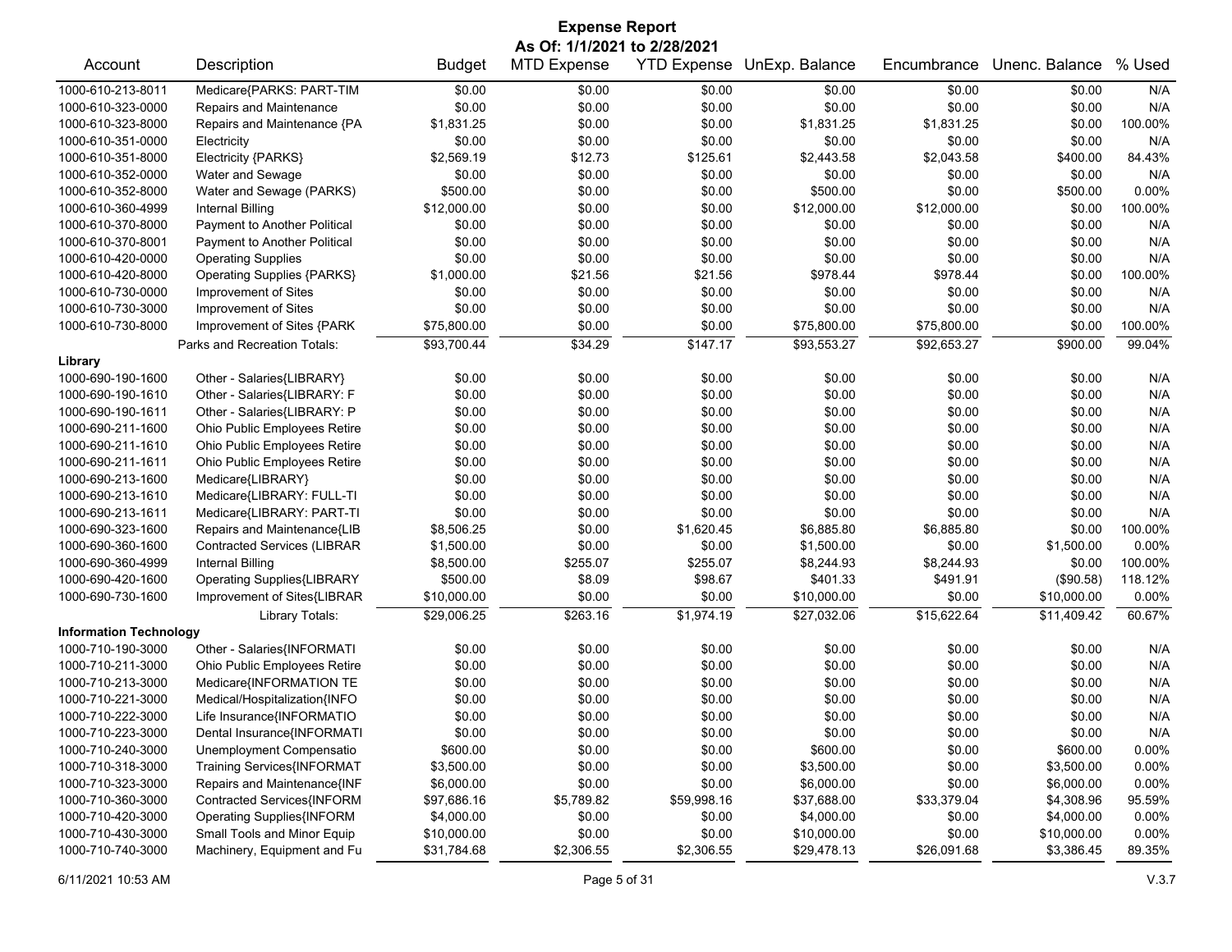# Expense Report

**As Of: 1/1/2021 to 2/28/2021**

| Account | Description | Budget | MTD Expense | YTD Expense | UnExp. Balance | Encumbrance | Unenc. Balance | % Used |
|---|---|---|---|---|---|---|---|---|
| 1000-610-213-8011 | Medicare{PARKS: PART-TIM | $0.00 | $0.00 | $0.00 | $0.00 | $0.00 | $0.00 | N/A |
| 1000-610-323-0000 | Repairs and Maintenance | $0.00 | $0.00 | $0.00 | $0.00 | $0.00 | $0.00 | N/A |
| 1000-610-323-8000 | Repairs and Maintenance {PA | $1,831.25 | $0.00 | $0.00 | $1,831.25 | $1,831.25 | $0.00 | 100.00% |
| 1000-610-351-0000 | Electricity | $0.00 | $0.00 | $0.00 | $0.00 | $0.00 | $0.00 | N/A |
| 1000-610-351-8000 | Electricity {PARKS} | $2,569.19 | $12.73 | $125.61 | $2,443.58 | $2,043.58 | $400.00 | 84.43% |
| 1000-610-352-0000 | Water and Sewage | $0.00 | $0.00 | $0.00 | $0.00 | $0.00 | $0.00 | N/A |
| 1000-610-352-8000 | Water and Sewage (PARKS) | $500.00 | $0.00 | $0.00 | $500.00 | $0.00 | $500.00 | 0.00% |
| 1000-610-360-4999 | Internal Billing | $12,000.00 | $0.00 | $0.00 | $12,000.00 | $12,000.00 | $0.00 | 100.00% |
| 1000-610-370-8000 | Payment to Another Political | $0.00 | $0.00 | $0.00 | $0.00 | $0.00 | $0.00 | N/A |
| 1000-610-370-8001 | Payment to Another Political | $0.00 | $0.00 | $0.00 | $0.00 | $0.00 | $0.00 | N/A |
| 1000-610-420-0000 | Operating Supplies | $0.00 | $0.00 | $0.00 | $0.00 | $0.00 | $0.00 | N/A |
| 1000-610-420-8000 | Operating Supplies {PARKS} | $1,000.00 | $21.56 | $21.56 | $978.44 | $978.44 | $0.00 | 100.00% |
| 1000-610-730-0000 | Improvement of Sites | $0.00 | $0.00 | $0.00 | $0.00 | $0.00 | $0.00 | N/A |
| 1000-610-730-3000 | Improvement of Sites | $0.00 | $0.00 | $0.00 | $0.00 | $0.00 | $0.00 | N/A |
| 1000-610-730-8000 | Improvement of Sites {PARK | $75,800.00 | $0.00 | $0.00 | $75,800.00 | $75,800.00 | $0.00 | 100.00% |
| | Parks and Recreation Totals: | $93,700.44 | $34.29 | $147.17 | $93,553.27 | $92,653.27 | $900.00 | 99.04% |
| **Library** | | | | | | | | |
| 1000-690-190-1600 | Other - Salaries{LIBRARY} | $0.00 | $0.00 | $0.00 | $0.00 | $0.00 | $0.00 | N/A |
| 1000-690-190-1610 | Other - Salaries{LIBRARY: F | $0.00 | $0.00 | $0.00 | $0.00 | $0.00 | $0.00 | N/A |
| 1000-690-190-1611 | Other - Salaries{LIBRARY: P | $0.00 | $0.00 | $0.00 | $0.00 | $0.00 | $0.00 | N/A |
| 1000-690-211-1600 | Ohio Public Employees Retire | $0.00 | $0.00 | $0.00 | $0.00 | $0.00 | $0.00 | N/A |
| 1000-690-211-1610 | Ohio Public Employees Retire | $0.00 | $0.00 | $0.00 | $0.00 | $0.00 | $0.00 | N/A |
| 1000-690-211-1611 | Ohio Public Employees Retire | $0.00 | $0.00 | $0.00 | $0.00 | $0.00 | $0.00 | N/A |
| 1000-690-213-1600 | Medicare{LIBRARY} | $0.00 | $0.00 | $0.00 | $0.00 | $0.00 | $0.00 | N/A |
| 1000-690-213-1610 | Medicare{LIBRARY: FULL-TI | $0.00 | $0.00 | $0.00 | $0.00 | $0.00 | $0.00 | N/A |
| 1000-690-213-1611 | Medicare{LIBRARY: PART-TI | $0.00 | $0.00 | $0.00 | $0.00 | $0.00 | $0.00 | N/A |
| 1000-690-323-1600 | Repairs and Maintenance{LIB | $8,506.25 | $0.00 | $1,620.45 | $6,885.80 | $6,885.80 | $0.00 | 100.00% |
| 1000-690-360-1600 | Contracted Services (LIBRAR | $1,500.00 | $0.00 | $0.00 | $1,500.00 | $0.00 | $1,500.00 | 0.00% |
| 1000-690-360-4999 | Internal Billing | $8,500.00 | $255.07 | $255.07 | $8,244.93 | $8,244.93 | $0.00 | 100.00% |
| 1000-690-420-1600 | Operating Supplies{LIBRARY | $500.00 | $8.09 | $98.67 | $401.33 | $491.91 | ($90.58) | 118.12% |
| 1000-690-730-1600 | Improvement of Sites{LIBRAR | $10,000.00 | $0.00 | $0.00 | $10,000.00 | $0.00 | $10,000.00 | 0.00% |
| | Library Totals: | $29,006.25 | $263.16 | $1,974.19 | $27,032.06 | $15,622.64 | $11,409.42 | 60.67% |
| **Information Technology** | | | | | | | | |
| 1000-710-190-3000 | Other - Salaries{INFORMATI | $0.00 | $0.00 | $0.00 | $0.00 | $0.00 | $0.00 | N/A |
| 1000-710-211-3000 | Ohio Public Employees Retire | $0.00 | $0.00 | $0.00 | $0.00 | $0.00 | $0.00 | N/A |
| 1000-710-213-3000 | Medicare{INFORMATION TE | $0.00 | $0.00 | $0.00 | $0.00 | $0.00 | $0.00 | N/A |
| 1000-710-221-3000 | Medical/Hospitalization{INFO | $0.00 | $0.00 | $0.00 | $0.00 | $0.00 | $0.00 | N/A |
| 1000-710-222-3000 | Life Insurance{INFORMATIO | $0.00 | $0.00 | $0.00 | $0.00 | $0.00 | $0.00 | N/A |
| 1000-710-223-3000 | Dental Insurance{INFORMATI | $0.00 | $0.00 | $0.00 | $0.00 | $0.00 | $0.00 | N/A |
| 1000-710-240-3000 | Unemployment Compensatio | $600.00 | $0.00 | $0.00 | $600.00 | $0.00 | $600.00 | 0.00% |
| 1000-710-318-3000 | Training Services{INFORMAT | $3,500.00 | $0.00 | $0.00 | $3,500.00 | $0.00 | $3,500.00 | 0.00% |
| 1000-710-323-3000 | Repairs and Maintenance{INF | $6,000.00 | $0.00 | $0.00 | $6,000.00 | $0.00 | $6,000.00 | 0.00% |
| 1000-710-360-3000 | Contracted Services{INFORM | $97,686.16 | $5,789.82 | $59,998.16 | $37,688.00 | $33,379.04 | $4,308.96 | 95.59% |
| 1000-710-420-3000 | Operating Supplies{INFORM | $4,000.00 | $0.00 | $0.00 | $4,000.00 | $0.00 | $4,000.00 | 0.00% |
| 1000-710-430-3000 | Small Tools and Minor Equip | $10,000.00 | $0.00 | $0.00 | $10,000.00 | $0.00 | $10,000.00 | 0.00% |
| 1000-710-740-3000 | Machinery, Equipment and Fu | $31,784.68 | $2,306.55 | $2,306.55 | $29,478.13 | $26,091.68 | $3,386.45 | 89.35% |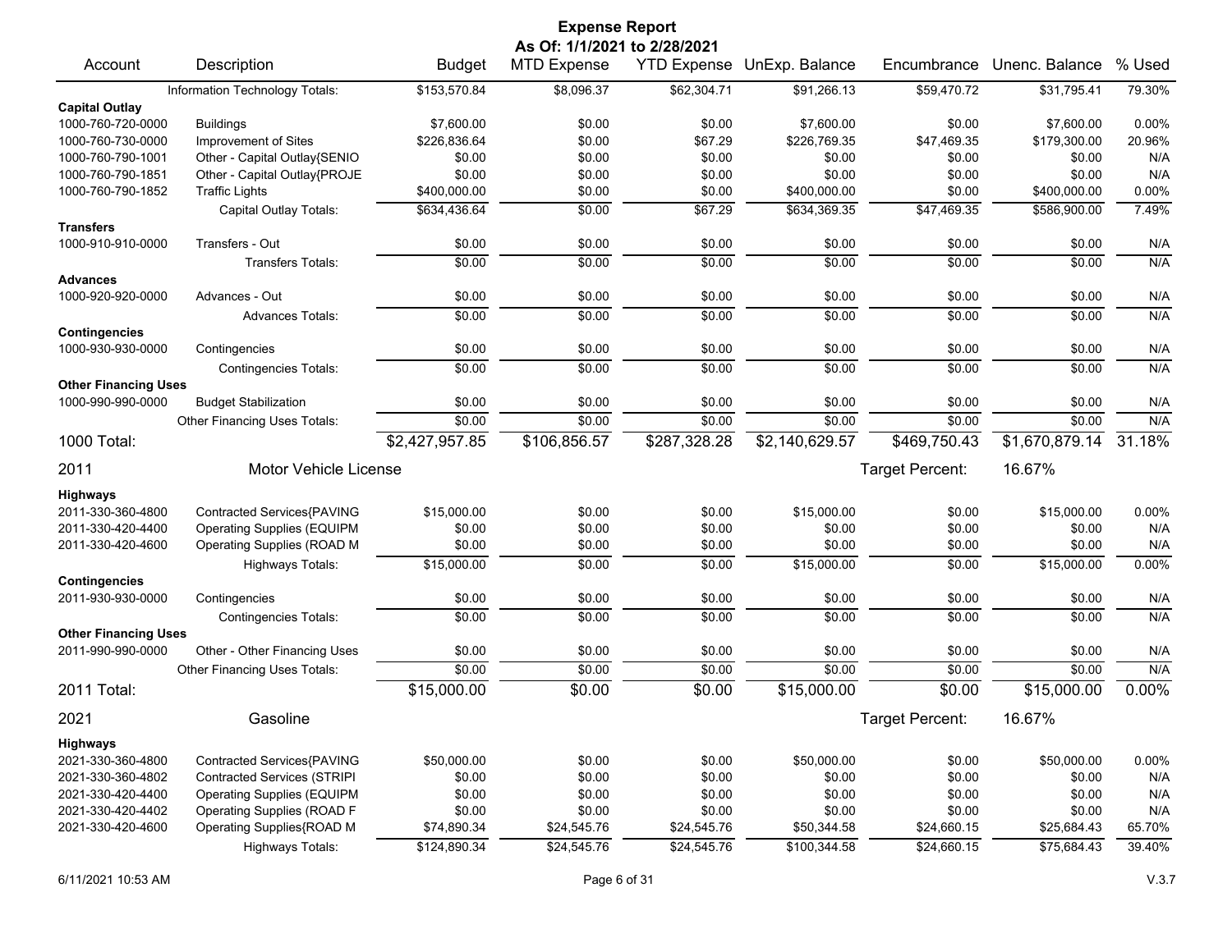# Expense Report

**As Of: 1/1/2021 to 2/28/2021**

| Account | Description | Budget | MTD Expense | YTD Expense | UnExp. Balance | Encumbrance | Unenc. Balance | % Used |
|---|---|---|---|---|---|---|---|---|
| | Information Technology Totals: | $153,570.84 | $8,096.37 | $62,304.71 | $91,266.13 | $59,470.72 | $31,795.41 | 79.30% |
| **Capital Outlay** | | | | | | | | |
| 1000-760-720-0000 | Buildings | $7,600.00 | $0.00 | $0.00 | $7,600.00 | $0.00 | $7,600.00 | 0.00% |
| 1000-760-730-0000 | Improvement of Sites | $226,836.64 | $0.00 | $67.29 | $226,769.35 | $47,469.35 | $179,300.00 | 20.96% |
| 1000-760-790-1001 | Other - Capital Outlay{SENIO | $0.00 | $0.00 | $0.00 | $0.00 | $0.00 | $0.00 | N/A |
| 1000-760-790-1851 | Other - Capital Outlay{PROJE | $0.00 | $0.00 | $0.00 | $0.00 | $0.00 | $0.00 | N/A |
| 1000-760-790-1852 | Traffic Lights | $400,000.00 | $0.00 | $0.00 | $400,000.00 | $0.00 | $400,000.00 | 0.00% |
| | Capital Outlay Totals: | $634,436.64 | $0.00 | $67.29 | $634,369.35 | $47,469.35 | $586,900.00 | 7.49% |
| **Transfers** | | | | | | | | |
| 1000-910-910-0000 | Transfers - Out | $0.00 | $0.00 | $0.00 | $0.00 | $0.00 | $0.00 | N/A |
| | Transfers Totals: | $0.00 | $0.00 | $0.00 | $0.00 | $0.00 | $0.00 | N/A |
| **Advances** | | | | | | | | |
| 1000-920-920-0000 | Advances - Out | $0.00 | $0.00 | $0.00 | $0.00 | $0.00 | $0.00 | N/A |
| | Advances Totals: | $0.00 | $0.00 | $0.00 | $0.00 | $0.00 | $0.00 | N/A |
| **Contingencies** | | | | | | | | |
| 1000-930-930-0000 | Contingencies | $0.00 | $0.00 | $0.00 | $0.00 | $0.00 | $0.00 | N/A |
| | Contingencies Totals: | $0.00 | $0.00 | $0.00 | $0.00 | $0.00 | $0.00 | N/A |
| **Other Financing Uses** | | | | | | | | |
| 1000-990-990-0000 | Budget Stabilization | $0.00 | $0.00 | $0.00 | $0.00 | $0.00 | $0.00 | N/A |
| | Other Financing Uses Totals: | $0.00 | $0.00 | $0.00 | $0.00 | $0.00 | $0.00 | N/A |
| **1000 Total:** | | $2,427,957.85 | $106,856.57 | $287,328.28 | $2,140,629.57 | $469,750.43 | $1,670,879.14 | 31.18% |
| **2011** | **Motor Vehicle License** | | | | | Target Percent: | 16.67% | |
| **Highways** | | | | | | | | |
| 2011-330-360-4800 | Contracted Services{PAVING | $15,000.00 | $0.00 | $0.00 | $15,000.00 | $0.00 | $15,000.00 | 0.00% |
| 2011-330-420-4400 | Operating Supplies (EQUIPM | $0.00 | $0.00 | $0.00 | $0.00 | $0.00 | $0.00 | N/A |
| 2011-330-420-4600 | Operating Supplies (ROAD M | $0.00 | $0.00 | $0.00 | $0.00 | $0.00 | $0.00 | N/A |
| | Highways Totals: | $15,000.00 | $0.00 | $0.00 | $15,000.00 | $0.00 | $15,000.00 | 0.00% |
| **Contingencies** | | | | | | | | |
| 2011-930-930-0000 | Contingencies | $0.00 | $0.00 | $0.00 | $0.00 | $0.00 | $0.00 | N/A |
| | Contingencies Totals: | $0.00 | $0.00 | $0.00 | $0.00 | $0.00 | $0.00 | N/A |
| **Other Financing Uses** | | | | | | | | |
| 2011-990-990-0000 | Other - Other Financing Uses | $0.00 | $0.00 | $0.00 | $0.00 | $0.00 | $0.00 | N/A |
| | Other Financing Uses Totals: | $0.00 | $0.00 | $0.00 | $0.00 | $0.00 | $0.00 | N/A |
| **2011 Total:** | | $15,000.00 | $0.00 | $0.00 | $15,000.00 | $0.00 | $15,000.00 | 0.00% |
| **2021** | **Gasoline** | | | | | Target Percent: | 16.67% | |
| **Highways** | | | | | | | | |
| 2021-330-360-4800 | Contracted Services{PAVING | $50,000.00 | $0.00 | $0.00 | $50,000.00 | $0.00 | $50,000.00 | 0.00% |
| 2021-330-360-4802 | Contracted Services (STRIPI | $0.00 | $0.00 | $0.00 | $0.00 | $0.00 | $0.00 | N/A |
| 2021-330-420-4400 | Operating Supplies (EQUIPM | $0.00 | $0.00 | $0.00 | $0.00 | $0.00 | $0.00 | N/A |
| 2021-330-420-4402 | Operating Supplies (ROAD F | $0.00 | $0.00 | $0.00 | $0.00 | $0.00 | $0.00 | N/A |
| 2021-330-420-4600 | Operating Supplies{ROAD M | $74,890.34 | $24,545.76 | $24,545.76 | $50,344.58 | $24,660.15 | $25,684.43 | 65.70% |
| | Highways Totals: | $124,890.34 | $24,545.76 | $24,545.76 | $100,344.58 | $24,660.15 | $75,684.43 | 39.40% |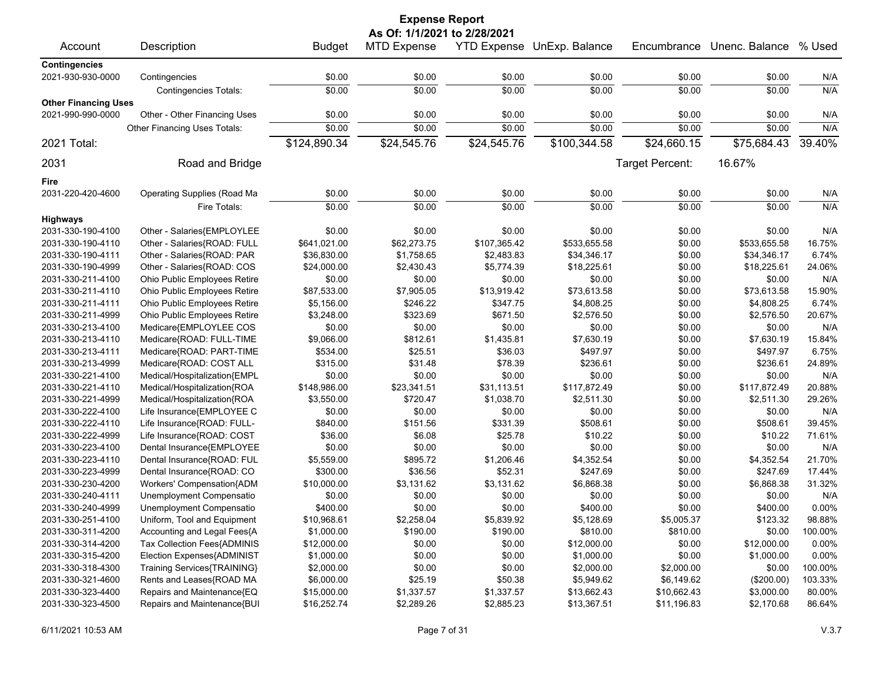# Expense Report

**As Of: 1/1/2021 to 2/28/2021**

| Account | Description | Budget | MTD Expense | YTD Expense | UnExp. Balance | Encumbrance | Unenc. Balance | % Used |
|---|---|---|---|---|---|---|---|---|
| **Contingencies** | | | | | | | | |
| 2021-930-930-0000 | Contingencies | $0.00 | $0.00 | $0.00 | $0.00 | $0.00 | $0.00 | N/A |
| | Contingencies Totals: | $0.00 | $0.00 | $0.00 | $0.00 | $0.00 | $0.00 | N/A |
| **Other Financing Uses** | | | | | | | | |
| 2021-990-990-0000 | Other - Other Financing Uses | $0.00 | $0.00 | $0.00 | $0.00 | $0.00 | $0.00 | N/A |
| | Other Financing Uses Totals: | $0.00 | $0.00 | $0.00 | $0.00 | $0.00 | $0.00 | N/A |
| 2021 Total: | | $124,890.34 | $24,545.76 | $24,545.76 | $100,344.58 | $24,660.15 | $75,684.43 | 39.40% |

## 2031 Road and Bridge

Target Percent: 16.67%

| Account | Description | Budget | MTD Expense | YTD Expense | UnExp. Balance | Encumbrance | Unenc. Balance | % Used |
|---|---|---|---|---|---|---|---|---|
| **Fire** | | | | | | | | |
| 2031-220-420-4600 | Operating Supplies (Road Ma | $0.00 | $0.00 | $0.00 | $0.00 | $0.00 | $0.00 | N/A |
| | Fire Totals: | $0.00 | $0.00 | $0.00 | $0.00 | $0.00 | $0.00 | N/A |
| **Highways** | | | | | | | | |
| 2031-330-190-4100 | Other - Salaries{EMPLOYLEE | $0.00 | $0.00 | $0.00 | $0.00 | $0.00 | $0.00 | N/A |
| 2031-330-190-4110 | Other - Salaries{ROAD: FULL | $641,021.00 | $62,273.75 | $107,365.42 | $533,655.58 | $0.00 | $533,655.58 | 16.75% |
| 2031-330-190-4111 | Other - Salaries{ROAD: PAR | $36,830.00 | $1,758.65 | $2,483.83 | $34,346.17 | $0.00 | $34,346.17 | 6.74% |
| 2031-330-190-4999 | Other - Salaries{ROAD: COS | $24,000.00 | $2,430.43 | $5,774.39 | $18,225.61 | $0.00 | $18,225.61 | 24.06% |
| 2031-330-211-4100 | Ohio Public Employees Retire | $0.00 | $0.00 | $0.00 | $0.00 | $0.00 | $0.00 | N/A |
| 2031-330-211-4110 | Ohio Public Employees Retire | $87,533.00 | $7,905.05 | $13,919.42 | $73,613.58 | $0.00 | $73,613.58 | 15.90% |
| 2031-330-211-4111 | Ohio Public Employees Retire | $5,156.00 | $246.22 | $347.75 | $4,808.25 | $0.00 | $4,808.25 | 6.74% |
| 2031-330-211-4999 | Ohio Public Employees Retire | $3,248.00 | $323.69 | $671.50 | $2,576.50 | $0.00 | $2,576.50 | 20.67% |
| 2031-330-213-4100 | Medicare{EMPLOYLEE COS | $0.00 | $0.00 | $0.00 | $0.00 | $0.00 | $0.00 | N/A |
| 2031-330-213-4110 | Medicare{ROAD: FULL-TIME | $9,066.00 | $812.61 | $1,435.81 | $7,630.19 | $0.00 | $7,630.19 | 15.84% |
| 2031-330-213-4111 | Medicare{ROAD: PART-TIME | $534.00 | $25.51 | $36.03 | $497.97 | $0.00 | $497.97 | 6.75% |
| 2031-330-213-4999 | Medicare{ROAD: COST ALL | $315.00 | $31.48 | $78.39 | $236.61 | $0.00 | $236.61 | 24.89% |
| 2031-330-221-4100 | Medical/Hospitalization{EMPL | $0.00 | $0.00 | $0.00 | $0.00 | $0.00 | $0.00 | N/A |
| 2031-330-221-4110 | Medical/Hospitalization{ROA | $148,986.00 | $23,341.51 | $31,113.51 | $117,872.49 | $0.00 | $117,872.49 | 20.88% |
| 2031-330-221-4999 | Medical/Hospitalization{ROA | $3,550.00 | $720.47 | $1,038.70 | $2,511.30 | $0.00 | $2,511.30 | 29.26% |
| 2031-330-222-4100 | Life Insurance{EMPLOYEE C | $0.00 | $0.00 | $0.00 | $0.00 | $0.00 | $0.00 | N/A |
| 2031-330-222-4110 | Life Insurance{ROAD: FULL- | $840.00 | $151.56 | $331.39 | $508.61 | $0.00 | $508.61 | 39.45% |
| 2031-330-222-4999 | Life Insurance{ROAD: COST | $36.00 | $6.08 | $25.78 | $10.22 | $0.00 | $10.22 | 71.61% |
| 2031-330-223-4100 | Dental Insurance{EMPLOYEE | $0.00 | $0.00 | $0.00 | $0.00 | $0.00 | $0.00 | N/A |
| 2031-330-223-4110 | Dental Insurance{ROAD: FUL | $5,559.00 | $895.72 | $1,206.46 | $4,352.54 | $0.00 | $4,352.54 | 21.70% |
| 2031-330-223-4999 | Dental Insurance{ROAD: CO | $300.00 | $36.56 | $52.31 | $247.69 | $0.00 | $247.69 | 17.44% |
| 2031-330-230-4200 | Workers' Compensation{ADM | $10,000.00 | $3,131.62 | $3,131.62 | $6,868.38 | $0.00 | $6,868.38 | 31.32% |
| 2031-330-240-4111 | Unemployment Compensatio | $0.00 | $0.00 | $0.00 | $0.00 | $0.00 | $0.00 | N/A |
| 2031-330-240-4999 | Unemployment Compensatio | $400.00 | $0.00 | $0.00 | $400.00 | $0.00 | $400.00 | 0.00% |
| 2031-330-251-4100 | Uniform, Tool and Equipment | $10,968.61 | $2,258.04 | $5,839.92 | $5,128.69 | $5,005.37 | $123.32 | 98.88% |
| 2031-330-311-4200 | Accounting and Legal Fees{A | $1,000.00 | $190.00 | $190.00 | $810.00 | $810.00 | $0.00 | 100.00% |
| 2031-330-314-4200 | Tax Collection Fees{ADMINIS | $12,000.00 | $0.00 | $0.00 | $12,000.00 | $0.00 | $12,000.00 | 0.00% |
| 2031-330-315-4200 | Election Expenses{ADMINIST | $1,000.00 | $0.00 | $0.00 | $1,000.00 | $0.00 | $1,000.00 | 0.00% |
| 2031-330-318-4300 | Training Services{TRAINING} | $2,000.00 | $0.00 | $0.00 | $2,000.00 | $2,000.00 | $0.00 | 100.00% |
| 2031-330-321-4600 | Rents and Leases{ROAD MA | $6,000.00 | $25.19 | $50.38 | $5,949.62 | $6,149.62 | ($200.00) | 103.33% |
| 2031-330-323-4400 | Repairs and Maintenance{EQ | $15,000.00 | $1,337.57 | $1,337.57 | $13,662.43 | $10,662.43 | $3,000.00 | 80.00% |
| 2031-330-323-4500 | Repairs and Maintenance{BUI | $16,252.74 | $2,289.26 | $2,885.23 | $13,367.51 | $11,196.83 | $2,170.68 | 86.64% |

6/11/2021 10:53 AM V.3.7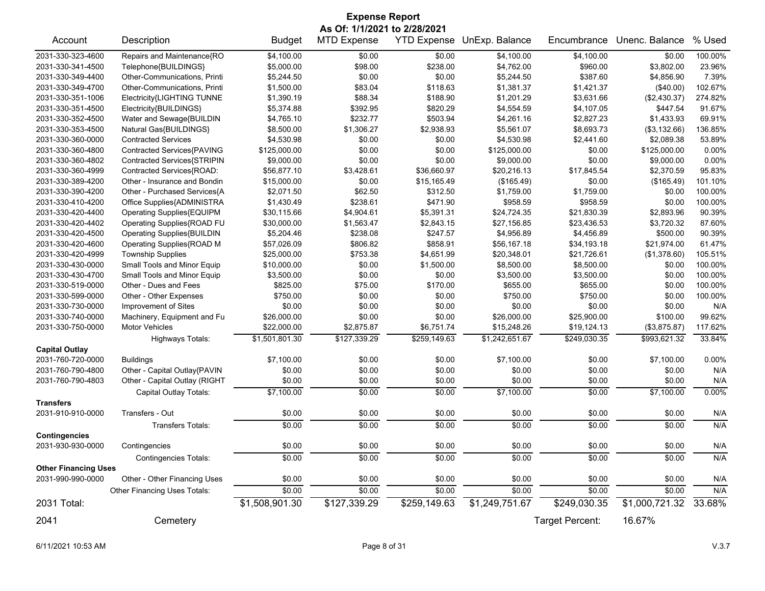# Expense Report

**As Of: 1/1/2021 to 2/28/2021**

| Account | Description | Budget | MTD Expense | YTD Expense | UnExp. Balance | Encumbrance | Unenc. Balance | % Used |
|---|---|---|---|---|---|---|---|---|
| 2031-330-323-4600 | Repairs and Maintenance{RO | $4,100.00 | $0.00 | $0.00 | $4,100.00 | $4,100.00 | $0.00 | 100.00% |
| 2031-330-341-4500 | Telephone{BUILDINGS} | $5,000.00 | $98.00 | $238.00 | $4,762.00 | $960.00 | $3,802.00 | 23.96% |
| 2031-330-349-4400 | Other-Communications, Printi | $5,244.50 | $0.00 | $0.00 | $5,244.50 | $387.60 | $4,856.90 | 7.39% |
| 2031-330-349-4700 | Other-Communications, Printi | $1,500.00 | $83.04 | $118.63 | $1,381.37 | $1,421.37 | ($40.00) | 102.67% |
| 2031-330-351-1006 | Electricity{LIGHTING TUNNE | $1,390.19 | $88.34 | $188.90 | $1,201.29 | $3,631.66 | ($2,430.37) | 274.82% |
| 2031-330-351-4500 | Electricity{BUILDINGS} | $5,374.88 | $392.95 | $820.29 | $4,554.59 | $4,107.05 | $447.54 | 91.67% |
| 2031-330-352-4500 | Water and Sewage{BUILDIN | $4,765.10 | $232.77 | $503.94 | $4,261.16 | $2,827.23 | $1,433.93 | 69.91% |
| 2031-330-353-4500 | Natural Gas{BUILDINGS} | $8,500.00 | $1,306.27 | $2,938.93 | $5,561.07 | $8,693.73 | ($3,132.66) | 136.85% |
| 2031-330-360-0000 | Contracted Services | $4,530.98 | $0.00 | $0.00 | $4,530.98 | $2,441.60 | $2,089.38 | 53.89% |
| 2031-330-360-4800 | Contracted Services{PAVING | $125,000.00 | $0.00 | $0.00 | $125,000.00 | $0.00 | $125,000.00 | 0.00% |
| 2031-330-360-4802 | Contracted Services{STRIPIN | $9,000.00 | $0.00 | $0.00 | $9,000.00 | $0.00 | $9,000.00 | 0.00% |
| 2031-330-360-4999 | Contracted Services{ROAD: | $56,877.10 | $3,428.61 | $36,660.97 | $20,216.13 | $17,845.54 | $2,370.59 | 95.83% |
| 2031-330-389-4200 | Other - Insurance and Bondin | $15,000.00 | $0.00 | $15,165.49 | ($165.49) | $0.00 | ($165.49) | 101.10% |
| 2031-330-390-4200 | Other - Purchased Services{A | $2,071.50 | $62.50 | $312.50 | $1,759.00 | $1,759.00 | $0.00 | 100.00% |
| 2031-330-410-4200 | Office Supplies{ADMINISTRA | $1,430.49 | $238.61 | $471.90 | $958.59 | $958.59 | $0.00 | 100.00% |
| 2031-330-420-4400 | Operating Supplies{EQUIPM | $30,115.66 | $4,904.61 | $5,391.31 | $24,724.35 | $21,830.39 | $2,893.96 | 90.39% |
| 2031-330-420-4402 | Operating Supplies{ROAD FU | $30,000.00 | $1,563.47 | $2,843.15 | $27,156.85 | $23,436.53 | $3,720.32 | 87.60% |
| 2031-330-420-4500 | Operating Supplies{BUILDIN | $5,204.46 | $238.08 | $247.57 | $4,956.89 | $4,456.89 | $500.00 | 90.39% |
| 2031-330-420-4600 | Operating Supplies{ROAD M | $57,026.09 | $806.82 | $858.91 | $56,167.18 | $34,193.18 | $21,974.00 | 61.47% |
| 2031-330-420-4999 | Township Supplies | $25,000.00 | $753.38 | $4,651.99 | $20,348.01 | $21,726.61 | ($1,378.60) | 105.51% |
| 2031-330-430-0000 | Small Tools and Minor Equip | $10,000.00 | $0.00 | $1,500.00 | $8,500.00 | $8,500.00 | $0.00 | 100.00% |
| 2031-330-430-4700 | Small Tools and Minor Equip | $3,500.00 | $0.00 | $0.00 | $3,500.00 | $3,500.00 | $0.00 | 100.00% |
| 2031-330-519-0000 | Other - Dues and Fees | $825.00 | $75.00 | $170.00 | $655.00 | $655.00 | $0.00 | 100.00% |
| 2031-330-599-0000 | Other - Other Expenses | $750.00 | $0.00 | $0.00 | $750.00 | $750.00 | $0.00 | 100.00% |
| 2031-330-730-0000 | Improvement of Sites | $0.00 | $0.00 | $0.00 | $0.00 | $0.00 | $0.00 | N/A |
| 2031-330-740-0000 | Machinery, Equipment and Fu | $26,000.00 | $0.00 | $0.00 | $26,000.00 | $25,900.00 | $100.00 | 99.62% |
| 2031-330-750-0000 | Motor Vehicles | $22,000.00 | $2,875.87 | $6,751.74 | $15,248.26 | $19,124.13 | ($3,875.87) | 117.62% |
| | Highways Totals: | $1,501,801.30 | $127,339.29 | $259,149.63 | $1,242,651.67 | $249,030.35 | $993,621.32 | 33.84% |
| **Capital Outlay** | | | | | | | | |
| 2031-760-720-0000 | Buildings | $7,100.00 | $0.00 | $0.00 | $7,100.00 | $0.00 | $7,100.00 | 0.00% |
| 2031-760-790-4800 | Other - Capital Outlay{PAVIN | $0.00 | $0.00 | $0.00 | $0.00 | $0.00 | $0.00 | N/A |
| 2031-760-790-4803 | Other - Capital Outlay (RIGHT | $0.00 | $0.00 | $0.00 | $0.00 | $0.00 | $0.00 | N/A |
| | Capital Outlay Totals: | $7,100.00 | $0.00 | $0.00 | $7,100.00 | $0.00 | $7,100.00 | 0.00% |
| **Transfers** | | | | | | | | |
| 2031-910-910-0000 | Transfers - Out | $0.00 | $0.00 | $0.00 | $0.00 | $0.00 | $0.00 | N/A |
| | Transfers Totals: | $0.00 | $0.00 | $0.00 | $0.00 | $0.00 | $0.00 | N/A |
| **Contingencies** | | | | | | | | |
| 2031-930-930-0000 | Contingencies | $0.00 | $0.00 | $0.00 | $0.00 | $0.00 | $0.00 | N/A |
| | Contingencies Totals: | $0.00 | $0.00 | $0.00 | $0.00 | $0.00 | $0.00 | N/A |
| **Other Financing Uses** | | | | | | | | |
| 2031-990-990-0000 | Other - Other Financing Uses | $0.00 | $0.00 | $0.00 | $0.00 | $0.00 | $0.00 | N/A |
| | Other Financing Uses Totals: | $0.00 | $0.00 | $0.00 | $0.00 | $0.00 | $0.00 | N/A |
| **2031 Total:** | | $1,508,901.30 | $127,339.29 | $259,149.63 | $1,249,751.67 | $249,030.35 | $1,000,721.32 | 33.68% |

2041 Cemetery — Target Percent: 16.67%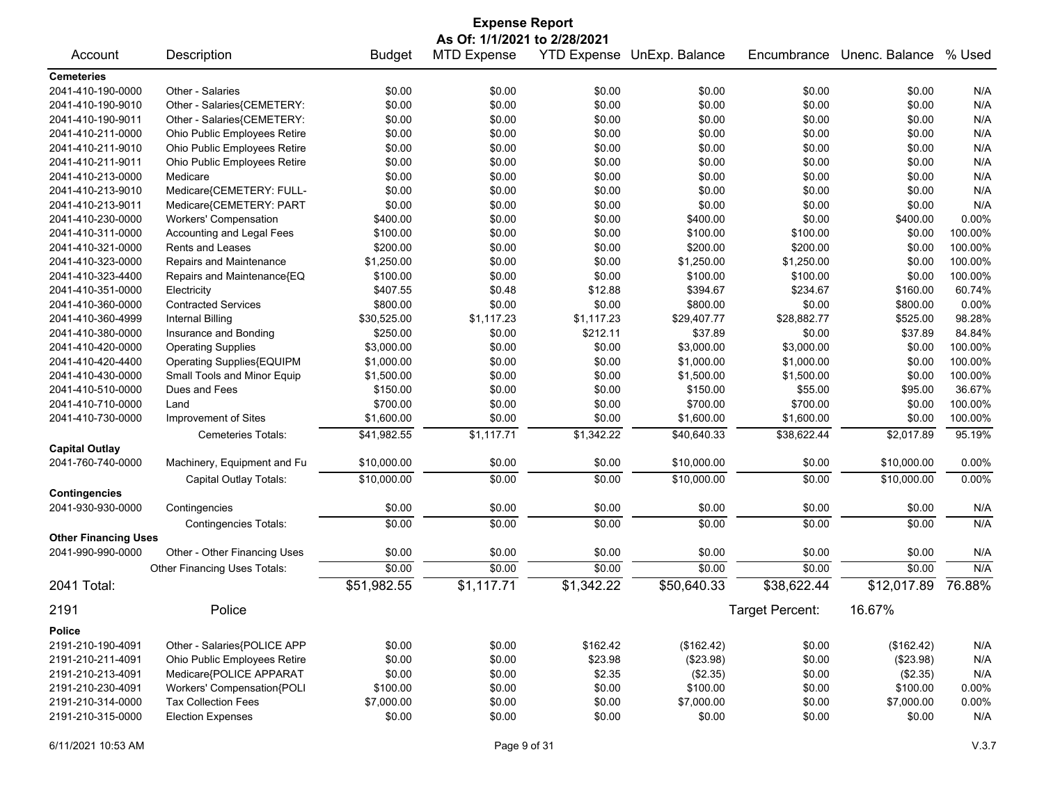# Expense Report

**As Of: 1/1/2021 to 2/28/2021**

| Account | Description | Budget | MTD Expense | YTD Expense | UnExp. Balance | Encumbrance | Unenc. Balance | % Used |
|---|---|---|---|---|---|---|---|---|
| **Cemeteries** | | | | | | | | |
| 2041-410-190-0000 | Other - Salaries | $0.00 | $0.00 | $0.00 | $0.00 | $0.00 | $0.00 | N/A |
| 2041-410-190-9010 | Other - Salaries{CEMETERY: | $0.00 | $0.00 | $0.00 | $0.00 | $0.00 | $0.00 | N/A |
| 2041-410-190-9011 | Other - Salaries{CEMETERY: | $0.00 | $0.00 | $0.00 | $0.00 | $0.00 | $0.00 | N/A |
| 2041-410-211-0000 | Ohio Public Employees Retire | $0.00 | $0.00 | $0.00 | $0.00 | $0.00 | $0.00 | N/A |
| 2041-410-211-9010 | Ohio Public Employees Retire | $0.00 | $0.00 | $0.00 | $0.00 | $0.00 | $0.00 | N/A |
| 2041-410-211-9011 | Ohio Public Employees Retire | $0.00 | $0.00 | $0.00 | $0.00 | $0.00 | $0.00 | N/A |
| 2041-410-213-0000 | Medicare | $0.00 | $0.00 | $0.00 | $0.00 | $0.00 | $0.00 | N/A |
| 2041-410-213-9010 | Medicare{CEMETERY: FULL- | $0.00 | $0.00 | $0.00 | $0.00 | $0.00 | $0.00 | N/A |
| 2041-410-213-9011 | Medicare{CEMETERY: PART | $0.00 | $0.00 | $0.00 | $0.00 | $0.00 | $0.00 | N/A |
| 2041-410-230-0000 | Workers' Compensation | $400.00 | $0.00 | $0.00 | $400.00 | $0.00 | $400.00 | 0.00% |
| 2041-410-311-0000 | Accounting and Legal Fees | $100.00 | $0.00 | $0.00 | $100.00 | $100.00 | $0.00 | 100.00% |
| 2041-410-321-0000 | Rents and Leases | $200.00 | $0.00 | $0.00 | $200.00 | $200.00 | $0.00 | 100.00% |
| 2041-410-323-0000 | Repairs and Maintenance | $1,250.00 | $0.00 | $0.00 | $1,250.00 | $1,250.00 | $0.00 | 100.00% |
| 2041-410-323-4400 | Repairs and Maintenance{EQ | $100.00 | $0.00 | $0.00 | $100.00 | $100.00 | $0.00 | 100.00% |
| 2041-410-351-0000 | Electricity | $407.55 | $0.48 | $12.88 | $394.67 | $234.67 | $160.00 | 60.74% |
| 2041-410-360-0000 | Contracted Services | $800.00 | $0.00 | $0.00 | $800.00 | $0.00 | $800.00 | 0.00% |
| 2041-410-360-4999 | Internal Billing | $30,525.00 | $1,117.23 | $1,117.23 | $29,407.77 | $28,882.77 | $525.00 | 98.28% |
| 2041-410-380-0000 | Insurance and Bonding | $250.00 | $0.00 | $212.11 | $37.89 | $0.00 | $37.89 | 84.84% |
| 2041-410-420-0000 | Operating Supplies | $3,000.00 | $0.00 | $0.00 | $3,000.00 | $3,000.00 | $0.00 | 100.00% |
| 2041-410-420-4400 | Operating Supplies{EQUIPM | $1,000.00 | $0.00 | $0.00 | $1,000.00 | $1,000.00 | $0.00 | 100.00% |
| 2041-410-430-0000 | Small Tools and Minor Equip | $1,500.00 | $0.00 | $0.00 | $1,500.00 | $1,500.00 | $0.00 | 100.00% |
| 2041-410-510-0000 | Dues and Fees | $150.00 | $0.00 | $0.00 | $150.00 | $55.00 | $95.00 | 36.67% |
| 2041-410-710-0000 | Land | $700.00 | $0.00 | $0.00 | $700.00 | $700.00 | $0.00 | 100.00% |
| 2041-410-730-0000 | Improvement of Sites | $1,600.00 | $0.00 | $0.00 | $1,600.00 | $1,600.00 | $0.00 | 100.00% |
| | Cemeteries Totals: | $41,982.55 | $1,117.71 | $1,342.22 | $40,640.33 | $38,622.44 | $2,017.89 | 95.19% |
| **Capital Outlay** | | | | | | | | |
| 2041-760-740-0000 | Machinery, Equipment and Fu | $10,000.00 | $0.00 | $0.00 | $10,000.00 | $0.00 | $10,000.00 | 0.00% |
| | Capital Outlay Totals: | $10,000.00 | $0.00 | $0.00 | $10,000.00 | $0.00 | $10,000.00 | 0.00% |
| **Contingencies** | | | | | | | | |
| 2041-930-930-0000 | Contingencies | $0.00 | $0.00 | $0.00 | $0.00 | $0.00 | $0.00 | N/A |
| | Contingencies Totals: | $0.00 | $0.00 | $0.00 | $0.00 | $0.00 | $0.00 | N/A |
| **Other Financing Uses** | | | | | | | | |
| 2041-990-990-0000 | Other - Other Financing Uses | $0.00 | $0.00 | $0.00 | $0.00 | $0.00 | $0.00 | N/A |
| | Other Financing Uses Totals: | $0.00 | $0.00 | $0.00 | $0.00 | $0.00 | $0.00 | N/A |
| **2041 Total:** | | $51,982.55 | $1,117.71 | $1,342.22 | $50,640.33 | $38,622.44 | $12,017.89 | 76.88% |

## 2191 Police

Target Percent: 16.67%

| Account | Description | Budget | MTD Expense | YTD Expense | UnExp. Balance | Encumbrance | Unenc. Balance | % Used |
|---|---|---|---|---|---|---|---|---|
| **Police** | | | | | | | | |
| 2191-210-190-4091 | Other - Salaries{POLICE APP | $0.00 | $0.00 | $162.42 | ($162.42) | $0.00 | ($162.42) | N/A |
| 2191-210-211-4091 | Ohio Public Employees Retire | $0.00 | $0.00 | $23.98 | ($23.98) | $0.00 | ($23.98) | N/A |
| 2191-210-213-4091 | Medicare{POLICE APPARAT | $0.00 | $0.00 | $2.35 | ($2.35) | $0.00 | ($2.35) | N/A |
| 2191-210-230-4091 | Workers' Compensation{POLI | $100.00 | $0.00 | $0.00 | $100.00 | $0.00 | $100.00 | 0.00% |
| 2191-210-314-0000 | Tax Collection Fees | $7,000.00 | $0.00 | $0.00 | $7,000.00 | $0.00 | $7,000.00 | 0.00% |
| 2191-210-315-0000 | Election Expenses | $0.00 | $0.00 | $0.00 | $0.00 | $0.00 | $0.00 | N/A |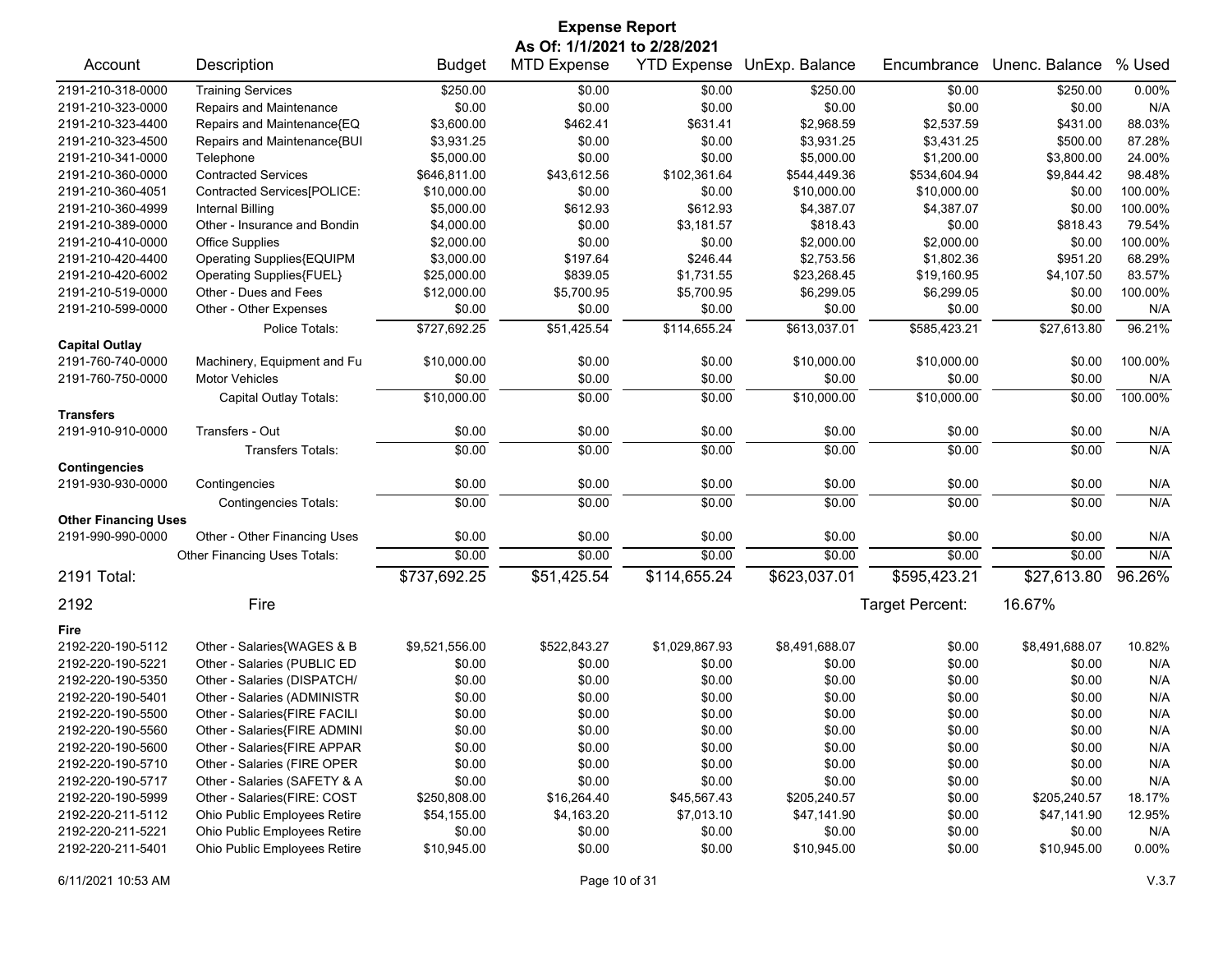# Expense Report

**As Of: 1/1/2021 to 2/28/2021**

| Account | Description | Budget | MTD Expense | YTD Expense | UnExp. Balance | Encumbrance | Unenc. Balance | % Used |
|---|---|---|---|---|---|---|---|---|
| 2191-210-318-0000 | Training Services | $250.00 | $0.00 | $0.00 | $250.00 | $0.00 | $250.00 | 0.00% |
| 2191-210-323-0000 | Repairs and Maintenance | $0.00 | $0.00 | $0.00 | $0.00 | $0.00 | $0.00 | N/A |
| 2191-210-323-4400 | Repairs and Maintenance{EQ | $3,600.00 | $462.41 | $631.41 | $2,968.59 | $2,537.59 | $431.00 | 88.03% |
| 2191-210-323-4500 | Repairs and Maintenance{BUI | $3,931.25 | $0.00 | $0.00 | $3,931.25 | $3,431.25 | $500.00 | 87.28% |
| 2191-210-341-0000 | Telephone | $5,000.00 | $0.00 | $0.00 | $5,000.00 | $1,200.00 | $3,800.00 | 24.00% |
| 2191-210-360-0000 | Contracted Services | $646,811.00 | $43,612.56 | $102,361.64 | $544,449.36 | $534,604.94 | $9,844.42 | 98.48% |
| 2191-210-360-4051 | Contracted Services[POLICE: | $10,000.00 | $0.00 | $0.00 | $10,000.00 | $10,000.00 | $0.00 | 100.00% |
| 2191-210-360-4999 | Internal Billing | $5,000.00 | $612.93 | $612.93 | $4,387.07 | $4,387.07 | $0.00 | 100.00% |
| 2191-210-389-0000 | Other - Insurance and Bondin | $4,000.00 | $0.00 | $3,181.57 | $818.43 | $0.00 | $818.43 | 79.54% |
| 2191-210-410-0000 | Office Supplies | $2,000.00 | $0.00 | $0.00 | $2,000.00 | $2,000.00 | $0.00 | 100.00% |
| 2191-210-420-4400 | Operating Supplies{EQUIPM | $3,000.00 | $197.64 | $246.44 | $2,753.56 | $1,802.36 | $951.20 | 68.29% |
| 2191-210-420-6002 | Operating Supplies{FUEL} | $25,000.00 | $839.05 | $1,731.55 | $23,268.45 | $19,160.95 | $4,107.50 | 83.57% |
| 2191-210-519-0000 | Other - Dues and Fees | $12,000.00 | $5,700.95 | $5,700.95 | $6,299.05 | $6,299.05 | $0.00 | 100.00% |
| 2191-210-599-0000 | Other - Other Expenses | $0.00 | $0.00 | $0.00 | $0.00 | $0.00 | $0.00 | N/A |
| | Police Totals: | $727,692.25 | $51,425.54 | $114,655.24 | $613,037.01 | $585,423.21 | $27,613.80 | 96.21% |
| **Capital Outlay** | | | | | | | | |
| 2191-760-740-0000 | Machinery, Equipment and Fu | $10,000.00 | $0.00 | $0.00 | $10,000.00 | $10,000.00 | $0.00 | 100.00% |
| 2191-760-750-0000 | Motor Vehicles | $0.00 | $0.00 | $0.00 | $0.00 | $0.00 | $0.00 | N/A |
| | Capital Outlay Totals: | $10,000.00 | $0.00 | $0.00 | $10,000.00 | $10,000.00 | $0.00 | 100.00% |
| **Transfers** | | | | | | | | |
| 2191-910-910-0000 | Transfers - Out | $0.00 | $0.00 | $0.00 | $0.00 | $0.00 | $0.00 | N/A |
| | Transfers Totals: | $0.00 | $0.00 | $0.00 | $0.00 | $0.00 | $0.00 | N/A |
| **Contingencies** | | | | | | | | |
| 2191-930-930-0000 | Contingencies | $0.00 | $0.00 | $0.00 | $0.00 | $0.00 | $0.00 | N/A |
| | Contingencies Totals: | $0.00 | $0.00 | $0.00 | $0.00 | $0.00 | $0.00 | N/A |
| **Other Financing Uses** | | | | | | | | |
| 2191-990-990-0000 | Other - Other Financing Uses | $0.00 | $0.00 | $0.00 | $0.00 | $0.00 | $0.00 | N/A |
| | Other Financing Uses Totals: | $0.00 | $0.00 | $0.00 | $0.00 | $0.00 | $0.00 | N/A |
| **2191 Total:** | | $737,692.25 | $51,425.54 | $114,655.24 | $623,037.01 | $595,423.21 | $27,613.80 | 96.26% |

## 2192 Fire

Target Percent: 16.67%

| Account | Description | Budget | MTD Expense | YTD Expense | UnExp. Balance | Encumbrance | Unenc. Balance | % Used |
|---|---|---|---|---|---|---|---|---|
| **Fire** | | | | | | | | |
| 2192-220-190-5112 | Other - Salaries{WAGES & B | $9,521,556.00 | $522,843.27 | $1,029,867.93 | $8,491,688.07 | $0.00 | $8,491,688.07 | 10.82% |
| 2192-220-190-5221 | Other - Salaries (PUBLIC ED | $0.00 | $0.00 | $0.00 | $0.00 | $0.00 | $0.00 | N/A |
| 2192-220-190-5350 | Other - Salaries (DISPATCH/ | $0.00 | $0.00 | $0.00 | $0.00 | $0.00 | $0.00 | N/A |
| 2192-220-190-5401 | Other - Salaries (ADMINISTR | $0.00 | $0.00 | $0.00 | $0.00 | $0.00 | $0.00 | N/A |
| 2192-220-190-5500 | Other - Salaries{FIRE FACILI | $0.00 | $0.00 | $0.00 | $0.00 | $0.00 | $0.00 | N/A |
| 2192-220-190-5560 | Other - Salaries{FIRE ADMINI | $0.00 | $0.00 | $0.00 | $0.00 | $0.00 | $0.00 | N/A |
| 2192-220-190-5600 | Other - Salaries{FIRE APPAR | $0.00 | $0.00 | $0.00 | $0.00 | $0.00 | $0.00 | N/A |
| 2192-220-190-5710 | Other - Salaries (FIRE OPER | $0.00 | $0.00 | $0.00 | $0.00 | $0.00 | $0.00 | N/A |
| 2192-220-190-5717 | Other - Salaries (SAFETY & A | $0.00 | $0.00 | $0.00 | $0.00 | $0.00 | $0.00 | N/A |
| 2192-220-190-5999 | Other - Salaries(FIRE: COST | $250,808.00 | $16,264.40 | $45,567.43 | $205,240.57 | $0.00 | $205,240.57 | 18.17% |
| 2192-220-211-5112 | Ohio Public Employees Retire | $54,155.00 | $4,163.20 | $7,013.10 | $47,141.90 | $0.00 | $47,141.90 | 12.95% |
| 2192-220-211-5221 | Ohio Public Employees Retire | $0.00 | $0.00 | $0.00 | $0.00 | $0.00 | $0.00 | N/A |
| 2192-220-211-5401 | Ohio Public Employees Retire | $10,945.00 | $0.00 | $0.00 | $10,945.00 | $0.00 | $10,945.00 | 0.00% |

6/11/2021 10:53 AM V.3.7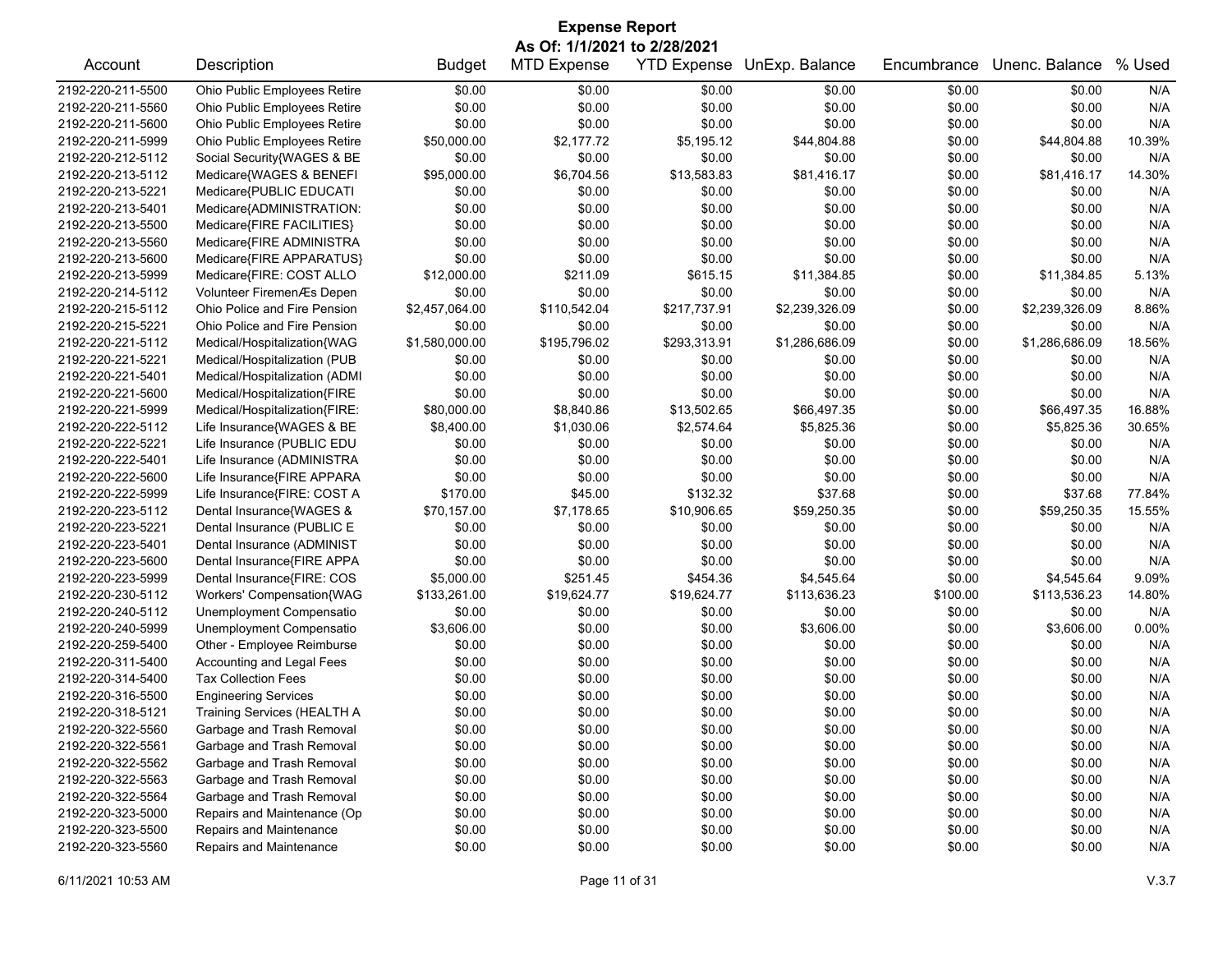# Expense Report

## As Of: 1/1/2021 to 2/28/2021

| Account | Description | Budget | MTD Expense | YTD Expense | UnExp. Balance | Encumbrance | Unenc. Balance | % Used |
|---|---|---|---|---|---|---|---|---|
| 2192-220-211-5500 | Ohio Public Employees Retire | $0.00 | $0.00 | $0.00 | $0.00 | $0.00 | $0.00 | N/A |
| 2192-220-211-5560 | Ohio Public Employees Retire | $0.00 | $0.00 | $0.00 | $0.00 | $0.00 | $0.00 | N/A |
| 2192-220-211-5600 | Ohio Public Employees Retire | $0.00 | $0.00 | $0.00 | $0.00 | $0.00 | $0.00 | N/A |
| 2192-220-211-5999 | Ohio Public Employees Retire | $50,000.00 | $2,177.72 | $5,195.12 | $44,804.88 | $0.00 | $44,804.88 | 10.39% |
| 2192-220-212-5112 | Social Security{WAGES & BE | $0.00 | $0.00 | $0.00 | $0.00 | $0.00 | $0.00 | N/A |
| 2192-220-213-5112 | Medicare{WAGES & BENEFI | $95,000.00 | $6,704.56 | $13,583.83 | $81,416.17 | $0.00 | $81,416.17 | 14.30% |
| 2192-220-213-5221 | Medicare{PUBLIC EDUCATI | $0.00 | $0.00 | $0.00 | $0.00 | $0.00 | $0.00 | N/A |
| 2192-220-213-5401 | Medicare{ADMINISTRATION: | $0.00 | $0.00 | $0.00 | $0.00 | $0.00 | $0.00 | N/A |
| 2192-220-213-5500 | Medicare{FIRE FACILITIES} | $0.00 | $0.00 | $0.00 | $0.00 | $0.00 | $0.00 | N/A |
| 2192-220-213-5560 | Medicare{FIRE ADMINISTRA | $0.00 | $0.00 | $0.00 | $0.00 | $0.00 | $0.00 | N/A |
| 2192-220-213-5600 | Medicare{FIRE APPARATUS} | $0.00 | $0.00 | $0.00 | $0.00 | $0.00 | $0.00 | N/A |
| 2192-220-213-5999 | Medicare{FIRE: COST ALLO | $12,000.00 | $211.09 | $615.15 | $11,384.85 | $0.00 | $11,384.85 | 5.13% |
| 2192-220-214-5112 | Volunteer FiremenÆs Depen | $0.00 | $0.00 | $0.00 | $0.00 | $0.00 | $0.00 | N/A |
| 2192-220-215-5112 | Ohio Police and Fire Pension | $2,457,064.00 | $110,542.04 | $217,737.91 | $2,239,326.09 | $0.00 | $2,239,326.09 | 8.86% |
| 2192-220-215-5221 | Ohio Police and Fire Pension | $0.00 | $0.00 | $0.00 | $0.00 | $0.00 | $0.00 | N/A |
| 2192-220-221-5112 | Medical/Hospitalization{WAG | $1,580,000.00 | $195,796.02 | $293,313.91 | $1,286,686.09 | $0.00 | $1,286,686.09 | 18.56% |
| 2192-220-221-5221 | Medical/Hospitalization (PUB | $0.00 | $0.00 | $0.00 | $0.00 | $0.00 | $0.00 | N/A |
| 2192-220-221-5401 | Medical/Hospitalization (ADMI | $0.00 | $0.00 | $0.00 | $0.00 | $0.00 | $0.00 | N/A |
| 2192-220-221-5600 | Medical/Hospitalization{FIRE | $0.00 | $0.00 | $0.00 | $0.00 | $0.00 | $0.00 | N/A |
| 2192-220-221-5999 | Medical/Hospitalization{FIRE: | $80,000.00 | $8,840.86 | $13,502.65 | $66,497.35 | $0.00 | $66,497.35 | 16.88% |
| 2192-220-222-5112 | Life Insurance{WAGES & BE | $8,400.00 | $1,030.06 | $2,574.64 | $5,825.36 | $0.00 | $5,825.36 | 30.65% |
| 2192-220-222-5221 | Life Insurance (PUBLIC EDU | $0.00 | $0.00 | $0.00 | $0.00 | $0.00 | $0.00 | N/A |
| 2192-220-222-5401 | Life Insurance (ADMINISTRA | $0.00 | $0.00 | $0.00 | $0.00 | $0.00 | $0.00 | N/A |
| 2192-220-222-5600 | Life Insurance{FIRE APPARA | $0.00 | $0.00 | $0.00 | $0.00 | $0.00 | $0.00 | N/A |
| 2192-220-222-5999 | Life Insurance{FIRE: COST A | $170.00 | $45.00 | $132.32 | $37.68 | $0.00 | $37.68 | 77.84% |
| 2192-220-223-5112 | Dental Insurance{WAGES & | $70,157.00 | $7,178.65 | $10,906.65 | $59,250.35 | $0.00 | $59,250.35 | 15.55% |
| 2192-220-223-5221 | Dental Insurance (PUBLIC E | $0.00 | $0.00 | $0.00 | $0.00 | $0.00 | $0.00 | N/A |
| 2192-220-223-5401 | Dental Insurance (ADMINIST | $0.00 | $0.00 | $0.00 | $0.00 | $0.00 | $0.00 | N/A |
| 2192-220-223-5600 | Dental Insurance{FIRE APPA | $0.00 | $0.00 | $0.00 | $0.00 | $0.00 | $0.00 | N/A |
| 2192-220-223-5999 | Dental Insurance{FIRE: COS | $5,000.00 | $251.45 | $454.36 | $4,545.64 | $0.00 | $4,545.64 | 9.09% |
| 2192-220-230-5112 | Workers' Compensation{WAG | $133,261.00 | $19,624.77 | $19,624.77 | $113,636.23 | $100.00 | $113,536.23 | 14.80% |
| 2192-220-240-5112 | Unemployment Compensatio | $0.00 | $0.00 | $0.00 | $0.00 | $0.00 | $0.00 | N/A |
| 2192-220-240-5999 | Unemployment Compensatio | $3,606.00 | $0.00 | $0.00 | $3,606.00 | $0.00 | $3,606.00 | 0.00% |
| 2192-220-259-5400 | Other - Employee Reimburse | $0.00 | $0.00 | $0.00 | $0.00 | $0.00 | $0.00 | N/A |
| 2192-220-311-5400 | Accounting and Legal Fees | $0.00 | $0.00 | $0.00 | $0.00 | $0.00 | $0.00 | N/A |
| 2192-220-314-5400 | Tax Collection Fees | $0.00 | $0.00 | $0.00 | $0.00 | $0.00 | $0.00 | N/A |
| 2192-220-316-5500 | Engineering Services | $0.00 | $0.00 | $0.00 | $0.00 | $0.00 | $0.00 | N/A |
| 2192-220-318-5121 | Training Services (HEALTH A | $0.00 | $0.00 | $0.00 | $0.00 | $0.00 | $0.00 | N/A |
| 2192-220-322-5560 | Garbage and Trash Removal | $0.00 | $0.00 | $0.00 | $0.00 | $0.00 | $0.00 | N/A |
| 2192-220-322-5561 | Garbage and Trash Removal | $0.00 | $0.00 | $0.00 | $0.00 | $0.00 | $0.00 | N/A |
| 2192-220-322-5562 | Garbage and Trash Removal | $0.00 | $0.00 | $0.00 | $0.00 | $0.00 | $0.00 | N/A |
| 2192-220-322-5563 | Garbage and Trash Removal | $0.00 | $0.00 | $0.00 | $0.00 | $0.00 | $0.00 | N/A |
| 2192-220-322-5564 | Garbage and Trash Removal | $0.00 | $0.00 | $0.00 | $0.00 | $0.00 | $0.00 | N/A |
| 2192-220-323-5000 | Repairs and Maintenance (Op | $0.00 | $0.00 | $0.00 | $0.00 | $0.00 | $0.00 | N/A |
| 2192-220-323-5500 | Repairs and Maintenance | $0.00 | $0.00 | $0.00 | $0.00 | $0.00 | $0.00 | N/A |
| 2192-220-323-5560 | Repairs and Maintenance | $0.00 | $0.00 | $0.00 | $0.00 | $0.00 | $0.00 | N/A |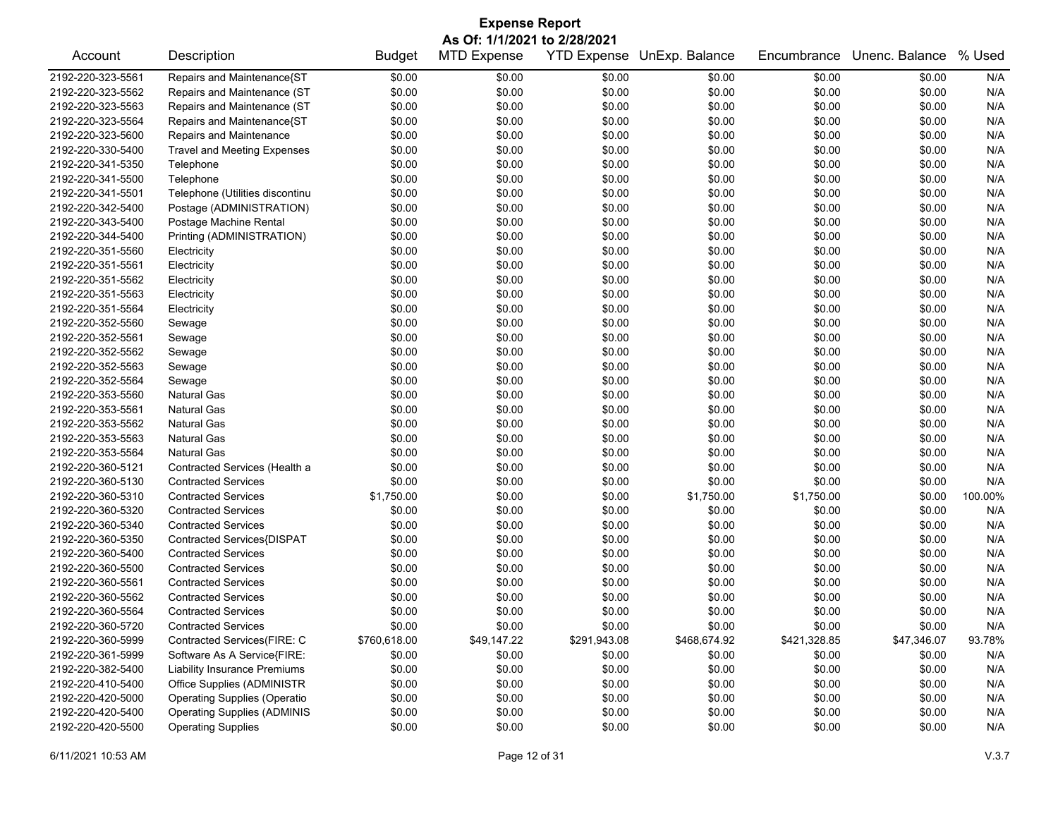# Expense Report

**As Of: 1/1/2021 to 2/28/2021**

| Account | Description | Budget | MTD Expense | YTD Expense | UnExp. Balance | Encumbrance | Unenc. Balance | % Used |
|---|---|---|---|---|---|---|---|---|
| 2192-220-323-5561 | Repairs and Maintenance{ST | $0.00 | $0.00 | $0.00 | $0.00 | $0.00 | $0.00 | N/A |
| 2192-220-323-5562 | Repairs and Maintenance (ST | $0.00 | $0.00 | $0.00 | $0.00 | $0.00 | $0.00 | N/A |
| 2192-220-323-5563 | Repairs and Maintenance (ST | $0.00 | $0.00 | $0.00 | $0.00 | $0.00 | $0.00 | N/A |
| 2192-220-323-5564 | Repairs and Maintenance{ST | $0.00 | $0.00 | $0.00 | $0.00 | $0.00 | $0.00 | N/A |
| 2192-220-323-5600 | Repairs and Maintenance | $0.00 | $0.00 | $0.00 | $0.00 | $0.00 | $0.00 | N/A |
| 2192-220-330-5400 | Travel and Meeting Expenses | $0.00 | $0.00 | $0.00 | $0.00 | $0.00 | $0.00 | N/A |
| 2192-220-341-5350 | Telephone | $0.00 | $0.00 | $0.00 | $0.00 | $0.00 | $0.00 | N/A |
| 2192-220-341-5500 | Telephone | $0.00 | $0.00 | $0.00 | $0.00 | $0.00 | $0.00 | N/A |
| 2192-220-341-5501 | Telephone (Utilities discontinu | $0.00 | $0.00 | $0.00 | $0.00 | $0.00 | $0.00 | N/A |
| 2192-220-342-5400 | Postage (ADMINISTRATION) | $0.00 | $0.00 | $0.00 | $0.00 | $0.00 | $0.00 | N/A |
| 2192-220-343-5400 | Postage Machine Rental | $0.00 | $0.00 | $0.00 | $0.00 | $0.00 | $0.00 | N/A |
| 2192-220-344-5400 | Printing (ADMINISTRATION) | $0.00 | $0.00 | $0.00 | $0.00 | $0.00 | $0.00 | N/A |
| 2192-220-351-5560 | Electricity | $0.00 | $0.00 | $0.00 | $0.00 | $0.00 | $0.00 | N/A |
| 2192-220-351-5561 | Electricity | $0.00 | $0.00 | $0.00 | $0.00 | $0.00 | $0.00 | N/A |
| 2192-220-351-5562 | Electricity | $0.00 | $0.00 | $0.00 | $0.00 | $0.00 | $0.00 | N/A |
| 2192-220-351-5563 | Electricity | $0.00 | $0.00 | $0.00 | $0.00 | $0.00 | $0.00 | N/A |
| 2192-220-351-5564 | Electricity | $0.00 | $0.00 | $0.00 | $0.00 | $0.00 | $0.00 | N/A |
| 2192-220-352-5560 | Sewage | $0.00 | $0.00 | $0.00 | $0.00 | $0.00 | $0.00 | N/A |
| 2192-220-352-5561 | Sewage | $0.00 | $0.00 | $0.00 | $0.00 | $0.00 | $0.00 | N/A |
| 2192-220-352-5562 | Sewage | $0.00 | $0.00 | $0.00 | $0.00 | $0.00 | $0.00 | N/A |
| 2192-220-352-5563 | Sewage | $0.00 | $0.00 | $0.00 | $0.00 | $0.00 | $0.00 | N/A |
| 2192-220-352-5564 | Sewage | $0.00 | $0.00 | $0.00 | $0.00 | $0.00 | $0.00 | N/A |
| 2192-220-353-5560 | Natural Gas | $0.00 | $0.00 | $0.00 | $0.00 | $0.00 | $0.00 | N/A |
| 2192-220-353-5561 | Natural Gas | $0.00 | $0.00 | $0.00 | $0.00 | $0.00 | $0.00 | N/A |
| 2192-220-353-5562 | Natural Gas | $0.00 | $0.00 | $0.00 | $0.00 | $0.00 | $0.00 | N/A |
| 2192-220-353-5563 | Natural Gas | $0.00 | $0.00 | $0.00 | $0.00 | $0.00 | $0.00 | N/A |
| 2192-220-353-5564 | Natural Gas | $0.00 | $0.00 | $0.00 | $0.00 | $0.00 | $0.00 | N/A |
| 2192-220-360-5121 | Contracted Services (Health a | $0.00 | $0.00 | $0.00 | $0.00 | $0.00 | $0.00 | N/A |
| 2192-220-360-5130 | Contracted Services | $0.00 | $0.00 | $0.00 | $0.00 | $0.00 | $0.00 | N/A |
| 2192-220-360-5310 | Contracted Services | $1,750.00 | $0.00 | $0.00 | $1,750.00 | $1,750.00 | $0.00 | 100.00% |
| 2192-220-360-5320 | Contracted Services | $0.00 | $0.00 | $0.00 | $0.00 | $0.00 | $0.00 | N/A |
| 2192-220-360-5340 | Contracted Services | $0.00 | $0.00 | $0.00 | $0.00 | $0.00 | $0.00 | N/A |
| 2192-220-360-5350 | Contracted Services{DISPAT | $0.00 | $0.00 | $0.00 | $0.00 | $0.00 | $0.00 | N/A |
| 2192-220-360-5400 | Contracted Services | $0.00 | $0.00 | $0.00 | $0.00 | $0.00 | $0.00 | N/A |
| 2192-220-360-5500 | Contracted Services | $0.00 | $0.00 | $0.00 | $0.00 | $0.00 | $0.00 | N/A |
| 2192-220-360-5561 | Contracted Services | $0.00 | $0.00 | $0.00 | $0.00 | $0.00 | $0.00 | N/A |
| 2192-220-360-5562 | Contracted Services | $0.00 | $0.00 | $0.00 | $0.00 | $0.00 | $0.00 | N/A |
| 2192-220-360-5564 | Contracted Services | $0.00 | $0.00 | $0.00 | $0.00 | $0.00 | $0.00 | N/A |
| 2192-220-360-5720 | Contracted Services | $0.00 | $0.00 | $0.00 | $0.00 | $0.00 | $0.00 | N/A |
| 2192-220-360-5999 | Contracted Services(FIRE: C | $760,618.00 | $49,147.22 | $291,943.08 | $468,674.92 | $421,328.85 | $47,346.07 | 93.78% |
| 2192-220-361-5999 | Software As A Service{FIRE: | $0.00 | $0.00 | $0.00 | $0.00 | $0.00 | $0.00 | N/A |
| 2192-220-382-5400 | Liability Insurance Premiums | $0.00 | $0.00 | $0.00 | $0.00 | $0.00 | $0.00 | N/A |
| 2192-220-410-5400 | Office Supplies (ADMINISTR | $0.00 | $0.00 | $0.00 | $0.00 | $0.00 | $0.00 | N/A |
| 2192-220-420-5000 | Operating Supplies (Operatio | $0.00 | $0.00 | $0.00 | $0.00 | $0.00 | $0.00 | N/A |
| 2192-220-420-5400 | Operating Supplies (ADMINIS | $0.00 | $0.00 | $0.00 | $0.00 | $0.00 | $0.00 | N/A |
| 2192-220-420-5500 | Operating Supplies | $0.00 | $0.00 | $0.00 | $0.00 | $0.00 | $0.00 | N/A |

6/11/2021 10:53 AM V.3.7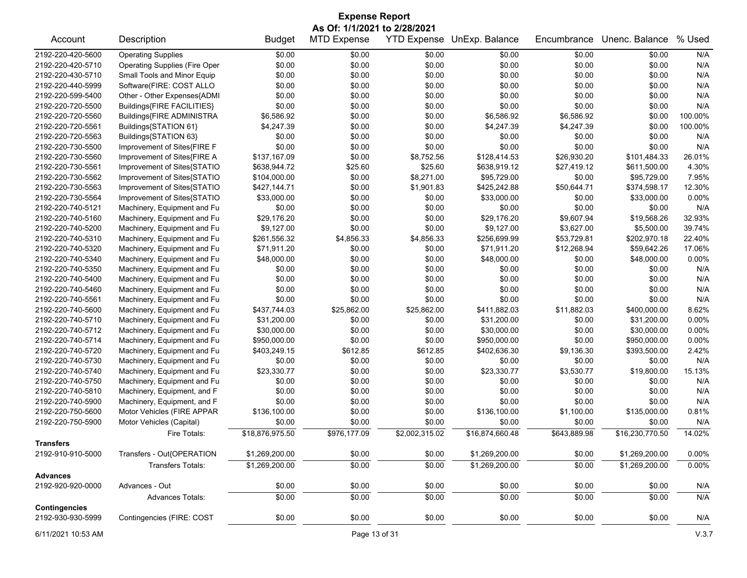# Expense Report

**As Of: 1/1/2021 to 2/28/2021**

| Account | Description | Budget | MTD Expense | YTD Expense | UnExp. Balance | Encumbrance | Unenc. Balance | % Used |
|---|---|---|---|---|---|---|---|---|
| 2192-220-420-5600 | Operating Supplies | $0.00 | $0.00 | $0.00 | $0.00 | $0.00 | $0.00 | N/A |
| 2192-220-420-5710 | Operating Supplies (Fire Oper | $0.00 | $0.00 | $0.00 | $0.00 | $0.00 | $0.00 | N/A |
| 2192-220-430-5710 | Small Tools and Minor Equip | $0.00 | $0.00 | $0.00 | $0.00 | $0.00 | $0.00 | N/A |
| 2192-220-440-5999 | Software(FIRE: COST ALLO | $0.00 | $0.00 | $0.00 | $0.00 | $0.00 | $0.00 | N/A |
| 2192-220-599-5400 | Other - Other Expenses{ADMI | $0.00 | $0.00 | $0.00 | $0.00 | $0.00 | $0.00 | N/A |
| 2192-220-720-5500 | Buildings{FIRE FACILITIES} | $0.00 | $0.00 | $0.00 | $0.00 | $0.00 | $0.00 | N/A |
| 2192-220-720-5560 | Buildings{FIRE ADMINISTRA | $6,586.92 | $0.00 | $0.00 | $6,586.92 | $6,586.92 | $0.00 | 100.00% |
| 2192-220-720-5561 | Buildings{STATION 61} | $4,247.39 | $0.00 | $0.00 | $4,247.39 | $4,247.39 | $0.00 | 100.00% |
| 2192-220-720-5563 | Buildings{STATION 63} | $0.00 | $0.00 | $0.00 | $0.00 | $0.00 | $0.00 | N/A |
| 2192-220-730-5500 | Improvement of Sites{FIRE F | $0.00 | $0.00 | $0.00 | $0.00 | $0.00 | $0.00 | N/A |
| 2192-220-730-5560 | Improvement of Sites{FIRE A | $137,167.09 | $0.00 | $8,752.56 | $128,414.53 | $26,930.20 | $101,484.33 | 26.01% |
| 2192-220-730-5561 | Improvement of Sites{STATIO | $638,944.72 | $25.60 | $25.60 | $638,919.12 | $27,419.12 | $611,500.00 | 4.30% |
| 2192-220-730-5562 | Improvement of Sites{STATIO | $104,000.00 | $0.00 | $8,271.00 | $95,729.00 | $0.00 | $95,729.00 | 7.95% |
| 2192-220-730-5563 | Improvement of Sites{STATIO | $427,144.71 | $0.00 | $1,901.83 | $425,242.88 | $50,644.71 | $374,598.17 | 12.30% |
| 2192-220-730-5564 | Improvement of Sites{STATIO | $33,000.00 | $0.00 | $0.00 | $33,000.00 | $0.00 | $33,000.00 | 0.00% |
| 2192-220-740-5121 | Machinery, Equipment and Fu | $0.00 | $0.00 | $0.00 | $0.00 | $0.00 | $0.00 | N/A |
| 2192-220-740-5160 | Machinery, Equipment and Fu | $29,176.20 | $0.00 | $0.00 | $29,176.20 | $9,607.94 | $19,568.26 | 32.93% |
| 2192-220-740-5200 | Machinery, Equipment and Fu | $9,127.00 | $0.00 | $0.00 | $9,127.00 | $3,627.00 | $5,500.00 | 39.74% |
| 2192-220-740-5310 | Machinery, Equipment and Fu | $261,556.32 | $4,856.33 | $4,856.33 | $256,699.99 | $53,729.81 | $202,970.18 | 22.40% |
| 2192-220-740-5320 | Machinery, Equipment and Fu | $71,911.20 | $0.00 | $0.00 | $71,911.20 | $12,268.94 | $59,642.26 | 17.06% |
| 2192-220-740-5340 | Machinery, Equipment and Fu | $48,000.00 | $0.00 | $0.00 | $48,000.00 | $0.00 | $48,000.00 | 0.00% |
| 2192-220-740-5350 | Machinery, Equipment and Fu | $0.00 | $0.00 | $0.00 | $0.00 | $0.00 | $0.00 | N/A |
| 2192-220-740-5400 | Machinery, Equipment and Fu | $0.00 | $0.00 | $0.00 | $0.00 | $0.00 | $0.00 | N/A |
| 2192-220-740-5460 | Machinery, Equipment and Fu | $0.00 | $0.00 | $0.00 | $0.00 | $0.00 | $0.00 | N/A |
| 2192-220-740-5561 | Machinery, Equipment and Fu | $0.00 | $0.00 | $0.00 | $0.00 | $0.00 | $0.00 | N/A |
| 2192-220-740-5600 | Machinery, Equipment and Fu | $437,744.03 | $25,862.00 | $25,862.00 | $411,882.03 | $11,882.03 | $400,000.00 | 8.62% |
| 2192-220-740-5710 | Machinery, Equipment and Fu | $31,200.00 | $0.00 | $0.00 | $31,200.00 | $0.00 | $31,200.00 | 0.00% |
| 2192-220-740-5712 | Machinery, Equipment and Fu | $30,000.00 | $0.00 | $0.00 | $30,000.00 | $0.00 | $30,000.00 | 0.00% |
| 2192-220-740-5714 | Machinery, Equipment and Fu | $950,000.00 | $0.00 | $0.00 | $950,000.00 | $0.00 | $950,000.00 | 0.00% |
| 2192-220-740-5720 | Machinery, Equipment and Fu | $403,249.15 | $612.85 | $612.85 | $402,636.30 | $9,136.30 | $393,500.00 | 2.42% |
| 2192-220-740-5730 | Machinery, Equipment and Fu | $0.00 | $0.00 | $0.00 | $0.00 | $0.00 | $0.00 | N/A |
| 2192-220-740-5740 | Machinery, Equipment and Fu | $23,330.77 | $0.00 | $0.00 | $23,330.77 | $3,530.77 | $19,800.00 | 15.13% |
| 2192-220-740-5750 | Machinery, Equipment and Fu | $0.00 | $0.00 | $0.00 | $0.00 | $0.00 | $0.00 | N/A |
| 2192-220-740-5810 | Machinery, Equipment, and F | $0.00 | $0.00 | $0.00 | $0.00 | $0.00 | $0.00 | N/A |
| 2192-220-740-5900 | Machinery, Equipment, and F | $0.00 | $0.00 | $0.00 | $0.00 | $0.00 | $0.00 | N/A |
| 2192-220-750-5600 | Motor Vehicles (FIRE APPAR | $136,100.00 | $0.00 | $0.00 | $136,100.00 | $1,100.00 | $135,000.00 | 0.81% |
| 2192-220-750-5900 | Motor Vehicles (Capital) | $0.00 | $0.00 | $0.00 | $0.00 | $0.00 | $0.00 | N/A |
| | Fire Totals: | $18,876,975.50 | $976,177.09 | $2,002,315.02 | $16,874,660.48 | $643,889.98 | $16,230,770.50 | 14.02% |
| **Transfers** | | | | | | | | |
| 2192-910-910-5000 | Transfers - Out{OPERATION | $1,269,200.00 | $0.00 | $0.00 | $1,269,200.00 | $0.00 | $1,269,200.00 | 0.00% |
| | Transfers Totals: | $1,269,200.00 | $0.00 | $0.00 | $1,269,200.00 | $0.00 | $1,269,200.00 | 0.00% |
| **Advances** | | | | | | | | |
| 2192-920-920-0000 | Advances - Out | $0.00 | $0.00 | $0.00 | $0.00 | $0.00 | $0.00 | N/A |
| | Advances Totals: | $0.00 | $0.00 | $0.00 | $0.00 | $0.00 | $0.00 | N/A |
| **Contingencies** | | | | | | | | |
| 2192-930-930-5999 | Contingencies (FIRE: COST | $0.00 | $0.00 | $0.00 | $0.00 | $0.00 | $0.00 | N/A |

6/11/2021 10:53 AM V.3.7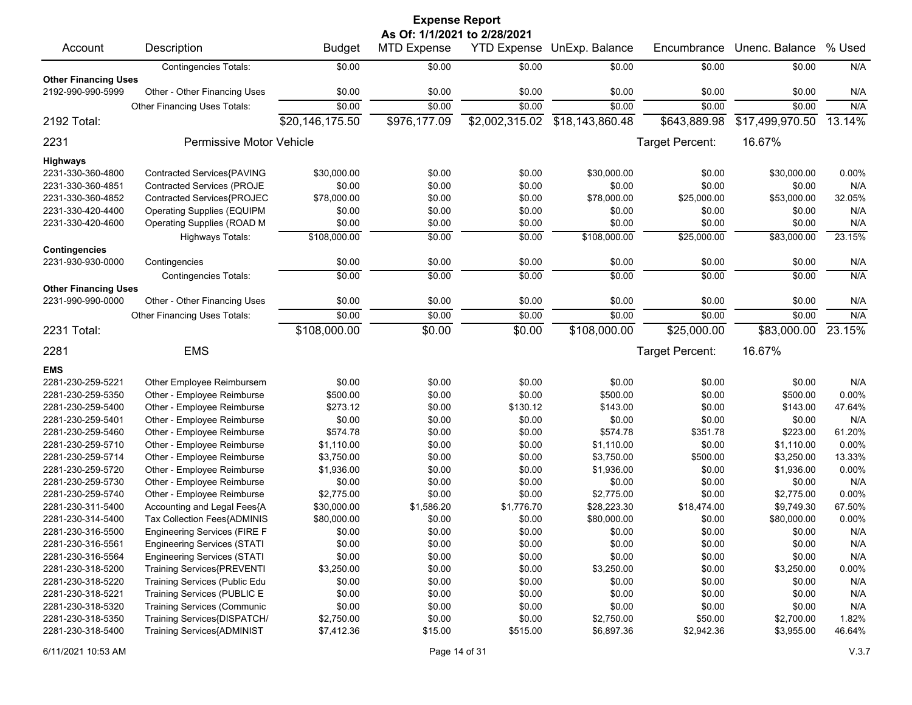# Expense Report

**As Of: 1/1/2021 to 2/28/2021**

| Account | Description | Budget | MTD Expense | YTD Expense | UnExp. Balance | Encumbrance | Unenc. Balance | % Used |
|---|---|---|---|---|---|---|---|---|
| | Contingencies Totals: | $0.00 | $0.00 | $0.00 | $0.00 | $0.00 | $0.00 | N/A |
| **Other Financing Uses** | | | | | | | | |
| 2192-990-990-5999 | Other - Other Financing Uses | $0.00 | $0.00 | $0.00 | $0.00 | $0.00 | $0.00 | N/A |
| | Other Financing Uses Totals: | $0.00 | $0.00 | $0.00 | $0.00 | $0.00 | $0.00 | N/A |
| 2192 Total: | | $20,146,175.50 | $976,177.09 | $2,002,315.02 | $18,143,860.48 | $643,889.98 | $17,499,970.50 | 13.14% |
| 2231 | Permissive Motor Vehicle | | | | | Target Percent: | 16.67% | |
| **Highways** | | | | | | | | |
| 2231-330-360-4800 | Contracted Services{PAVING | $30,000.00 | $0.00 | $0.00 | $30,000.00 | $0.00 | $30,000.00 | 0.00% |
| 2231-330-360-4851 | Contracted Services (PROJE | $0.00 | $0.00 | $0.00 | $0.00 | $0.00 | $0.00 | N/A |
| 2231-330-360-4852 | Contracted Services{PROJEC | $78,000.00 | $0.00 | $0.00 | $78,000.00 | $25,000.00 | $53,000.00 | 32.05% |
| 2231-330-420-4400 | Operating Supplies (EQUIPM | $0.00 | $0.00 | $0.00 | $0.00 | $0.00 | $0.00 | N/A |
| 2231-330-420-4600 | Operating Supplies (ROAD M | $0.00 | $0.00 | $0.00 | $0.00 | $0.00 | $0.00 | N/A |
| | Highways Totals: | $108,000.00 | $0.00 | $0.00 | $108,000.00 | $25,000.00 | $83,000.00 | 23.15% |
| **Contingencies** | | | | | | | | |
| 2231-930-930-0000 | Contingencies | $0.00 | $0.00 | $0.00 | $0.00 | $0.00 | $0.00 | N/A |
| | Contingencies Totals: | $0.00 | $0.00 | $0.00 | $0.00 | $0.00 | $0.00 | N/A |
| **Other Financing Uses** | | | | | | | | |
| 2231-990-990-0000 | Other - Other Financing Uses | $0.00 | $0.00 | $0.00 | $0.00 | $0.00 | $0.00 | N/A |
| | Other Financing Uses Totals: | $0.00 | $0.00 | $0.00 | $0.00 | $0.00 | $0.00 | N/A |
| 2231 Total: | | $108,000.00 | $0.00 | $0.00 | $108,000.00 | $25,000.00 | $83,000.00 | 23.15% |
| 2281 | EMS | | | | | Target Percent: | 16.67% | |
| **EMS** | | | | | | | | |
| 2281-230-259-5221 | Other Employee Reimbursem | $0.00 | $0.00 | $0.00 | $0.00 | $0.00 | $0.00 | N/A |
| 2281-230-259-5350 | Other - Employee Reimburse | $500.00 | $0.00 | $0.00 | $500.00 | $0.00 | $500.00 | 0.00% |
| 2281-230-259-5400 | Other - Employee Reimburse | $273.12 | $0.00 | $130.12 | $143.00 | $0.00 | $143.00 | 47.64% |
| 2281-230-259-5401 | Other - Employee Reimburse | $0.00 | $0.00 | $0.00 | $0.00 | $0.00 | $0.00 | N/A |
| 2281-230-259-5460 | Other - Employee Reimburse | $574.78 | $0.00 | $0.00 | $574.78 | $351.78 | $223.00 | 61.20% |
| 2281-230-259-5710 | Other - Employee Reimburse | $1,110.00 | $0.00 | $0.00 | $1,110.00 | $0.00 | $1,110.00 | 0.00% |
| 2281-230-259-5714 | Other - Employee Reimburse | $3,750.00 | $0.00 | $0.00 | $3,750.00 | $500.00 | $3,250.00 | 13.33% |
| 2281-230-259-5720 | Other - Employee Reimburse | $1,936.00 | $0.00 | $0.00 | $1,936.00 | $0.00 | $1,936.00 | 0.00% |
| 2281-230-259-5730 | Other - Employee Reimburse | $0.00 | $0.00 | $0.00 | $0.00 | $0.00 | $0.00 | N/A |
| 2281-230-259-5740 | Other - Employee Reimburse | $2,775.00 | $0.00 | $0.00 | $2,775.00 | $0.00 | $2,775.00 | 0.00% |
| 2281-230-311-5400 | Accounting and Legal Fees{A | $30,000.00 | $1,586.20 | $1,776.70 | $28,223.30 | $18,474.00 | $9,749.30 | 67.50% |
| 2281-230-314-5400 | Tax Collection Fees{ADMINIS | $80,000.00 | $0.00 | $0.00 | $80,000.00 | $0.00 | $80,000.00 | 0.00% |
| 2281-230-316-5500 | Engineering Services (FIRE F | $0.00 | $0.00 | $0.00 | $0.00 | $0.00 | $0.00 | N/A |
| 2281-230-316-5561 | Engineering Services (STATI | $0.00 | $0.00 | $0.00 | $0.00 | $0.00 | $0.00 | N/A |
| 2281-230-316-5564 | Engineering Services (STATI | $0.00 | $0.00 | $0.00 | $0.00 | $0.00 | $0.00 | N/A |
| 2281-230-318-5200 | Training Services{PREVENTI | $3,250.00 | $0.00 | $0.00 | $3,250.00 | $0.00 | $3,250.00 | 0.00% |
| 2281-230-318-5220 | Training Services (Public Edu | $0.00 | $0.00 | $0.00 | $0.00 | $0.00 | $0.00 | N/A |
| 2281-230-318-5221 | Training Services (PUBLIC E | $0.00 | $0.00 | $0.00 | $0.00 | $0.00 | $0.00 | N/A |
| 2281-230-318-5320 | Training Services (Communic | $0.00 | $0.00 | $0.00 | $0.00 | $0.00 | $0.00 | N/A |
| 2281-230-318-5350 | Training Services{DISPATCH/ | $2,750.00 | $0.00 | $0.00 | $2,750.00 | $50.00 | $2,700.00 | 1.82% |
| 2281-230-318-5400 | Training Services{ADMINIST | $7,412.36 | $15.00 | $515.00 | $6,897.36 | $2,942.36 | $3,955.00 | 46.64% |

6/11/2021 10:53 AM

V.3.7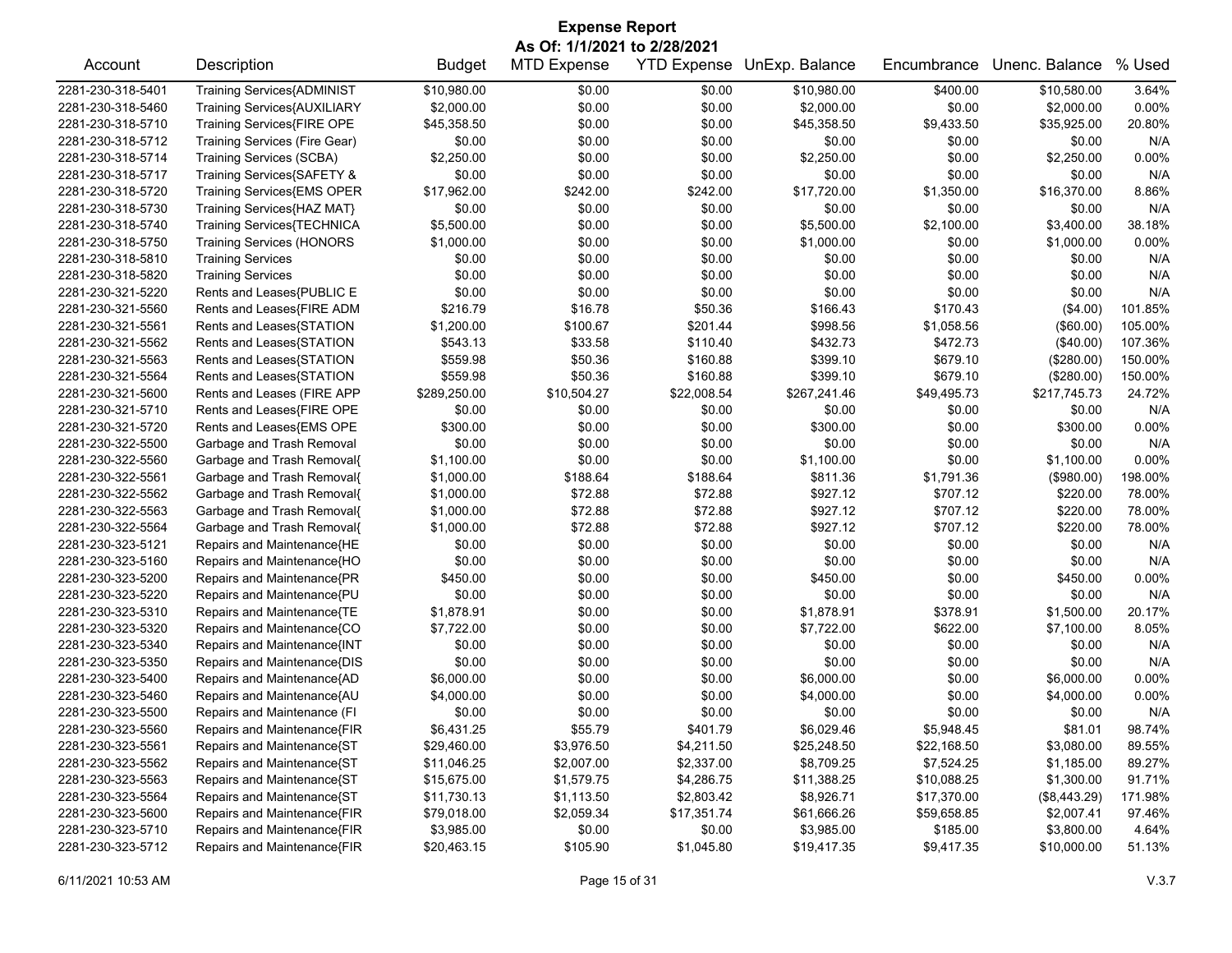# Expense Report

**As Of: 1/1/2021 to 2/28/2021**

| Account | Description | Budget | MTD Expense | YTD Expense | UnExp. Balance | Encumbrance | Unenc. Balance | % Used |
|---|---|---|---|---|---|---|---|---|
| 2281-230-318-5401 | Training Services{ADMINIST | $10,980.00 | $0.00 | $0.00 | $10,980.00 | $400.00 | $10,580.00 | 3.64% |
| 2281-230-318-5460 | Training Services{AUXILIARY | $2,000.00 | $0.00 | $0.00 | $2,000.00 | $0.00 | $2,000.00 | 0.00% |
| 2281-230-318-5710 | Training Services{FIRE OPE | $45,358.50 | $0.00 | $0.00 | $45,358.50 | $9,433.50 | $35,925.00 | 20.80% |
| 2281-230-318-5712 | Training Services (Fire Gear) | $0.00 | $0.00 | $0.00 | $0.00 | $0.00 | $0.00 | N/A |
| 2281-230-318-5714 | Training Services (SCBA) | $2,250.00 | $0.00 | $0.00 | $2,250.00 | $0.00 | $2,250.00 | 0.00% |
| 2281-230-318-5717 | Training Services{SAFETY & | $0.00 | $0.00 | $0.00 | $0.00 | $0.00 | $0.00 | N/A |
| 2281-230-318-5720 | Training Services{EMS OPER | $17,962.00 | $242.00 | $242.00 | $17,720.00 | $1,350.00 | $16,370.00 | 8.86% |
| 2281-230-318-5730 | Training Services{HAZ MAT} | $0.00 | $0.00 | $0.00 | $0.00 | $0.00 | $0.00 | N/A |
| 2281-230-318-5740 | Training Services{TECHNICA | $5,500.00 | $0.00 | $0.00 | $5,500.00 | $2,100.00 | $3,400.00 | 38.18% |
| 2281-230-318-5750 | Training Services (HONORS | $1,000.00 | $0.00 | $0.00 | $1,000.00 | $0.00 | $1,000.00 | 0.00% |
| 2281-230-318-5810 | Training Services | $0.00 | $0.00 | $0.00 | $0.00 | $0.00 | $0.00 | N/A |
| 2281-230-318-5820 | Training Services | $0.00 | $0.00 | $0.00 | $0.00 | $0.00 | $0.00 | N/A |
| 2281-230-321-5220 | Rents and Leases{PUBLIC E | $0.00 | $0.00 | $0.00 | $0.00 | $0.00 | $0.00 | N/A |
| 2281-230-321-5560 | Rents and Leases{FIRE ADM | $216.79 | $16.78 | $50.36 | $166.43 | $170.43 | ($4.00) | 101.85% |
| 2281-230-321-5561 | Rents and Leases{STATION | $1,200.00 | $100.67 | $201.44 | $998.56 | $1,058.56 | ($60.00) | 105.00% |
| 2281-230-321-5562 | Rents and Leases{STATION | $543.13 | $33.58 | $110.40 | $432.73 | $472.73 | ($40.00) | 107.36% |
| 2281-230-321-5563 | Rents and Leases{STATION | $559.98 | $50.36 | $160.88 | $399.10 | $679.10 | ($280.00) | 150.00% |
| 2281-230-321-5564 | Rents and Leases{STATION | $559.98 | $50.36 | $160.88 | $399.10 | $679.10 | ($280.00) | 150.00% |
| 2281-230-321-5600 | Rents and Leases (FIRE APP | $289,250.00 | $10,504.27 | $22,008.54 | $267,241.46 | $49,495.73 | $217,745.73 | 24.72% |
| 2281-230-321-5710 | Rents and Leases{FIRE OPE | $0.00 | $0.00 | $0.00 | $0.00 | $0.00 | $0.00 | N/A |
| 2281-230-321-5720 | Rents and Leases{EMS OPE | $300.00 | $0.00 | $0.00 | $300.00 | $0.00 | $300.00 | 0.00% |
| 2281-230-322-5500 | Garbage and Trash Removal | $0.00 | $0.00 | $0.00 | $0.00 | $0.00 | $0.00 | N/A |
| 2281-230-322-5560 | Garbage and Trash Removal{ | $1,100.00 | $0.00 | $0.00 | $1,100.00 | $0.00 | $1,100.00 | 0.00% |
| 2281-230-322-5561 | Garbage and Trash Removal{ | $1,000.00 | $188.64 | $188.64 | $811.36 | $1,791.36 | ($980.00) | 198.00% |
| 2281-230-322-5562 | Garbage and Trash Removal{ | $1,000.00 | $72.88 | $72.88 | $927.12 | $707.12 | $220.00 | 78.00% |
| 2281-230-322-5563 | Garbage and Trash Removal{ | $1,000.00 | $72.88 | $72.88 | $927.12 | $707.12 | $220.00 | 78.00% |
| 2281-230-322-5564 | Garbage and Trash Removal{ | $1,000.00 | $72.88 | $72.88 | $927.12 | $707.12 | $220.00 | 78.00% |
| 2281-230-323-5121 | Repairs and Maintenance{HE | $0.00 | $0.00 | $0.00 | $0.00 | $0.00 | $0.00 | N/A |
| 2281-230-323-5160 | Repairs and Maintenance{HO | $0.00 | $0.00 | $0.00 | $0.00 | $0.00 | $0.00 | N/A |
| 2281-230-323-5200 | Repairs and Maintenance{PR | $450.00 | $0.00 | $0.00 | $450.00 | $0.00 | $450.00 | 0.00% |
| 2281-230-323-5220 | Repairs and Maintenance{PU | $0.00 | $0.00 | $0.00 | $0.00 | $0.00 | $0.00 | N/A |
| 2281-230-323-5310 | Repairs and Maintenance{TE | $1,878.91 | $0.00 | $0.00 | $1,878.91 | $378.91 | $1,500.00 | 20.17% |
| 2281-230-323-5320 | Repairs and Maintenance{CO | $7,722.00 | $0.00 | $0.00 | $7,722.00 | $622.00 | $7,100.00 | 8.05% |
| 2281-230-323-5340 | Repairs and Maintenance{INT | $0.00 | $0.00 | $0.00 | $0.00 | $0.00 | $0.00 | N/A |
| 2281-230-323-5350 | Repairs and Maintenance{DIS | $0.00 | $0.00 | $0.00 | $0.00 | $0.00 | $0.00 | N/A |
| 2281-230-323-5400 | Repairs and Maintenance{AD | $6,000.00 | $0.00 | $0.00 | $6,000.00 | $0.00 | $6,000.00 | 0.00% |
| 2281-230-323-5460 | Repairs and Maintenance{AU | $4,000.00 | $0.00 | $0.00 | $4,000.00 | $0.00 | $4,000.00 | 0.00% |
| 2281-230-323-5500 | Repairs and Maintenance (FI | $0.00 | $0.00 | $0.00 | $0.00 | $0.00 | $0.00 | N/A |
| 2281-230-323-5560 | Repairs and Maintenance{FIR | $6,431.25 | $55.79 | $401.79 | $6,029.46 | $5,948.45 | $81.01 | 98.74% |
| 2281-230-323-5561 | Repairs and Maintenance{ST | $29,460.00 | $3,976.50 | $4,211.50 | $25,248.50 | $22,168.50 | $3,080.00 | 89.55% |
| 2281-230-323-5562 | Repairs and Maintenance{ST | $11,046.25 | $2,007.00 | $2,337.00 | $8,709.25 | $7,524.25 | $1,185.00 | 89.27% |
| 2281-230-323-5563 | Repairs and Maintenance{ST | $15,675.00 | $1,579.75 | $4,286.75 | $11,388.25 | $10,088.25 | $1,300.00 | 91.71% |
| 2281-230-323-5564 | Repairs and Maintenance{ST | $11,730.13 | $1,113.50 | $2,803.42 | $8,926.71 | $17,370.00 | ($8,443.29) | 171.98% |
| 2281-230-323-5600 | Repairs and Maintenance{FIR | $79,018.00 | $2,059.34 | $17,351.74 | $61,666.26 | $59,658.85 | $2,007.41 | 97.46% |
| 2281-230-323-5710 | Repairs and Maintenance{FIR | $3,985.00 | $0.00 | $0.00 | $3,985.00 | $185.00 | $3,800.00 | 4.64% |
| 2281-230-323-5712 | Repairs and Maintenance{FIR | $20,463.15 | $105.90 | $1,045.80 | $19,417.35 | $9,417.35 | $10,000.00 | 51.13% |

6/11/2021 10:53 AM

V.3.7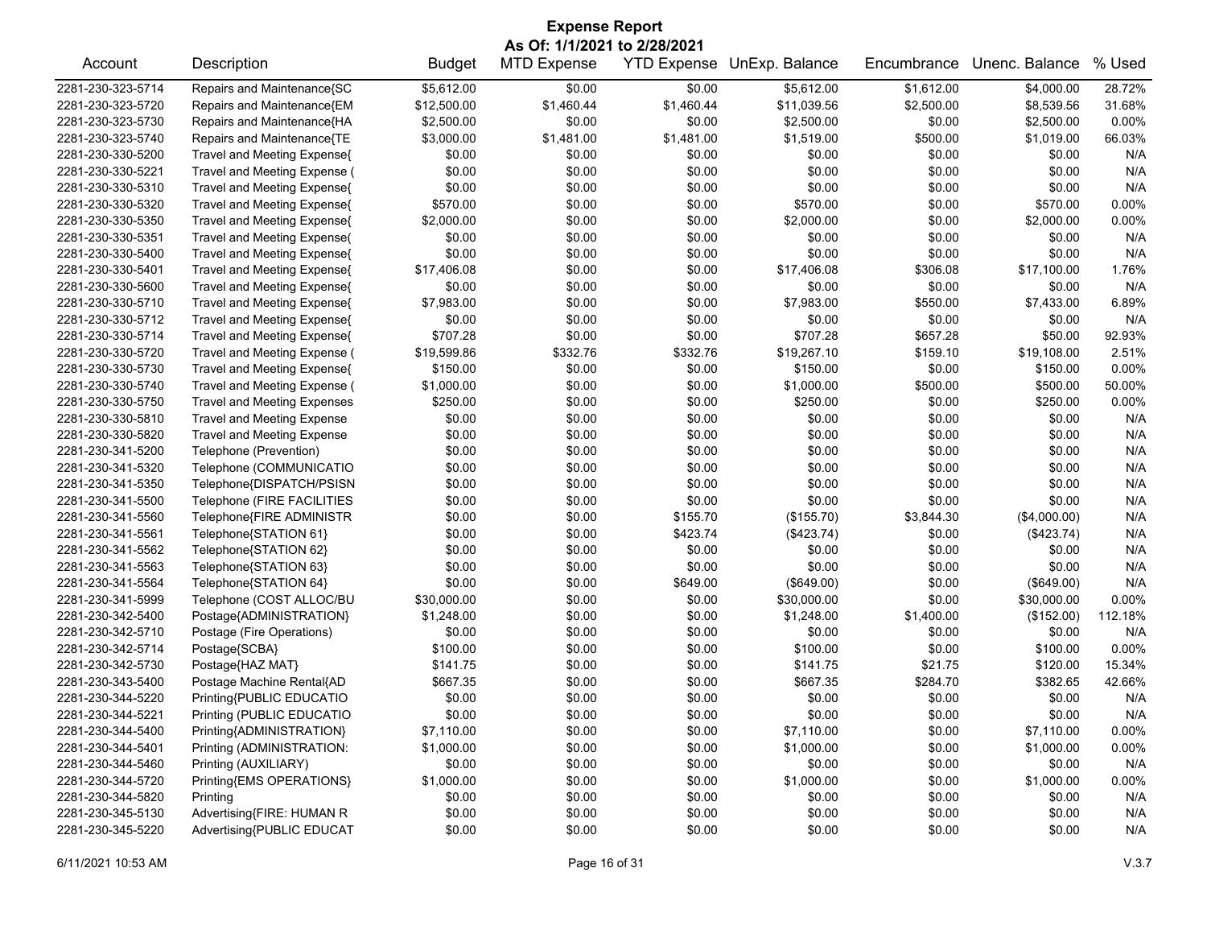# Expense Report

**As Of: 1/1/2021 to 2/28/2021**

| Account | Description | Budget | MTD Expense | YTD Expense | UnExp. Balance | Encumbrance | Unenc. Balance | % Used |
|---|---|---|---|---|---|---|---|---|
| 2281-230-323-5714 | Repairs and Maintenance{SC | $5,612.00 | $0.00 | $0.00 | $5,612.00 | $1,612.00 | $4,000.00 | 28.72% |
| 2281-230-323-5720 | Repairs and Maintenance{EM | $12,500.00 | $1,460.44 | $1,460.44 | $11,039.56 | $2,500.00 | $8,539.56 | 31.68% |
| 2281-230-323-5730 | Repairs and Maintenance{HA | $2,500.00 | $0.00 | $0.00 | $2,500.00 | $0.00 | $2,500.00 | 0.00% |
| 2281-230-323-5740 | Repairs and Maintenance{TE | $3,000.00 | $1,481.00 | $1,481.00 | $1,519.00 | $500.00 | $1,019.00 | 66.03% |
| 2281-230-330-5200 | Travel and Meeting Expense{ | $0.00 | $0.00 | $0.00 | $0.00 | $0.00 | $0.00 | N/A |
| 2281-230-330-5221 | Travel and Meeting Expense ( | $0.00 | $0.00 | $0.00 | $0.00 | $0.00 | $0.00 | N/A |
| 2281-230-330-5310 | Travel and Meeting Expense{ | $0.00 | $0.00 | $0.00 | $0.00 | $0.00 | $0.00 | N/A |
| 2281-230-330-5320 | Travel and Meeting Expense{ | $570.00 | $0.00 | $0.00 | $570.00 | $0.00 | $570.00 | 0.00% |
| 2281-230-330-5350 | Travel and Meeting Expense{ | $2,000.00 | $0.00 | $0.00 | $2,000.00 | $0.00 | $2,000.00 | 0.00% |
| 2281-230-330-5351 | Travel and Meeting Expense( | $0.00 | $0.00 | $0.00 | $0.00 | $0.00 | $0.00 | N/A |
| 2281-230-330-5400 | Travel and Meeting Expense{ | $0.00 | $0.00 | $0.00 | $0.00 | $0.00 | $0.00 | N/A |
| 2281-230-330-5401 | Travel and Meeting Expense{ | $17,406.08 | $0.00 | $0.00 | $17,406.08 | $306.08 | $17,100.00 | 1.76% |
| 2281-230-330-5600 | Travel and Meeting Expense{ | $0.00 | $0.00 | $0.00 | $0.00 | $0.00 | $0.00 | N/A |
| 2281-230-330-5710 | Travel and Meeting Expense{ | $7,983.00 | $0.00 | $0.00 | $7,983.00 | $550.00 | $7,433.00 | 6.89% |
| 2281-230-330-5712 | Travel and Meeting Expense{ | $0.00 | $0.00 | $0.00 | $0.00 | $0.00 | $0.00 | N/A |
| 2281-230-330-5714 | Travel and Meeting Expense{ | $707.28 | $0.00 | $0.00 | $707.28 | $657.28 | $50.00 | 92.93% |
| 2281-230-330-5720 | Travel and Meeting Expense ( | $19,599.86 | $332.76 | $332.76 | $19,267.10 | $159.10 | $19,108.00 | 2.51% |
| 2281-230-330-5730 | Travel and Meeting Expense{ | $150.00 | $0.00 | $0.00 | $150.00 | $0.00 | $150.00 | 0.00% |
| 2281-230-330-5740 | Travel and Meeting Expense ( | $1,000.00 | $0.00 | $0.00 | $1,000.00 | $500.00 | $500.00 | 50.00% |
| 2281-230-330-5750 | Travel and Meeting Expenses | $250.00 | $0.00 | $0.00 | $250.00 | $0.00 | $250.00 | 0.00% |
| 2281-230-330-5810 | Travel and Meeting Expense | $0.00 | $0.00 | $0.00 | $0.00 | $0.00 | $0.00 | N/A |
| 2281-230-330-5820 | Travel and Meeting Expense | $0.00 | $0.00 | $0.00 | $0.00 | $0.00 | $0.00 | N/A |
| 2281-230-341-5200 | Telephone (Prevention) | $0.00 | $0.00 | $0.00 | $0.00 | $0.00 | $0.00 | N/A |
| 2281-230-341-5320 | Telephone (COMMUNICATIO | $0.00 | $0.00 | $0.00 | $0.00 | $0.00 | $0.00 | N/A |
| 2281-230-341-5350 | Telephone{DISPATCH/PSISN | $0.00 | $0.00 | $0.00 | $0.00 | $0.00 | $0.00 | N/A |
| 2281-230-341-5500 | Telephone (FIRE FACILITIES | $0.00 | $0.00 | $0.00 | $0.00 | $0.00 | $0.00 | N/A |
| 2281-230-341-5560 | Telephone{FIRE ADMINISTR | $0.00 | $0.00 | $155.70 | ($155.70) | $3,844.30 | ($4,000.00) | N/A |
| 2281-230-341-5561 | Telephone{STATION 61} | $0.00 | $0.00 | $423.74 | ($423.74) | $0.00 | ($423.74) | N/A |
| 2281-230-341-5562 | Telephone{STATION 62} | $0.00 | $0.00 | $0.00 | $0.00 | $0.00 | $0.00 | N/A |
| 2281-230-341-5563 | Telephone{STATION 63} | $0.00 | $0.00 | $0.00 | $0.00 | $0.00 | $0.00 | N/A |
| 2281-230-341-5564 | Telephone{STATION 64} | $0.00 | $0.00 | $649.00 | ($649.00) | $0.00 | ($649.00) | N/A |
| 2281-230-341-5999 | Telephone (COST ALLOC/BU | $30,000.00 | $0.00 | $0.00 | $30,000.00 | $0.00 | $30,000.00 | 0.00% |
| 2281-230-342-5400 | Postage{ADMINISTRATION} | $1,248.00 | $0.00 | $0.00 | $1,248.00 | $1,400.00 | ($152.00) | 112.18% |
| 2281-230-342-5710 | Postage (Fire Operations) | $0.00 | $0.00 | $0.00 | $0.00 | $0.00 | $0.00 | N/A |
| 2281-230-342-5714 | Postage{SCBA} | $100.00 | $0.00 | $0.00 | $100.00 | $0.00 | $100.00 | 0.00% |
| 2281-230-342-5730 | Postage{HAZ MAT} | $141.75 | $0.00 | $0.00 | $141.75 | $21.75 | $120.00 | 15.34% |
| 2281-230-343-5400 | Postage Machine Rental{AD | $667.35 | $0.00 | $0.00 | $667.35 | $284.70 | $382.65 | 42.66% |
| 2281-230-344-5220 | Printing{PUBLIC EDUCATIO | $0.00 | $0.00 | $0.00 | $0.00 | $0.00 | $0.00 | N/A |
| 2281-230-344-5221 | Printing (PUBLIC EDUCATIO | $0.00 | $0.00 | $0.00 | $0.00 | $0.00 | $0.00 | N/A |
| 2281-230-344-5400 | Printing{ADMINISTRATION} | $7,110.00 | $0.00 | $0.00 | $7,110.00 | $0.00 | $7,110.00 | 0.00% |
| 2281-230-344-5401 | Printing (ADMINISTRATION: | $1,000.00 | $0.00 | $0.00 | $1,000.00 | $0.00 | $1,000.00 | 0.00% |
| 2281-230-344-5460 | Printing (AUXILIARY) | $0.00 | $0.00 | $0.00 | $0.00 | $0.00 | $0.00 | N/A |
| 2281-230-344-5720 | Printing{EMS OPERATIONS} | $1,000.00 | $0.00 | $0.00 | $1,000.00 | $0.00 | $1,000.00 | 0.00% |
| 2281-230-344-5820 | Printing | $0.00 | $0.00 | $0.00 | $0.00 | $0.00 | $0.00 | N/A |
| 2281-230-345-5130 | Advertising{FIRE: HUMAN R | $0.00 | $0.00 | $0.00 | $0.00 | $0.00 | $0.00 | N/A |
| 2281-230-345-5220 | Advertising{PUBLIC EDUCAT | $0.00 | $0.00 | $0.00 | $0.00 | $0.00 | $0.00 | N/A |

6/11/2021 10:53 AM V.3.7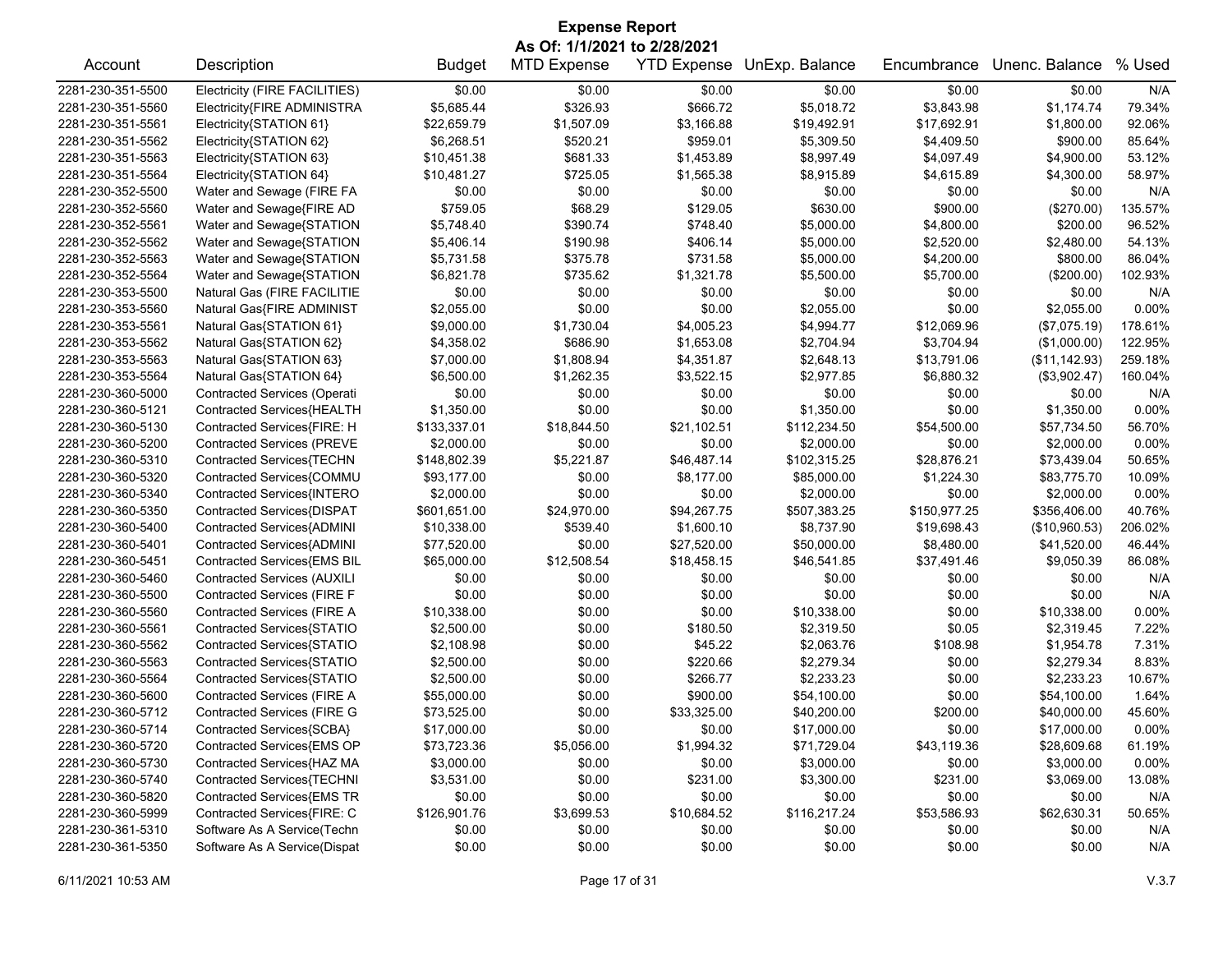# Expense Report

**As Of: 1/1/2021 to 2/28/2021**

| Account | Description | Budget | MTD Expense | YTD Expense | UnExp. Balance | Encumbrance | Unenc. Balance | % Used |
|---|---|---|---|---|---|---|---|---|
| 2281-230-351-5500 | Electricity (FIRE FACILITIES) | $0.00 | $0.00 | $0.00 | $0.00 | $0.00 | $0.00 | N/A |
| 2281-230-351-5560 | Electricity{FIRE ADMINISTRA | $5,685.44 | $326.93 | $666.72 | $5,018.72 | $3,843.98 | $1,174.74 | 79.34% |
| 2281-230-351-5561 | Electricity{STATION 61} | $22,659.79 | $1,507.09 | $3,166.88 | $19,492.91 | $17,692.91 | $1,800.00 | 92.06% |
| 2281-230-351-5562 | Electricity{STATION 62} | $6,268.51 | $520.21 | $959.01 | $5,309.50 | $4,409.50 | $900.00 | 85.64% |
| 2281-230-351-5563 | Electricity{STATION 63} | $10,451.38 | $681.33 | $1,453.89 | $8,997.49 | $4,097.49 | $4,900.00 | 53.12% |
| 2281-230-351-5564 | Electricity{STATION 64} | $10,481.27 | $725.05 | $1,565.38 | $8,915.89 | $4,615.89 | $4,300.00 | 58.97% |
| 2281-230-352-5500 | Water and Sewage (FIRE FA | $0.00 | $0.00 | $0.00 | $0.00 | $0.00 | $0.00 | N/A |
| 2281-230-352-5560 | Water and Sewage{FIRE AD | $759.05 | $68.29 | $129.05 | $630.00 | $900.00 | ($270.00) | 135.57% |
| 2281-230-352-5561 | Water and Sewage{STATION | $5,748.40 | $390.74 | $748.40 | $5,000.00 | $4,800.00 | $200.00 | 96.52% |
| 2281-230-352-5562 | Water and Sewage{STATION | $5,406.14 | $190.98 | $406.14 | $5,000.00 | $2,520.00 | $2,480.00 | 54.13% |
| 2281-230-352-5563 | Water and Sewage{STATION | $5,731.58 | $375.78 | $731.58 | $5,000.00 | $4,200.00 | $800.00 | 86.04% |
| 2281-230-352-5564 | Water and Sewage{STATION | $6,821.78 | $735.62 | $1,321.78 | $5,500.00 | $5,700.00 | ($200.00) | 102.93% |
| 2281-230-353-5500 | Natural Gas (FIRE FACILITIE | $0.00 | $0.00 | $0.00 | $0.00 | $0.00 | $0.00 | N/A |
| 2281-230-353-5560 | Natural Gas{FIRE ADMINIST | $2,055.00 | $0.00 | $0.00 | $2,055.00 | $0.00 | $2,055.00 | 0.00% |
| 2281-230-353-5561 | Natural Gas{STATION 61} | $9,000.00 | $1,730.04 | $4,005.23 | $4,994.77 | $12,069.96 | ($7,075.19) | 178.61% |
| 2281-230-353-5562 | Natural Gas{STATION 62} | $4,358.02 | $686.90 | $1,653.08 | $2,704.94 | $3,704.94 | ($1,000.00) | 122.95% |
| 2281-230-353-5563 | Natural Gas{STATION 63} | $7,000.00 | $1,808.94 | $4,351.87 | $2,648.13 | $13,791.06 | ($11,142.93) | 259.18% |
| 2281-230-353-5564 | Natural Gas{STATION 64} | $6,500.00 | $1,262.35 | $3,522.15 | $2,977.85 | $6,880.32 | ($3,902.47) | 160.04% |
| 2281-230-360-5000 | Contracted Services (Operati | $0.00 | $0.00 | $0.00 | $0.00 | $0.00 | $0.00 | N/A |
| 2281-230-360-5121 | Contracted Services{HEALTH | $1,350.00 | $0.00 | $0.00 | $1,350.00 | $0.00 | $1,350.00 | 0.00% |
| 2281-230-360-5130 | Contracted Services{FIRE: H | $133,337.01 | $18,844.50 | $21,102.51 | $112,234.50 | $54,500.00 | $57,734.50 | 56.70% |
| 2281-230-360-5200 | Contracted Services (PREVE | $2,000.00 | $0.00 | $0.00 | $2,000.00 | $0.00 | $2,000.00 | 0.00% |
| 2281-230-360-5310 | Contracted Services{TECHN | $148,802.39 | $5,221.87 | $46,487.14 | $102,315.25 | $28,876.21 | $73,439.04 | 50.65% |
| 2281-230-360-5320 | Contracted Services{COMMU | $93,177.00 | $0.00 | $8,177.00 | $85,000.00 | $1,224.30 | $83,775.70 | 10.09% |
| 2281-230-360-5340 | Contracted Services{INTERO | $2,000.00 | $0.00 | $0.00 | $2,000.00 | $0.00 | $2,000.00 | 0.00% |
| 2281-230-360-5350 | Contracted Services{DISPAT | $601,651.00 | $24,970.00 | $94,267.75 | $507,383.25 | $150,977.25 | $356,406.00 | 40.76% |
| 2281-230-360-5400 | Contracted Services{ADMINI | $10,338.00 | $539.40 | $1,600.10 | $8,737.90 | $19,698.43 | ($10,960.53) | 206.02% |
| 2281-230-360-5401 | Contracted Services{ADMINI | $77,520.00 | $0.00 | $27,520.00 | $50,000.00 | $8,480.00 | $41,520.00 | 46.44% |
| 2281-230-360-5451 | Contracted Services{EMS BIL | $65,000.00 | $12,508.54 | $18,458.15 | $46,541.85 | $37,491.46 | $9,050.39 | 86.08% |
| 2281-230-360-5460 | Contracted Services (AUXILI | $0.00 | $0.00 | $0.00 | $0.00 | $0.00 | $0.00 | N/A |
| 2281-230-360-5500 | Contracted Services (FIRE F | $0.00 | $0.00 | $0.00 | $0.00 | $0.00 | $0.00 | N/A |
| 2281-230-360-5560 | Contracted Services (FIRE A | $10,338.00 | $0.00 | $0.00 | $10,338.00 | $0.00 | $10,338.00 | 0.00% |
| 2281-230-360-5561 | Contracted Services{STATIO | $2,500.00 | $0.00 | $180.50 | $2,319.50 | $0.05 | $2,319.45 | 7.22% |
| 2281-230-360-5562 | Contracted Services{STATIO | $2,108.98 | $0.00 | $45.22 | $2,063.76 | $108.98 | $1,954.78 | 7.31% |
| 2281-230-360-5563 | Contracted Services{STATIO | $2,500.00 | $0.00 | $220.66 | $2,279.34 | $0.00 | $2,279.34 | 8.83% |
| 2281-230-360-5564 | Contracted Services{STATIO | $2,500.00 | $0.00 | $266.77 | $2,233.23 | $0.00 | $2,233.23 | 10.67% |
| 2281-230-360-5600 | Contracted Services (FIRE A | $55,000.00 | $0.00 | $900.00 | $54,100.00 | $0.00 | $54,100.00 | 1.64% |
| 2281-230-360-5712 | Contracted Services (FIRE G | $73,525.00 | $0.00 | $33,325.00 | $40,200.00 | $200.00 | $40,000.00 | 45.60% |
| 2281-230-360-5714 | Contracted Services{SCBA} | $17,000.00 | $0.00 | $0.00 | $17,000.00 | $0.00 | $17,000.00 | 0.00% |
| 2281-230-360-5720 | Contracted Services{EMS OP | $73,723.36 | $5,056.00 | $1,994.32 | $71,729.04 | $43,119.36 | $28,609.68 | 61.19% |
| 2281-230-360-5730 | Contracted Services{HAZ MA | $3,000.00 | $0.00 | $0.00 | $3,000.00 | $0.00 | $3,000.00 | 0.00% |
| 2281-230-360-5740 | Contracted Services{TECHNI | $3,531.00 | $0.00 | $231.00 | $3,300.00 | $231.00 | $3,069.00 | 13.08% |
| 2281-230-360-5820 | Contracted Services{EMS TR | $0.00 | $0.00 | $0.00 | $0.00 | $0.00 | $0.00 | N/A |
| 2281-230-360-5999 | Contracted Services{FIRE: C | $126,901.76 | $3,699.53 | $10,684.52 | $116,217.24 | $53,586.93 | $62,630.31 | 50.65% |
| 2281-230-361-5310 | Software As A Service(Techn | $0.00 | $0.00 | $0.00 | $0.00 | $0.00 | $0.00 | N/A |
| 2281-230-361-5350 | Software As A Service(Dispat | $0.00 | $0.00 | $0.00 | $0.00 | $0.00 | $0.00 | N/A |

6/11/2021 10:53 AM V.3.7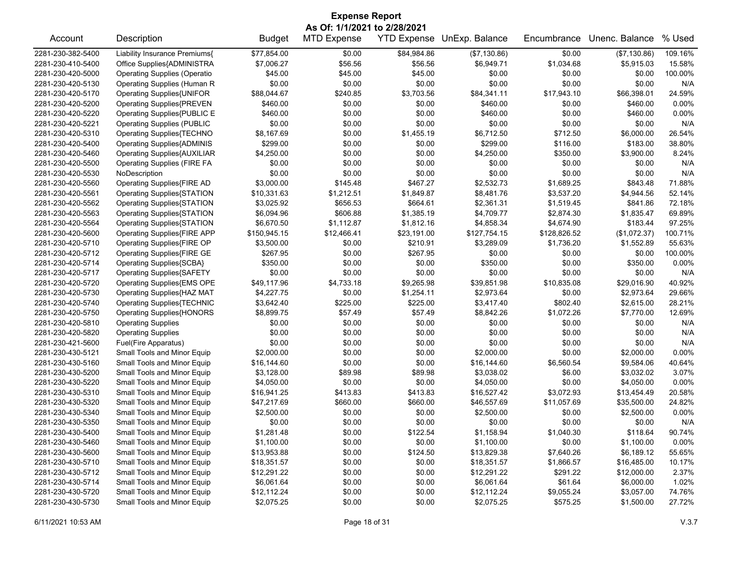# Expense Report

**As Of: 1/1/2021 to 2/28/2021**

| Account | Description | Budget | MTD Expense | YTD Expense | UnExp. Balance | Encumbrance | Unenc. Balance | % Used |
|---|---|---|---|---|---|---|---|---|
| 2281-230-382-5400 | Liability Insurance Premiums{ | $77,854.00 | $0.00 | $84,984.86 | ($7,130.86) | $0.00 | ($7,130.86) | 109.16% |
| 2281-230-410-5400 | Office Supplies{ADMINISTRA | $7,006.27 | $56.56 | $56.56 | $6,949.71 | $1,034.68 | $5,915.03 | 15.58% |
| 2281-230-420-5000 | Operating Supplies (Operatio | $45.00 | $45.00 | $45.00 | $0.00 | $0.00 | $0.00 | 100.00% |
| 2281-230-420-5130 | Operating Supplies (Human R | $0.00 | $0.00 | $0.00 | $0.00 | $0.00 | $0.00 | N/A |
| 2281-230-420-5170 | Operating Supplies{UNIFOR | $88,044.67 | $240.85 | $3,703.56 | $84,341.11 | $17,943.10 | $66,398.01 | 24.59% |
| 2281-230-420-5200 | Operating Supplies{PREVEN | $460.00 | $0.00 | $0.00 | $460.00 | $0.00 | $460.00 | 0.00% |
| 2281-230-420-5220 | Operating Supplies{PUBLIC E | $460.00 | $0.00 | $0.00 | $460.00 | $0.00 | $460.00 | 0.00% |
| 2281-230-420-5221 | Operating Supplies (PUBLIC | $0.00 | $0.00 | $0.00 | $0.00 | $0.00 | $0.00 | N/A |
| 2281-230-420-5310 | Operating Supplies{TECHNO | $8,167.69 | $0.00 | $1,455.19 | $6,712.50 | $712.50 | $6,000.00 | 26.54% |
| 2281-230-420-5400 | Operating Supplies{ADMINIS | $299.00 | $0.00 | $0.00 | $299.00 | $116.00 | $183.00 | 38.80% |
| 2281-230-420-5460 | Operating Supplies{AUXILIAR | $4,250.00 | $0.00 | $0.00 | $4,250.00 | $350.00 | $3,900.00 | 8.24% |
| 2281-230-420-5500 | Operating Supplies (FIRE FA | $0.00 | $0.00 | $0.00 | $0.00 | $0.00 | $0.00 | N/A |
| 2281-230-420-5530 | NoDescription | $0.00 | $0.00 | $0.00 | $0.00 | $0.00 | $0.00 | N/A |
| 2281-230-420-5560 | Operating Supplies{FIRE AD | $3,000.00 | $145.48 | $467.27 | $2,532.73 | $1,689.25 | $843.48 | 71.88% |
| 2281-230-420-5561 | Operating Supplies{STATION | $10,331.63 | $1,212.51 | $1,849.87 | $8,481.76 | $3,537.20 | $4,944.56 | 52.14% |
| 2281-230-420-5562 | Operating Supplies{STATION | $3,025.92 | $656.53 | $664.61 | $2,361.31 | $1,519.45 | $841.86 | 72.18% |
| 2281-230-420-5563 | Operating Supplies{STATION | $6,094.96 | $606.88 | $1,385.19 | $4,709.77 | $2,874.30 | $1,835.47 | 69.89% |
| 2281-230-420-5564 | Operating Supplies{STATION | $6,670.50 | $1,112.87 | $1,812.16 | $4,858.34 | $4,674.90 | $183.44 | 97.25% |
| 2281-230-420-5600 | Operating Supplies{FIRE APP | $150,945.15 | $12,466.41 | $23,191.00 | $127,754.15 | $128,826.52 | ($1,072.37) | 100.71% |
| 2281-230-420-5710 | Operating Supplies{FIRE OP | $3,500.00 | $0.00 | $210.91 | $3,289.09 | $1,736.20 | $1,552.89 | 55.63% |
| 2281-230-420-5712 | Operating Supplies{FIRE GE | $267.95 | $0.00 | $267.95 | $0.00 | $0.00 | $0.00 | 100.00% |
| 2281-230-420-5714 | Operating Supplies{SCBA} | $350.00 | $0.00 | $0.00 | $350.00 | $0.00 | $350.00 | 0.00% |
| 2281-230-420-5717 | Operating Supplies{SAFETY | $0.00 | $0.00 | $0.00 | $0.00 | $0.00 | $0.00 | N/A |
| 2281-230-420-5720 | Operating Supplies{EMS OPE | $49,117.96 | $4,733.18 | $9,265.98 | $39,851.98 | $10,835.08 | $29,016.90 | 40.92% |
| 2281-230-420-5730 | Operating Supplies{HAZ MAT | $4,227.75 | $0.00 | $1,254.11 | $2,973.64 | $0.00 | $2,973.64 | 29.66% |
| 2281-230-420-5740 | Operating Supplies{TECHNIC | $3,642.40 | $225.00 | $225.00 | $3,417.40 | $802.40 | $2,615.00 | 28.21% |
| 2281-230-420-5750 | Operating Supplies{HONORS | $8,899.75 | $57.49 | $57.49 | $8,842.26 | $1,072.26 | $7,770.00 | 12.69% |
| 2281-230-420-5810 | Operating Supplies | $0.00 | $0.00 | $0.00 | $0.00 | $0.00 | $0.00 | N/A |
| 2281-230-420-5820 | Operating Supplies | $0.00 | $0.00 | $0.00 | $0.00 | $0.00 | $0.00 | N/A |
| 2281-230-421-5600 | Fuel(Fire Apparatus) | $0.00 | $0.00 | $0.00 | $0.00 | $0.00 | $0.00 | N/A |
| 2281-230-430-5121 | Small Tools and Minor Equip | $2,000.00 | $0.00 | $0.00 | $2,000.00 | $0.00 | $2,000.00 | 0.00% |
| 2281-230-430-5160 | Small Tools and Minor Equip | $16,144.60 | $0.00 | $0.00 | $16,144.60 | $6,560.54 | $9,584.06 | 40.64% |
| 2281-230-430-5200 | Small Tools and Minor Equip | $3,128.00 | $89.98 | $89.98 | $3,038.02 | $6.00 | $3,032.02 | 3.07% |
| 2281-230-430-5220 | Small Tools and Minor Equip | $4,050.00 | $0.00 | $0.00 | $4,050.00 | $0.00 | $4,050.00 | 0.00% |
| 2281-230-430-5310 | Small Tools and Minor Equip | $16,941.25 | $413.83 | $413.83 | $16,527.42 | $3,072.93 | $13,454.49 | 20.58% |
| 2281-230-430-5320 | Small Tools and Minor Equip | $47,217.69 | $660.00 | $660.00 | $46,557.69 | $11,057.69 | $35,500.00 | 24.82% |
| 2281-230-430-5340 | Small Tools and Minor Equip | $2,500.00 | $0.00 | $0.00 | $2,500.00 | $0.00 | $2,500.00 | 0.00% |
| 2281-230-430-5350 | Small Tools and Minor Equip | $0.00 | $0.00 | $0.00 | $0.00 | $0.00 | $0.00 | N/A |
| 2281-230-430-5400 | Small Tools and Minor Equip | $1,281.48 | $0.00 | $122.54 | $1,158.94 | $1,040.30 | $118.64 | 90.74% |
| 2281-230-430-5460 | Small Tools and Minor Equip | $1,100.00 | $0.00 | $0.00 | $1,100.00 | $0.00 | $1,100.00 | 0.00% |
| 2281-230-430-5600 | Small Tools and Minor Equip | $13,953.88 | $0.00 | $124.50 | $13,829.38 | $7,640.26 | $6,189.12 | 55.65% |
| 2281-230-430-5710 | Small Tools and Minor Equip | $18,351.57 | $0.00 | $0.00 | $18,351.57 | $1,866.57 | $16,485.00 | 10.17% |
| 2281-230-430-5712 | Small Tools and Minor Equip | $12,291.22 | $0.00 | $0.00 | $12,291.22 | $291.22 | $12,000.00 | 2.37% |
| 2281-230-430-5714 | Small Tools and Minor Equip | $6,061.64 | $0.00 | $0.00 | $6,061.64 | $61.64 | $6,000.00 | 1.02% |
| 2281-230-430-5720 | Small Tools and Minor Equip | $12,112.24 | $0.00 | $0.00 | $12,112.24 | $9,055.24 | $3,057.00 | 74.76% |
| 2281-230-430-5730 | Small Tools and Minor Equip | $2,075.25 | $0.00 | $0.00 | $2,075.25 | $575.25 | $1,500.00 | 27.72% |

6/11/2021 10:53 AM V.3.7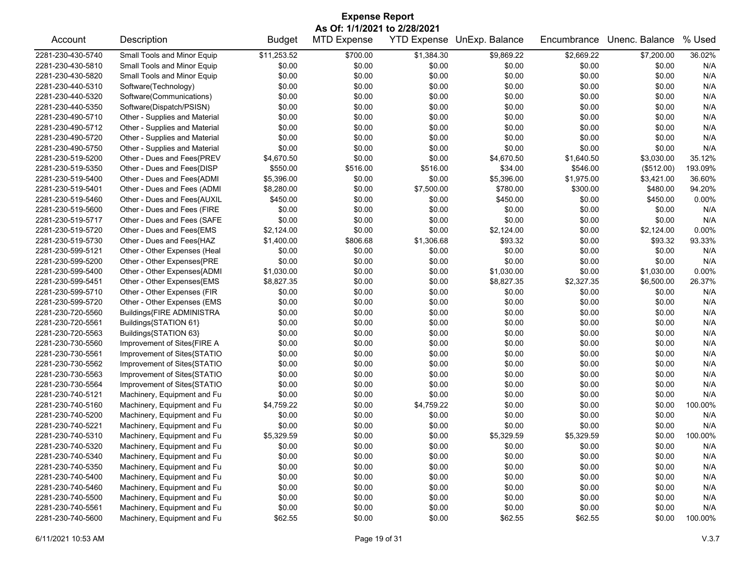# Expense Report

**As Of: 1/1/2021 to 2/28/2021**

| Account | Description | Budget | MTD Expense | YTD Expense | UnExp. Balance | Encumbrance | Unenc. Balance | % Used |
|---|---|---|---|---|---|---|---|---|
| 2281-230-430-5740 | Small Tools and Minor Equip | $11,253.52 | $700.00 | $1,384.30 | $9,869.22 | $2,669.22 | $7,200.00 | 36.02% |
| 2281-230-430-5810 | Small Tools and Minor Equip | $0.00 | $0.00 | $0.00 | $0.00 | $0.00 | $0.00 | N/A |
| 2281-230-430-5820 | Small Tools and Minor Equip | $0.00 | $0.00 | $0.00 | $0.00 | $0.00 | $0.00 | N/A |
| 2281-230-440-5310 | Software(Technology) | $0.00 | $0.00 | $0.00 | $0.00 | $0.00 | $0.00 | N/A |
| 2281-230-440-5320 | Software(Communications) | $0.00 | $0.00 | $0.00 | $0.00 | $0.00 | $0.00 | N/A |
| 2281-230-440-5350 | Software(Dispatch/PSISN) | $0.00 | $0.00 | $0.00 | $0.00 | $0.00 | $0.00 | N/A |
| 2281-230-490-5710 | Other - Supplies and Material | $0.00 | $0.00 | $0.00 | $0.00 | $0.00 | $0.00 | N/A |
| 2281-230-490-5712 | Other - Supplies and Material | $0.00 | $0.00 | $0.00 | $0.00 | $0.00 | $0.00 | N/A |
| 2281-230-490-5720 | Other - Supplies and Material | $0.00 | $0.00 | $0.00 | $0.00 | $0.00 | $0.00 | N/A |
| 2281-230-490-5750 | Other - Supplies and Material | $0.00 | $0.00 | $0.00 | $0.00 | $0.00 | $0.00 | N/A |
| 2281-230-519-5200 | Other - Dues and Fees{PREV | $4,670.50 | $0.00 | $0.00 | $4,670.50 | $1,640.50 | $3,030.00 | 35.12% |
| 2281-230-519-5350 | Other - Dues and Fees{DISP | $550.00 | $516.00 | $516.00 | $34.00 | $546.00 | ($512.00) | 193.09% |
| 2281-230-519-5400 | Other - Dues and Fees{ADMI | $5,396.00 | $0.00 | $0.00 | $5,396.00 | $1,975.00 | $3,421.00 | 36.60% |
| 2281-230-519-5401 | Other - Dues and Fees (ADMI | $8,280.00 | $0.00 | $7,500.00 | $780.00 | $300.00 | $480.00 | 94.20% |
| 2281-230-519-5460 | Other - Dues and Fees{AUXIL | $450.00 | $0.00 | $0.00 | $450.00 | $0.00 | $450.00 | 0.00% |
| 2281-230-519-5600 | Other - Dues and Fees (FIRE | $0.00 | $0.00 | $0.00 | $0.00 | $0.00 | $0.00 | N/A |
| 2281-230-519-5717 | Other - Dues and Fees (SAFE | $0.00 | $0.00 | $0.00 | $0.00 | $0.00 | $0.00 | N/A |
| 2281-230-519-5720 | Other - Dues and Fees{EMS | $2,124.00 | $0.00 | $0.00 | $2,124.00 | $0.00 | $2,124.00 | 0.00% |
| 2281-230-519-5730 | Other - Dues and Fees{HAZ | $1,400.00 | $806.68 | $1,306.68 | $93.32 | $0.00 | $93.32 | 93.33% |
| 2281-230-599-5121 | Other - Other Expenses (Heal | $0.00 | $0.00 | $0.00 | $0.00 | $0.00 | $0.00 | N/A |
| 2281-230-599-5200 | Other - Other Expenses{PRE | $0.00 | $0.00 | $0.00 | $0.00 | $0.00 | $0.00 | N/A |
| 2281-230-599-5400 | Other - Other Expenses{ADMI | $1,030.00 | $0.00 | $0.00 | $1,030.00 | $0.00 | $1,030.00 | 0.00% |
| 2281-230-599-5451 | Other - Other Expenses{EMS | $8,827.35 | $0.00 | $0.00 | $8,827.35 | $2,327.35 | $6,500.00 | 26.37% |
| 2281-230-599-5710 | Other - Other Expenses (FIR | $0.00 | $0.00 | $0.00 | $0.00 | $0.00 | $0.00 | N/A |
| 2281-230-599-5720 | Other - Other Expenses (EMS | $0.00 | $0.00 | $0.00 | $0.00 | $0.00 | $0.00 | N/A |
| 2281-230-720-5560 | Buildings{FIRE ADMINISTRA | $0.00 | $0.00 | $0.00 | $0.00 | $0.00 | $0.00 | N/A |
| 2281-230-720-5561 | Buildings{STATION 61} | $0.00 | $0.00 | $0.00 | $0.00 | $0.00 | $0.00 | N/A |
| 2281-230-720-5563 | Buildings{STATION 63} | $0.00 | $0.00 | $0.00 | $0.00 | $0.00 | $0.00 | N/A |
| 2281-230-730-5560 | Improvement of Sites{FIRE A | $0.00 | $0.00 | $0.00 | $0.00 | $0.00 | $0.00 | N/A |
| 2281-230-730-5561 | Improvement of Sites{STATIO | $0.00 | $0.00 | $0.00 | $0.00 | $0.00 | $0.00 | N/A |
| 2281-230-730-5562 | Improvement of Sites{STATIO | $0.00 | $0.00 | $0.00 | $0.00 | $0.00 | $0.00 | N/A |
| 2281-230-730-5563 | Improvement of Sites{STATIO | $0.00 | $0.00 | $0.00 | $0.00 | $0.00 | $0.00 | N/A |
| 2281-230-730-5564 | Improvement of Sites{STATIO | $0.00 | $0.00 | $0.00 | $0.00 | $0.00 | $0.00 | N/A |
| 2281-230-740-5121 | Machinery, Equipment and Fu | $0.00 | $0.00 | $0.00 | $0.00 | $0.00 | $0.00 | N/A |
| 2281-230-740-5160 | Machinery, Equipment and Fu | $4,759.22 | $0.00 | $4,759.22 | $0.00 | $0.00 | $0.00 | 100.00% |
| 2281-230-740-5200 | Machinery, Equipment and Fu | $0.00 | $0.00 | $0.00 | $0.00 | $0.00 | $0.00 | N/A |
| 2281-230-740-5221 | Machinery, Equipment and Fu | $0.00 | $0.00 | $0.00 | $0.00 | $0.00 | $0.00 | N/A |
| 2281-230-740-5310 | Machinery, Equipment and Fu | $5,329.59 | $0.00 | $0.00 | $5,329.59 | $5,329.59 | $0.00 | 100.00% |
| 2281-230-740-5320 | Machinery, Equipment and Fu | $0.00 | $0.00 | $0.00 | $0.00 | $0.00 | $0.00 | N/A |
| 2281-230-740-5340 | Machinery, Equipment and Fu | $0.00 | $0.00 | $0.00 | $0.00 | $0.00 | $0.00 | N/A |
| 2281-230-740-5350 | Machinery, Equipment and Fu | $0.00 | $0.00 | $0.00 | $0.00 | $0.00 | $0.00 | N/A |
| 2281-230-740-5400 | Machinery, Equipment and Fu | $0.00 | $0.00 | $0.00 | $0.00 | $0.00 | $0.00 | N/A |
| 2281-230-740-5460 | Machinery, Equipment and Fu | $0.00 | $0.00 | $0.00 | $0.00 | $0.00 | $0.00 | N/A |
| 2281-230-740-5500 | Machinery, Equipment and Fu | $0.00 | $0.00 | $0.00 | $0.00 | $0.00 | $0.00 | N/A |
| 2281-230-740-5561 | Machinery, Equipment and Fu | $0.00 | $0.00 | $0.00 | $0.00 | $0.00 | $0.00 | N/A |
| 2281-230-740-5600 | Machinery, Equipment and Fu | $62.55 | $0.00 | $0.00 | $62.55 | $62.55 | $0.00 | 100.00% |

6/11/2021 10:53 AM V.3.7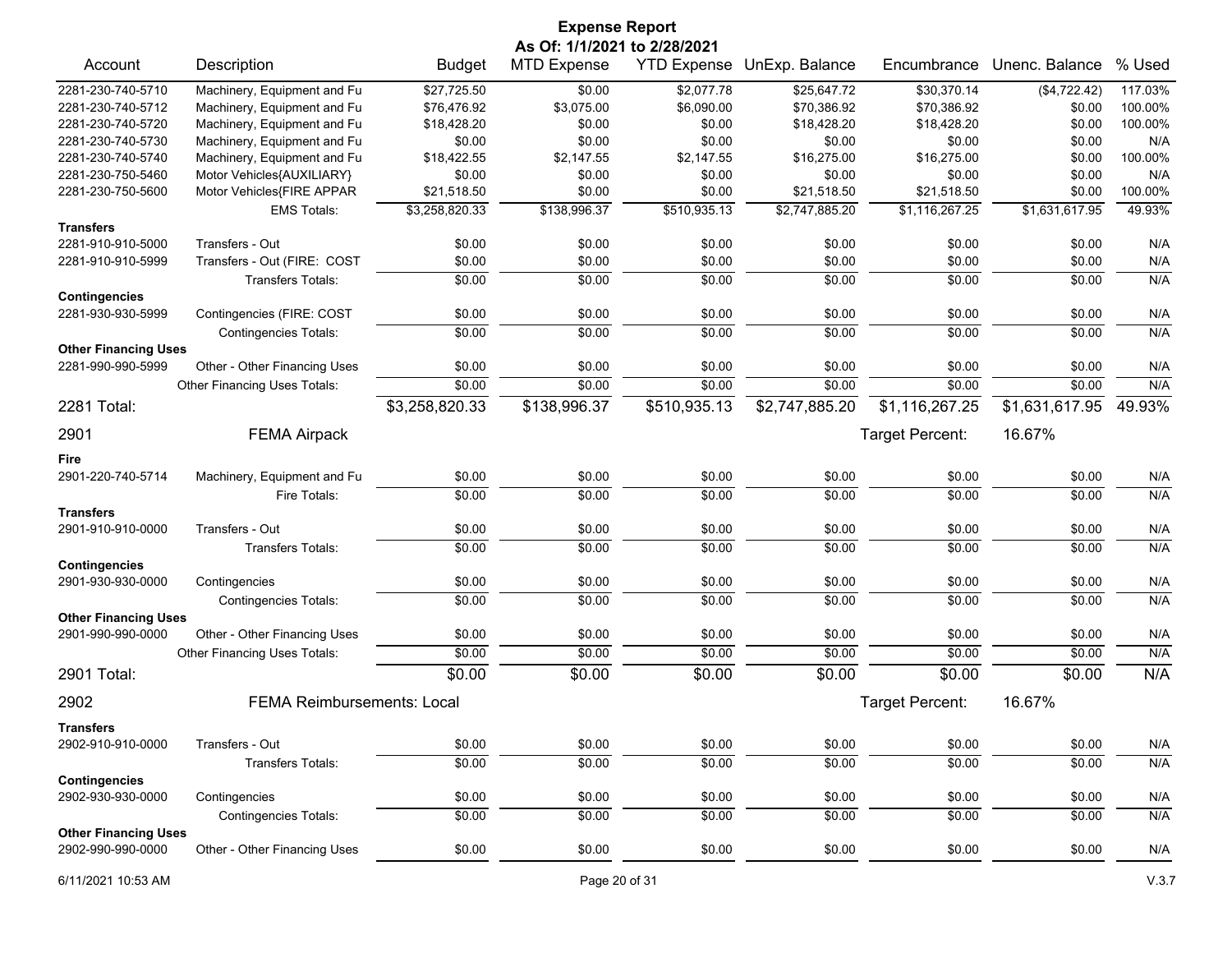# Expense Report

**As Of: 1/1/2021 to 2/28/2021**

| Account | Description | Budget | MTD Expense | YTD Expense | UnExp. Balance | Encumbrance | Unenc. Balance | % Used |
|---|---|---|---|---|---|---|---|---|
| 2281-230-740-5710 | Machinery, Equipment and Fu | $27,725.50 | $0.00 | $2,077.78 | $25,647.72 | $30,370.14 | ($4,722.42) | 117.03% |
| 2281-230-740-5712 | Machinery, Equipment and Fu | $76,476.92 | $3,075.00 | $6,090.00 | $70,386.92 | $70,386.92 | $0.00 | 100.00% |
| 2281-230-740-5720 | Machinery, Equipment and Fu | $18,428.20 | $0.00 | $0.00 | $18,428.20 | $18,428.20 | $0.00 | 100.00% |
| 2281-230-740-5730 | Machinery, Equipment and Fu | $0.00 | $0.00 | $0.00 | $0.00 | $0.00 | $0.00 | N/A |
| 2281-230-740-5740 | Machinery, Equipment and Fu | $18,422.55 | $2,147.55 | $2,147.55 | $16,275.00 | $16,275.00 | $0.00 | 100.00% |
| 2281-230-750-5460 | Motor Vehicles{AUXILIARY} | $0.00 | $0.00 | $0.00 | $0.00 | $0.00 | $0.00 | N/A |
| 2281-230-750-5600 | Motor Vehicles{FIRE APPAR | $21,518.50 | $0.00 | $0.00 | $21,518.50 | $21,518.50 | $0.00 | 100.00% |
| | EMS Totals: | $3,258,820.33 | $138,996.37 | $510,935.13 | $2,747,885.20 | $1,116,267.25 | $1,631,617.95 | 49.93% |
| **Transfers** | | | | | | | | |
| 2281-910-910-5000 | Transfers - Out | $0.00 | $0.00 | $0.00 | $0.00 | $0.00 | $0.00 | N/A |
| 2281-910-910-5999 | Transfers - Out (FIRE: COST | $0.00 | $0.00 | $0.00 | $0.00 | $0.00 | $0.00 | N/A |
| | Transfers Totals: | $0.00 | $0.00 | $0.00 | $0.00 | $0.00 | $0.00 | N/A |
| **Contingencies** | | | | | | | | |
| 2281-930-930-5999 | Contingencies (FIRE: COST | $0.00 | $0.00 | $0.00 | $0.00 | $0.00 | $0.00 | N/A |
| | Contingencies Totals: | $0.00 | $0.00 | $0.00 | $0.00 | $0.00 | $0.00 | N/A |
| **Other Financing Uses** | | | | | | | | |
| 2281-990-990-5999 | Other - Other Financing Uses | $0.00 | $0.00 | $0.00 | $0.00 | $0.00 | $0.00 | N/A |
| | Other Financing Uses Totals: | $0.00 | $0.00 | $0.00 | $0.00 | $0.00 | $0.00 | N/A |
| **2281 Total:** | | **$3,258,820.33** | **$138,996.37** | **$510,935.13** | **$2,747,885.20** | **$1,116,267.25** | **$1,631,617.95** | **49.93%** |

## 2901 FEMA Airpack

Target Percent: 16.67%

| Account | Description | Budget | MTD Expense | YTD Expense | UnExp. Balance | Encumbrance | Unenc. Balance | % Used |
|---|---|---|---|---|---|---|---|---|
| **Fire** | | | | | | | | |
| 2901-220-740-5714 | Machinery, Equipment and Fu | $0.00 | $0.00 | $0.00 | $0.00 | $0.00 | $0.00 | N/A |
| | Fire Totals: | $0.00 | $0.00 | $0.00 | $0.00 | $0.00 | $0.00 | N/A |
| **Transfers** | | | | | | | | |
| 2901-910-910-0000 | Transfers - Out | $0.00 | $0.00 | $0.00 | $0.00 | $0.00 | $0.00 | N/A |
| | Transfers Totals: | $0.00 | $0.00 | $0.00 | $0.00 | $0.00 | $0.00 | N/A |
| **Contingencies** | | | | | | | | |
| 2901-930-930-0000 | Contingencies | $0.00 | $0.00 | $0.00 | $0.00 | $0.00 | $0.00 | N/A |
| | Contingencies Totals: | $0.00 | $0.00 | $0.00 | $0.00 | $0.00 | $0.00 | N/A |
| **Other Financing Uses** | | | | | | | | |
| 2901-990-990-0000 | Other - Other Financing Uses | $0.00 | $0.00 | $0.00 | $0.00 | $0.00 | $0.00 | N/A |
| | Other Financing Uses Totals: | $0.00 | $0.00 | $0.00 | $0.00 | $0.00 | $0.00 | N/A |
| **2901 Total:** | | **$0.00** | **$0.00** | **$0.00** | **$0.00** | **$0.00** | **$0.00** | **N/A** |

## 2902 FEMA Reimbursements: Local

Target Percent: 16.67%

| Account | Description | Budget | MTD Expense | YTD Expense | UnExp. Balance | Encumbrance | Unenc. Balance | % Used |
|---|---|---|---|---|---|---|---|---|
| **Transfers** | | | | | | | | |
| 2902-910-910-0000 | Transfers - Out | $0.00 | $0.00 | $0.00 | $0.00 | $0.00 | $0.00 | N/A |
| | Transfers Totals: | $0.00 | $0.00 | $0.00 | $0.00 | $0.00 | $0.00 | N/A |
| **Contingencies** | | | | | | | | |
| 2902-930-930-0000 | Contingencies | $0.00 | $0.00 | $0.00 | $0.00 | $0.00 | $0.00 | N/A |
| | Contingencies Totals: | $0.00 | $0.00 | $0.00 | $0.00 | $0.00 | $0.00 | N/A |
| **Other Financing Uses** | | | | | | | | |
| 2902-990-990-0000 | Other - Other Financing Uses | $0.00 | $0.00 | $0.00 | $0.00 | $0.00 | $0.00 | N/A |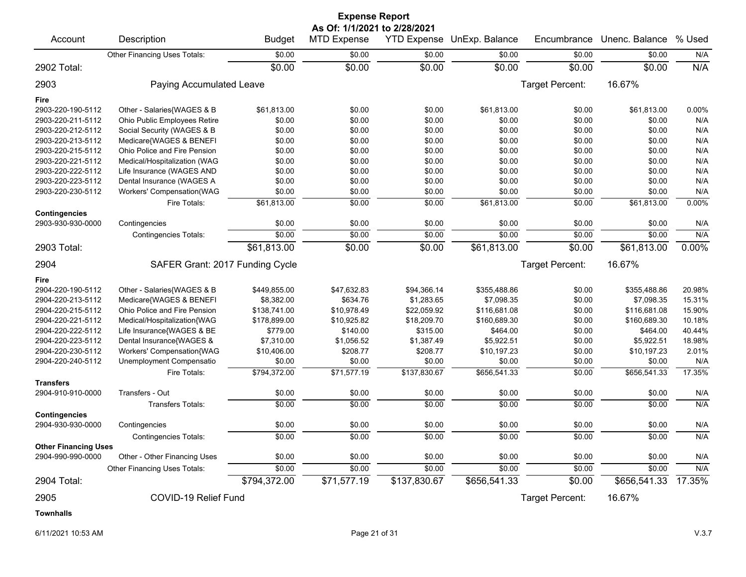# Expense Report

**As Of: 1/1/2021 to 2/28/2021**

| Account | Description | Budget | MTD Expense | YTD Expense | UnExp. Balance | Encumbrance | Unenc. Balance | % Used |
|---|---|---|---|---|---|---|---|---|
| | Other Financing Uses Totals: | $0.00 | $0.00 | $0.00 | $0.00 | $0.00 | $0.00 | N/A |
| **2902 Total:** | | $0.00 | $0.00 | $0.00 | $0.00 | $0.00 | $0.00 | N/A |
| **2903** | **Paying Accumulated Leave** | | | | | Target Percent: | 16.67% | |
| **Fire** | | | | | | | | |
| 2903-220-190-5112 | Other - Salaries{WAGES & B | $61,813.00 | $0.00 | $0.00 | $61,813.00 | $0.00 | $61,813.00 | 0.00% |
| 2903-220-211-5112 | Ohio Public Employees Retire | $0.00 | $0.00 | $0.00 | $0.00 | $0.00 | $0.00 | N/A |
| 2903-220-212-5112 | Social Security (WAGES & B | $0.00 | $0.00 | $0.00 | $0.00 | $0.00 | $0.00 | N/A |
| 2903-220-213-5112 | Medicare{WAGES & BENEFI | $0.00 | $0.00 | $0.00 | $0.00 | $0.00 | $0.00 | N/A |
| 2903-220-215-5112 | Ohio Police and Fire Pension | $0.00 | $0.00 | $0.00 | $0.00 | $0.00 | $0.00 | N/A |
| 2903-220-221-5112 | Medical/Hospitalization (WAG | $0.00 | $0.00 | $0.00 | $0.00 | $0.00 | $0.00 | N/A |
| 2903-220-222-5112 | Life Insurance (WAGES AND | $0.00 | $0.00 | $0.00 | $0.00 | $0.00 | $0.00 | N/A |
| 2903-220-223-5112 | Dental Insurance (WAGES A | $0.00 | $0.00 | $0.00 | $0.00 | $0.00 | $0.00 | N/A |
| 2903-220-230-5112 | Workers' Compensation(WAG | $0.00 | $0.00 | $0.00 | $0.00 | $0.00 | $0.00 | N/A |
| | Fire Totals: | $61,813.00 | $0.00 | $0.00 | $61,813.00 | $0.00 | $61,813.00 | 0.00% |
| **Contingencies** | | | | | | | | |
| 2903-930-930-0000 | Contingencies | $0.00 | $0.00 | $0.00 | $0.00 | $0.00 | $0.00 | N/A |
| | Contingencies Totals: | $0.00 | $0.00 | $0.00 | $0.00 | $0.00 | $0.00 | N/A |
| **2903 Total:** | | $61,813.00 | $0.00 | $0.00 | $61,813.00 | $0.00 | $61,813.00 | 0.00% |
| **2904** | **SAFER Grant: 2017 Funding Cycle** | | | | | Target Percent: | 16.67% | |
| **Fire** | | | | | | | | |
| 2904-220-190-5112 | Other - Salaries{WAGES & B | $449,855.00 | $47,632.83 | $94,366.14 | $355,488.86 | $0.00 | $355,488.86 | 20.98% |
| 2904-220-213-5112 | Medicare{WAGES & BENEFI | $8,382.00 | $634.76 | $1,283.65 | $7,098.35 | $0.00 | $7,098.35 | 15.31% |
| 2904-220-215-5112 | Ohio Police and Fire Pension | $138,741.00 | $10,978.49 | $22,059.92 | $116,681.08 | $0.00 | $116,681.08 | 15.90% |
| 2904-220-221-5112 | Medical/Hospitalization{WAG | $178,899.00 | $10,925.82 | $18,209.70 | $160,689.30 | $0.00 | $160,689.30 | 10.18% |
| 2904-220-222-5112 | Life Insurance{WAGES & BE | $779.00 | $140.00 | $315.00 | $464.00 | $0.00 | $464.00 | 40.44% |
| 2904-220-223-5112 | Dental Insurance{WAGES & | $7,310.00 | $1,056.52 | $1,387.49 | $5,922.51 | $0.00 | $5,922.51 | 18.98% |
| 2904-220-230-5112 | Workers' Compensation{WAG | $10,406.00 | $208.77 | $208.77 | $10,197.23 | $0.00 | $10,197.23 | 2.01% |
| 2904-220-240-5112 | Unemployment Compensatio | $0.00 | $0.00 | $0.00 | $0.00 | $0.00 | $0.00 | N/A |
| | Fire Totals: | $794,372.00 | $71,577.19 | $137,830.67 | $656,541.33 | $0.00 | $656,541.33 | 17.35% |
| **Transfers** | | | | | | | | |
| 2904-910-910-0000 | Transfers - Out | $0.00 | $0.00 | $0.00 | $0.00 | $0.00 | $0.00 | N/A |
| | Transfers Totals: | $0.00 | $0.00 | $0.00 | $0.00 | $0.00 | $0.00 | N/A |
| **Contingencies** | | | | | | | | |
| 2904-930-930-0000 | Contingencies | $0.00 | $0.00 | $0.00 | $0.00 | $0.00 | $0.00 | N/A |
| | Contingencies Totals: | $0.00 | $0.00 | $0.00 | $0.00 | $0.00 | $0.00 | N/A |
| **Other Financing Uses** | | | | | | | | |
| 2904-990-990-0000 | Other - Other Financing Uses | $0.00 | $0.00 | $0.00 | $0.00 | $0.00 | $0.00 | N/A |
| | Other Financing Uses Totals: | $0.00 | $0.00 | $0.00 | $0.00 | $0.00 | $0.00 | N/A |
| **2904 Total:** | | $794,372.00 | $71,577.19 | $137,830.67 | $656,541.33 | $0.00 | $656,541.33 | 17.35% |
| **2905** | **COVID-19 Relief Fund** | | | | | Target Percent: | 16.67% | |
| **Townhalls** | | | | | | | | |

6/11/2021 10:53 AM

V.3.7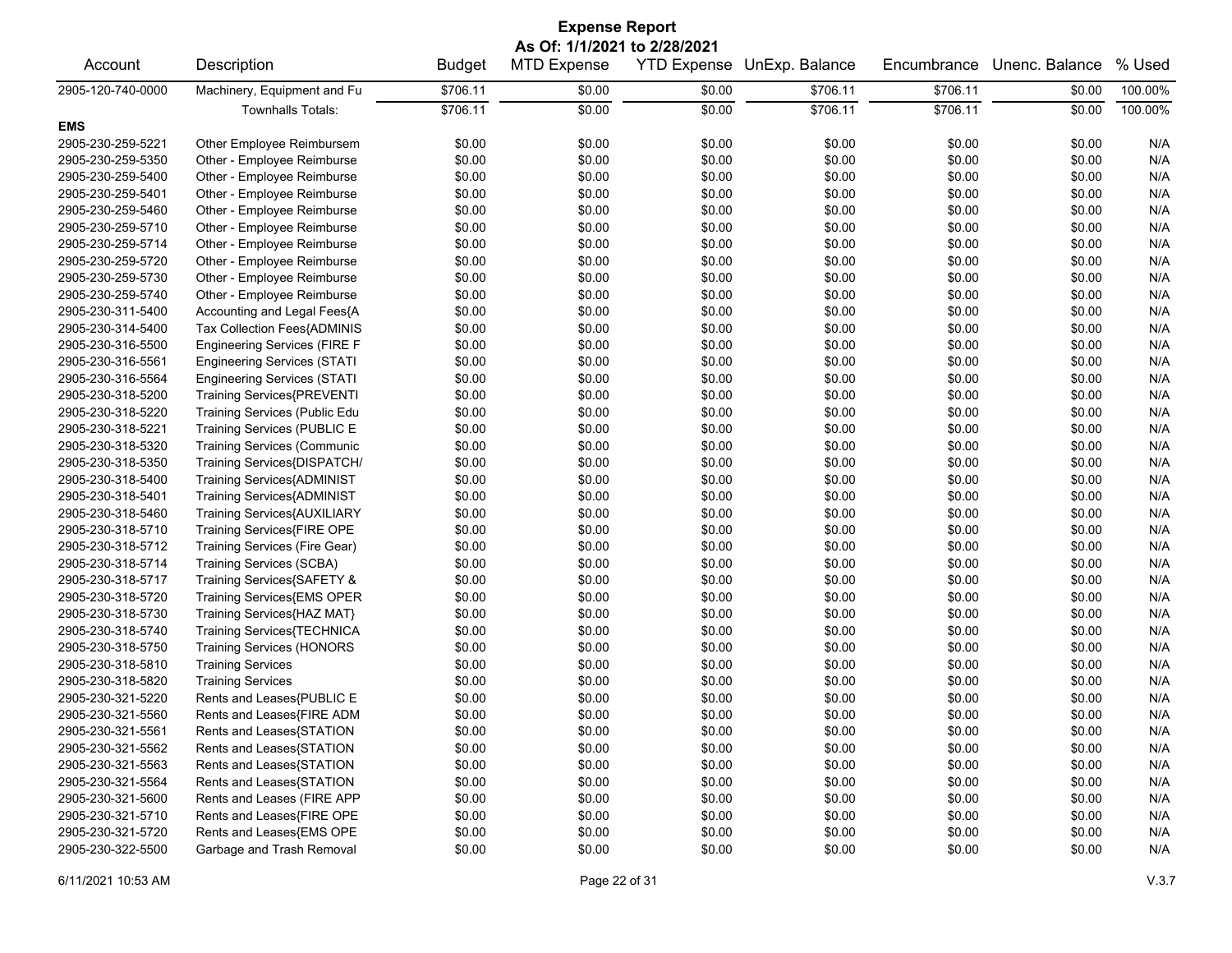# Expense Report

**As Of: 1/1/2021 to 2/28/2021**

| Account | Description | Budget | MTD Expense | YTD Expense | UnExp. Balance | Encumbrance | Unenc. Balance | % Used |
|---|---|---|---|---|---|---|---|---|
| 2905-120-740-0000 | Machinery, Equipment and Fu | $706.11 | $0.00 | $0.00 | $706.11 | $706.11 | $0.00 | 100.00% |
| | Townhalls Totals: | $706.11 | $0.00 | $0.00 | $706.11 | $706.11 | $0.00 | 100.00% |
| **EMS** | | | | | | | | |
| 2905-230-259-5221 | Other Employee Reimbursem | $0.00 | $0.00 | $0.00 | $0.00 | $0.00 | $0.00 | N/A |
| 2905-230-259-5350 | Other - Employee Reimburse | $0.00 | $0.00 | $0.00 | $0.00 | $0.00 | $0.00 | N/A |
| 2905-230-259-5400 | Other - Employee Reimburse | $0.00 | $0.00 | $0.00 | $0.00 | $0.00 | $0.00 | N/A |
| 2905-230-259-5401 | Other - Employee Reimburse | $0.00 | $0.00 | $0.00 | $0.00 | $0.00 | $0.00 | N/A |
| 2905-230-259-5460 | Other - Employee Reimburse | $0.00 | $0.00 | $0.00 | $0.00 | $0.00 | $0.00 | N/A |
| 2905-230-259-5710 | Other - Employee Reimburse | $0.00 | $0.00 | $0.00 | $0.00 | $0.00 | $0.00 | N/A |
| 2905-230-259-5714 | Other - Employee Reimburse | $0.00 | $0.00 | $0.00 | $0.00 | $0.00 | $0.00 | N/A |
| 2905-230-259-5720 | Other - Employee Reimburse | $0.00 | $0.00 | $0.00 | $0.00 | $0.00 | $0.00 | N/A |
| 2905-230-259-5730 | Other - Employee Reimburse | $0.00 | $0.00 | $0.00 | $0.00 | $0.00 | $0.00 | N/A |
| 2905-230-259-5740 | Other - Employee Reimburse | $0.00 | $0.00 | $0.00 | $0.00 | $0.00 | $0.00 | N/A |
| 2905-230-311-5400 | Accounting and Legal Fees{A | $0.00 | $0.00 | $0.00 | $0.00 | $0.00 | $0.00 | N/A |
| 2905-230-314-5400 | Tax Collection Fees{ADMINIS | $0.00 | $0.00 | $0.00 | $0.00 | $0.00 | $0.00 | N/A |
| 2905-230-316-5500 | Engineering Services (FIRE F | $0.00 | $0.00 | $0.00 | $0.00 | $0.00 | $0.00 | N/A |
| 2905-230-316-5561 | Engineering Services (STATI | $0.00 | $0.00 | $0.00 | $0.00 | $0.00 | $0.00 | N/A |
| 2905-230-316-5564 | Engineering Services (STATI | $0.00 | $0.00 | $0.00 | $0.00 | $0.00 | $0.00 | N/A |
| 2905-230-318-5200 | Training Services{PREVENTI | $0.00 | $0.00 | $0.00 | $0.00 | $0.00 | $0.00 | N/A |
| 2905-230-318-5220 | Training Services (Public Edu | $0.00 | $0.00 | $0.00 | $0.00 | $0.00 | $0.00 | N/A |
| 2905-230-318-5221 | Training Services (PUBLIC E | $0.00 | $0.00 | $0.00 | $0.00 | $0.00 | $0.00 | N/A |
| 2905-230-318-5320 | Training Services (Communic | $0.00 | $0.00 | $0.00 | $0.00 | $0.00 | $0.00 | N/A |
| 2905-230-318-5350 | Training Services{DISPATCH/ | $0.00 | $0.00 | $0.00 | $0.00 | $0.00 | $0.00 | N/A |
| 2905-230-318-5400 | Training Services{ADMINIST | $0.00 | $0.00 | $0.00 | $0.00 | $0.00 | $0.00 | N/A |
| 2905-230-318-5401 | Training Services{ADMINIST | $0.00 | $0.00 | $0.00 | $0.00 | $0.00 | $0.00 | N/A |
| 2905-230-318-5460 | Training Services{AUXILIARY | $0.00 | $0.00 | $0.00 | $0.00 | $0.00 | $0.00 | N/A |
| 2905-230-318-5710 | Training Services{FIRE OPE | $0.00 | $0.00 | $0.00 | $0.00 | $0.00 | $0.00 | N/A |
| 2905-230-318-5712 | Training Services (Fire Gear) | $0.00 | $0.00 | $0.00 | $0.00 | $0.00 | $0.00 | N/A |
| 2905-230-318-5714 | Training Services (SCBA) | $0.00 | $0.00 | $0.00 | $0.00 | $0.00 | $0.00 | N/A |
| 2905-230-318-5717 | Training Services{SAFETY & | $0.00 | $0.00 | $0.00 | $0.00 | $0.00 | $0.00 | N/A |
| 2905-230-318-5720 | Training Services{EMS OPER | $0.00 | $0.00 | $0.00 | $0.00 | $0.00 | $0.00 | N/A |
| 2905-230-318-5730 | Training Services{HAZ MAT} | $0.00 | $0.00 | $0.00 | $0.00 | $0.00 | $0.00 | N/A |
| 2905-230-318-5740 | Training Services{TECHNICA | $0.00 | $0.00 | $0.00 | $0.00 | $0.00 | $0.00 | N/A |
| 2905-230-318-5750 | Training Services (HONORS | $0.00 | $0.00 | $0.00 | $0.00 | $0.00 | $0.00 | N/A |
| 2905-230-318-5810 | Training Services | $0.00 | $0.00 | $0.00 | $0.00 | $0.00 | $0.00 | N/A |
| 2905-230-318-5820 | Training Services | $0.00 | $0.00 | $0.00 | $0.00 | $0.00 | $0.00 | N/A |
| 2905-230-321-5220 | Rents and Leases{PUBLIC E | $0.00 | $0.00 | $0.00 | $0.00 | $0.00 | $0.00 | N/A |
| 2905-230-321-5560 | Rents and Leases{FIRE ADM | $0.00 | $0.00 | $0.00 | $0.00 | $0.00 | $0.00 | N/A |
| 2905-230-321-5561 | Rents and Leases{STATION | $0.00 | $0.00 | $0.00 | $0.00 | $0.00 | $0.00 | N/A |
| 2905-230-321-5562 | Rents and Leases{STATION | $0.00 | $0.00 | $0.00 | $0.00 | $0.00 | $0.00 | N/A |
| 2905-230-321-5563 | Rents and Leases{STATION | $0.00 | $0.00 | $0.00 | $0.00 | $0.00 | $0.00 | N/A |
| 2905-230-321-5564 | Rents and Leases{STATION | $0.00 | $0.00 | $0.00 | $0.00 | $0.00 | $0.00 | N/A |
| 2905-230-321-5600 | Rents and Leases (FIRE APP | $0.00 | $0.00 | $0.00 | $0.00 | $0.00 | $0.00 | N/A |
| 2905-230-321-5710 | Rents and Leases{FIRE OPE | $0.00 | $0.00 | $0.00 | $0.00 | $0.00 | $0.00 | N/A |
| 2905-230-321-5720 | Rents and Leases{EMS OPE | $0.00 | $0.00 | $0.00 | $0.00 | $0.00 | $0.00 | N/A |
| 2905-230-322-5500 | Garbage and Trash Removal | $0.00 | $0.00 | $0.00 | $0.00 | $0.00 | $0.00 | N/A |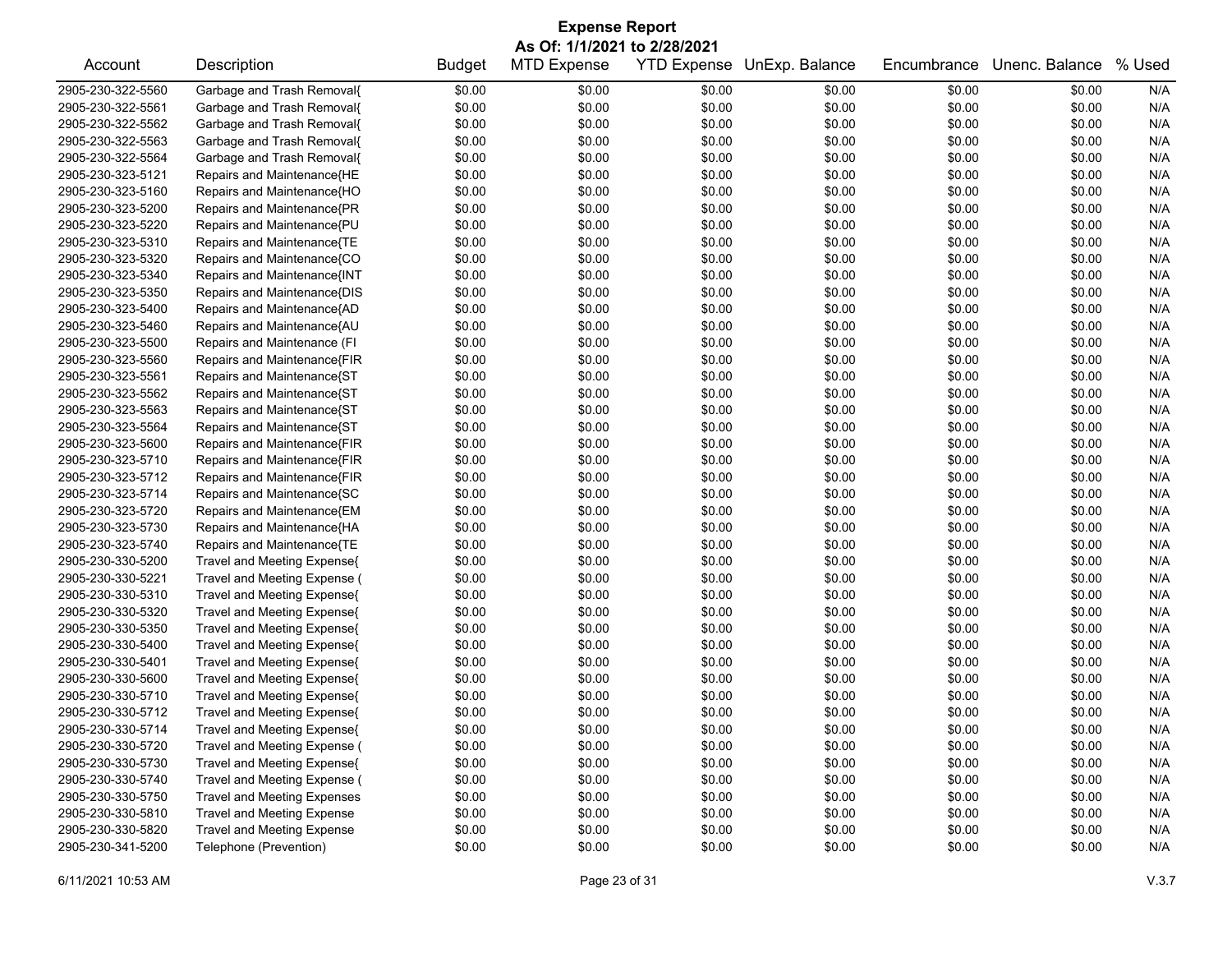# Expense Report

**As Of: 1/1/2021 to 2/28/2021**

| Account | Description | Budget | MTD Expense | YTD Expense | UnExp. Balance | Encumbrance | Unenc. Balance | % Used |
|---|---|---|---|---|---|---|---|---|
| 2905-230-322-5560 | Garbage and Trash Removal{ | $0.00 | $0.00 | $0.00 | $0.00 | $0.00 | $0.00 | N/A |
| 2905-230-322-5561 | Garbage and Trash Removal{ | $0.00 | $0.00 | $0.00 | $0.00 | $0.00 | $0.00 | N/A |
| 2905-230-322-5562 | Garbage and Trash Removal{ | $0.00 | $0.00 | $0.00 | $0.00 | $0.00 | $0.00 | N/A |
| 2905-230-322-5563 | Garbage and Trash Removal{ | $0.00 | $0.00 | $0.00 | $0.00 | $0.00 | $0.00 | N/A |
| 2905-230-322-5564 | Garbage and Trash Removal{ | $0.00 | $0.00 | $0.00 | $0.00 | $0.00 | $0.00 | N/A |
| 2905-230-323-5121 | Repairs and Maintenance{HE | $0.00 | $0.00 | $0.00 | $0.00 | $0.00 | $0.00 | N/A |
| 2905-230-323-5160 | Repairs and Maintenance{HO | $0.00 | $0.00 | $0.00 | $0.00 | $0.00 | $0.00 | N/A |
| 2905-230-323-5200 | Repairs and Maintenance{PR | $0.00 | $0.00 | $0.00 | $0.00 | $0.00 | $0.00 | N/A |
| 2905-230-323-5220 | Repairs and Maintenance{PU | $0.00 | $0.00 | $0.00 | $0.00 | $0.00 | $0.00 | N/A |
| 2905-230-323-5310 | Repairs and Maintenance{TE | $0.00 | $0.00 | $0.00 | $0.00 | $0.00 | $0.00 | N/A |
| 2905-230-323-5320 | Repairs and Maintenance{CO | $0.00 | $0.00 | $0.00 | $0.00 | $0.00 | $0.00 | N/A |
| 2905-230-323-5340 | Repairs and Maintenance{INT | $0.00 | $0.00 | $0.00 | $0.00 | $0.00 | $0.00 | N/A |
| 2905-230-323-5350 | Repairs and Maintenance{DIS | $0.00 | $0.00 | $0.00 | $0.00 | $0.00 | $0.00 | N/A |
| 2905-230-323-5400 | Repairs and Maintenance{AD | $0.00 | $0.00 | $0.00 | $0.00 | $0.00 | $0.00 | N/A |
| 2905-230-323-5460 | Repairs and Maintenance{AU | $0.00 | $0.00 | $0.00 | $0.00 | $0.00 | $0.00 | N/A |
| 2905-230-323-5500 | Repairs and Maintenance (FI | $0.00 | $0.00 | $0.00 | $0.00 | $0.00 | $0.00 | N/A |
| 2905-230-323-5560 | Repairs and Maintenance{FIR | $0.00 | $0.00 | $0.00 | $0.00 | $0.00 | $0.00 | N/A |
| 2905-230-323-5561 | Repairs and Maintenance{ST | $0.00 | $0.00 | $0.00 | $0.00 | $0.00 | $0.00 | N/A |
| 2905-230-323-5562 | Repairs and Maintenance{ST | $0.00 | $0.00 | $0.00 | $0.00 | $0.00 | $0.00 | N/A |
| 2905-230-323-5563 | Repairs and Maintenance{ST | $0.00 | $0.00 | $0.00 | $0.00 | $0.00 | $0.00 | N/A |
| 2905-230-323-5564 | Repairs and Maintenance{ST | $0.00 | $0.00 | $0.00 | $0.00 | $0.00 | $0.00 | N/A |
| 2905-230-323-5600 | Repairs and Maintenance{FIR | $0.00 | $0.00 | $0.00 | $0.00 | $0.00 | $0.00 | N/A |
| 2905-230-323-5710 | Repairs and Maintenance{FIR | $0.00 | $0.00 | $0.00 | $0.00 | $0.00 | $0.00 | N/A |
| 2905-230-323-5712 | Repairs and Maintenance{FIR | $0.00 | $0.00 | $0.00 | $0.00 | $0.00 | $0.00 | N/A |
| 2905-230-323-5714 | Repairs and Maintenance{SC | $0.00 | $0.00 | $0.00 | $0.00 | $0.00 | $0.00 | N/A |
| 2905-230-323-5720 | Repairs and Maintenance{EM | $0.00 | $0.00 | $0.00 | $0.00 | $0.00 | $0.00 | N/A |
| 2905-230-323-5730 | Repairs and Maintenance{HA | $0.00 | $0.00 | $0.00 | $0.00 | $0.00 | $0.00 | N/A |
| 2905-230-323-5740 | Repairs and Maintenance{TE | $0.00 | $0.00 | $0.00 | $0.00 | $0.00 | $0.00 | N/A |
| 2905-230-330-5200 | Travel and Meeting Expense{ | $0.00 | $0.00 | $0.00 | $0.00 | $0.00 | $0.00 | N/A |
| 2905-230-330-5221 | Travel and Meeting Expense ( | $0.00 | $0.00 | $0.00 | $0.00 | $0.00 | $0.00 | N/A |
| 2905-230-330-5310 | Travel and Meeting Expense{ | $0.00 | $0.00 | $0.00 | $0.00 | $0.00 | $0.00 | N/A |
| 2905-230-330-5320 | Travel and Meeting Expense{ | $0.00 | $0.00 | $0.00 | $0.00 | $0.00 | $0.00 | N/A |
| 2905-230-330-5350 | Travel and Meeting Expense{ | $0.00 | $0.00 | $0.00 | $0.00 | $0.00 | $0.00 | N/A |
| 2905-230-330-5400 | Travel and Meeting Expense{ | $0.00 | $0.00 | $0.00 | $0.00 | $0.00 | $0.00 | N/A |
| 2905-230-330-5401 | Travel and Meeting Expense{ | $0.00 | $0.00 | $0.00 | $0.00 | $0.00 | $0.00 | N/A |
| 2905-230-330-5600 | Travel and Meeting Expense{ | $0.00 | $0.00 | $0.00 | $0.00 | $0.00 | $0.00 | N/A |
| 2905-230-330-5710 | Travel and Meeting Expense{ | $0.00 | $0.00 | $0.00 | $0.00 | $0.00 | $0.00 | N/A |
| 2905-230-330-5712 | Travel and Meeting Expense{ | $0.00 | $0.00 | $0.00 | $0.00 | $0.00 | $0.00 | N/A |
| 2905-230-330-5714 | Travel and Meeting Expense{ | $0.00 | $0.00 | $0.00 | $0.00 | $0.00 | $0.00 | N/A |
| 2905-230-330-5720 | Travel and Meeting Expense ( | $0.00 | $0.00 | $0.00 | $0.00 | $0.00 | $0.00 | N/A |
| 2905-230-330-5730 | Travel and Meeting Expense{ | $0.00 | $0.00 | $0.00 | $0.00 | $0.00 | $0.00 | N/A |
| 2905-230-330-5740 | Travel and Meeting Expense ( | $0.00 | $0.00 | $0.00 | $0.00 | $0.00 | $0.00 | N/A |
| 2905-230-330-5750 | Travel and Meeting Expenses | $0.00 | $0.00 | $0.00 | $0.00 | $0.00 | $0.00 | N/A |
| 2905-230-330-5810 | Travel and Meeting Expense | $0.00 | $0.00 | $0.00 | $0.00 | $0.00 | $0.00 | N/A |
| 2905-230-330-5820 | Travel and Meeting Expense | $0.00 | $0.00 | $0.00 | $0.00 | $0.00 | $0.00 | N/A |
| 2905-230-341-5200 | Telephone (Prevention) | $0.00 | $0.00 | $0.00 | $0.00 | $0.00 | $0.00 | N/A |

6/11/2021 10:53 AM V.3.7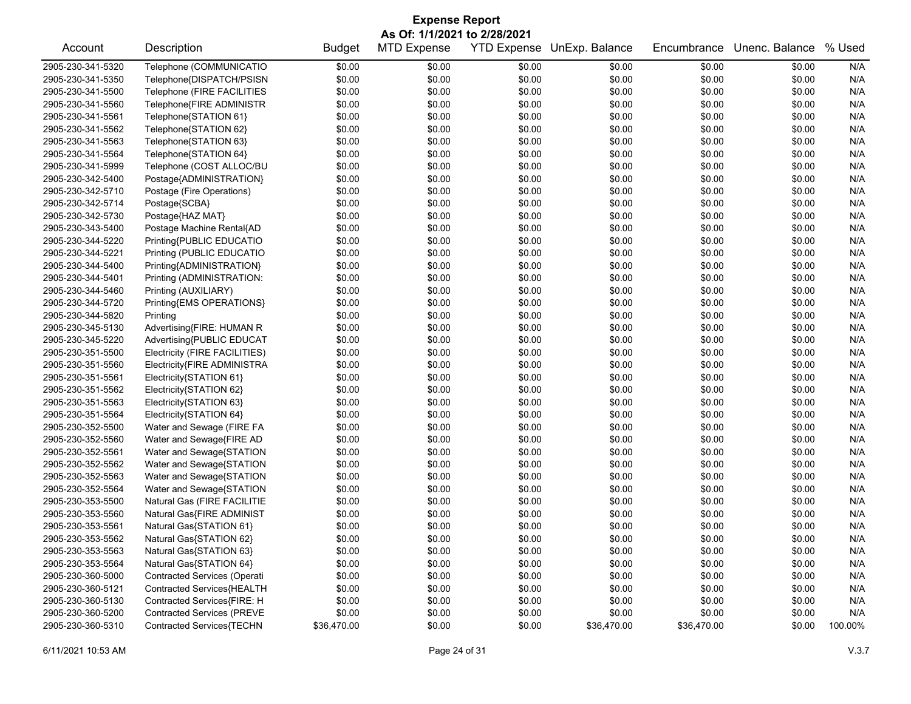# Expense Report

**As Of: 1/1/2021 to 2/28/2021**

| Account | Description | Budget | MTD Expense | YTD Expense | UnExp. Balance | Encumbrance | Unenc. Balance | % Used |
|---|---|---|---|---|---|---|---|---|
| 2905-230-341-5320 | Telephone (COMMUNICATIO | $0.00 | $0.00 | $0.00 | $0.00 | $0.00 | $0.00 | N/A |
| 2905-230-341-5350 | Telephone{DISPATCH/PSISN | $0.00 | $0.00 | $0.00 | $0.00 | $0.00 | $0.00 | N/A |
| 2905-230-341-5500 | Telephone (FIRE FACILITIES | $0.00 | $0.00 | $0.00 | $0.00 | $0.00 | $0.00 | N/A |
| 2905-230-341-5560 | Telephone{FIRE ADMINISTR | $0.00 | $0.00 | $0.00 | $0.00 | $0.00 | $0.00 | N/A |
| 2905-230-341-5561 | Telephone{STATION 61} | $0.00 | $0.00 | $0.00 | $0.00 | $0.00 | $0.00 | N/A |
| 2905-230-341-5562 | Telephone{STATION 62} | $0.00 | $0.00 | $0.00 | $0.00 | $0.00 | $0.00 | N/A |
| 2905-230-341-5563 | Telephone{STATION 63} | $0.00 | $0.00 | $0.00 | $0.00 | $0.00 | $0.00 | N/A |
| 2905-230-341-5564 | Telephone{STATION 64} | $0.00 | $0.00 | $0.00 | $0.00 | $0.00 | $0.00 | N/A |
| 2905-230-341-5999 | Telephone (COST ALLOC/BU | $0.00 | $0.00 | $0.00 | $0.00 | $0.00 | $0.00 | N/A |
| 2905-230-342-5400 | Postage{ADMINISTRATION} | $0.00 | $0.00 | $0.00 | $0.00 | $0.00 | $0.00 | N/A |
| 2905-230-342-5710 | Postage (Fire Operations) | $0.00 | $0.00 | $0.00 | $0.00 | $0.00 | $0.00 | N/A |
| 2905-230-342-5714 | Postage{SCBA} | $0.00 | $0.00 | $0.00 | $0.00 | $0.00 | $0.00 | N/A |
| 2905-230-342-5730 | Postage{HAZ MAT} | $0.00 | $0.00 | $0.00 | $0.00 | $0.00 | $0.00 | N/A |
| 2905-230-343-5400 | Postage Machine Rental{AD | $0.00 | $0.00 | $0.00 | $0.00 | $0.00 | $0.00 | N/A |
| 2905-230-344-5220 | Printing{PUBLIC EDUCATIO | $0.00 | $0.00 | $0.00 | $0.00 | $0.00 | $0.00 | N/A |
| 2905-230-344-5221 | Printing (PUBLIC EDUCATIO | $0.00 | $0.00 | $0.00 | $0.00 | $0.00 | $0.00 | N/A |
| 2905-230-344-5400 | Printing{ADMINISTRATION} | $0.00 | $0.00 | $0.00 | $0.00 | $0.00 | $0.00 | N/A |
| 2905-230-344-5401 | Printing (ADMINISTRATION: | $0.00 | $0.00 | $0.00 | $0.00 | $0.00 | $0.00 | N/A |
| 2905-230-344-5460 | Printing (AUXILIARY) | $0.00 | $0.00 | $0.00 | $0.00 | $0.00 | $0.00 | N/A |
| 2905-230-344-5720 | Printing{EMS OPERATIONS} | $0.00 | $0.00 | $0.00 | $0.00 | $0.00 | $0.00 | N/A |
| 2905-230-344-5820 | Printing | $0.00 | $0.00 | $0.00 | $0.00 | $0.00 | $0.00 | N/A |
| 2905-230-345-5130 | Advertising{FIRE: HUMAN R | $0.00 | $0.00 | $0.00 | $0.00 | $0.00 | $0.00 | N/A |
| 2905-230-345-5220 | Advertising{PUBLIC EDUCAT | $0.00 | $0.00 | $0.00 | $0.00 | $0.00 | $0.00 | N/A |
| 2905-230-351-5500 | Electricity (FIRE FACILITIES) | $0.00 | $0.00 | $0.00 | $0.00 | $0.00 | $0.00 | N/A |
| 2905-230-351-5560 | Electricity{FIRE ADMINISTRA | $0.00 | $0.00 | $0.00 | $0.00 | $0.00 | $0.00 | N/A |
| 2905-230-351-5561 | Electricity{STATION 61} | $0.00 | $0.00 | $0.00 | $0.00 | $0.00 | $0.00 | N/A |
| 2905-230-351-5562 | Electricity{STATION 62} | $0.00 | $0.00 | $0.00 | $0.00 | $0.00 | $0.00 | N/A |
| 2905-230-351-5563 | Electricity{STATION 63} | $0.00 | $0.00 | $0.00 | $0.00 | $0.00 | $0.00 | N/A |
| 2905-230-351-5564 | Electricity{STATION 64} | $0.00 | $0.00 | $0.00 | $0.00 | $0.00 | $0.00 | N/A |
| 2905-230-352-5500 | Water and Sewage (FIRE FA | $0.00 | $0.00 | $0.00 | $0.00 | $0.00 | $0.00 | N/A |
| 2905-230-352-5560 | Water and Sewage{FIRE AD | $0.00 | $0.00 | $0.00 | $0.00 | $0.00 | $0.00 | N/A |
| 2905-230-352-5561 | Water and Sewage{STATION | $0.00 | $0.00 | $0.00 | $0.00 | $0.00 | $0.00 | N/A |
| 2905-230-352-5562 | Water and Sewage{STATION | $0.00 | $0.00 | $0.00 | $0.00 | $0.00 | $0.00 | N/A |
| 2905-230-352-5563 | Water and Sewage{STATION | $0.00 | $0.00 | $0.00 | $0.00 | $0.00 | $0.00 | N/A |
| 2905-230-352-5564 | Water and Sewage{STATION | $0.00 | $0.00 | $0.00 | $0.00 | $0.00 | $0.00 | N/A |
| 2905-230-353-5500 | Natural Gas (FIRE FACILITIE | $0.00 | $0.00 | $0.00 | $0.00 | $0.00 | $0.00 | N/A |
| 2905-230-353-5560 | Natural Gas{FIRE ADMINIST | $0.00 | $0.00 | $0.00 | $0.00 | $0.00 | $0.00 | N/A |
| 2905-230-353-5561 | Natural Gas{STATION 61} | $0.00 | $0.00 | $0.00 | $0.00 | $0.00 | $0.00 | N/A |
| 2905-230-353-5562 | Natural Gas{STATION 62} | $0.00 | $0.00 | $0.00 | $0.00 | $0.00 | $0.00 | N/A |
| 2905-230-353-5563 | Natural Gas{STATION 63} | $0.00 | $0.00 | $0.00 | $0.00 | $0.00 | $0.00 | N/A |
| 2905-230-353-5564 | Natural Gas{STATION 64} | $0.00 | $0.00 | $0.00 | $0.00 | $0.00 | $0.00 | N/A |
| 2905-230-360-5000 | Contracted Services (Operati | $0.00 | $0.00 | $0.00 | $0.00 | $0.00 | $0.00 | N/A |
| 2905-230-360-5121 | Contracted Services{HEALTH | $0.00 | $0.00 | $0.00 | $0.00 | $0.00 | $0.00 | N/A |
| 2905-230-360-5130 | Contracted Services{FIRE: H | $0.00 | $0.00 | $0.00 | $0.00 | $0.00 | $0.00 | N/A |
| 2905-230-360-5200 | Contracted Services (PREVE | $0.00 | $0.00 | $0.00 | $0.00 | $0.00 | $0.00 | N/A |
| 2905-230-360-5310 | Contracted Services{TECHN | $36,470.00 | $0.00 | $0.00 | $36,470.00 | $36,470.00 | $0.00 | 100.00% |

6/11/2021 10:53 AM V.3.7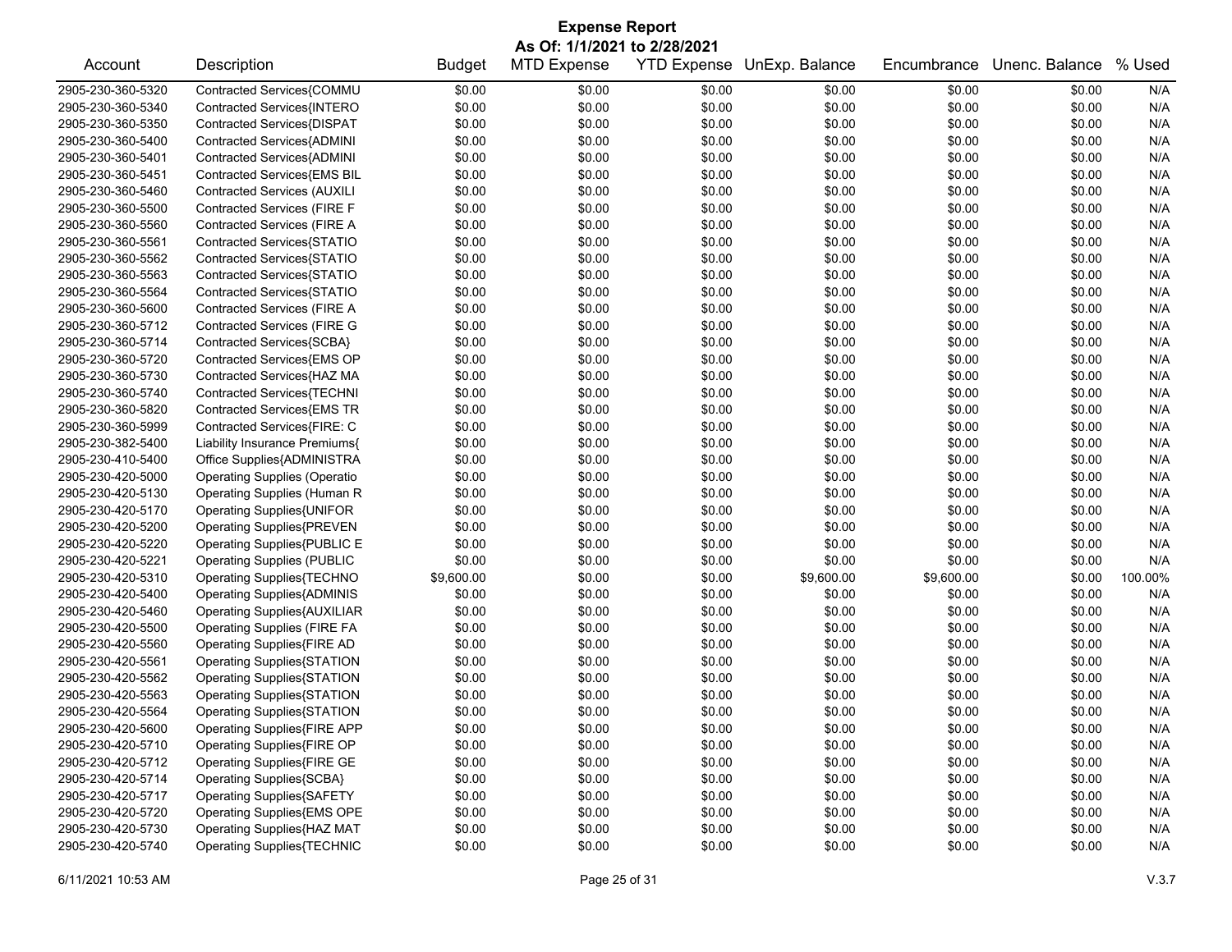# Expense Report

**As Of: 1/1/2021 to 2/28/2021**

| Account | Description | Budget | MTD Expense | YTD Expense | UnExp. Balance | Encumbrance | Unenc. Balance | % Used |
|---|---|---|---|---|---|---|---|---|
| 2905-230-360-5320 | Contracted Services{COMMU | $0.00 | $0.00 | $0.00 | $0.00 | $0.00 | $0.00 | N/A |
| 2905-230-360-5340 | Contracted Services{INTERO | $0.00 | $0.00 | $0.00 | $0.00 | $0.00 | $0.00 | N/A |
| 2905-230-360-5350 | Contracted Services{DISPAT | $0.00 | $0.00 | $0.00 | $0.00 | $0.00 | $0.00 | N/A |
| 2905-230-360-5400 | Contracted Services{ADMINI | $0.00 | $0.00 | $0.00 | $0.00 | $0.00 | $0.00 | N/A |
| 2905-230-360-5401 | Contracted Services{ADMINI | $0.00 | $0.00 | $0.00 | $0.00 | $0.00 | $0.00 | N/A |
| 2905-230-360-5451 | Contracted Services{EMS BIL | $0.00 | $0.00 | $0.00 | $0.00 | $0.00 | $0.00 | N/A |
| 2905-230-360-5460 | Contracted Services (AUXILI | $0.00 | $0.00 | $0.00 | $0.00 | $0.00 | $0.00 | N/A |
| 2905-230-360-5500 | Contracted Services (FIRE F | $0.00 | $0.00 | $0.00 | $0.00 | $0.00 | $0.00 | N/A |
| 2905-230-360-5560 | Contracted Services (FIRE A | $0.00 | $0.00 | $0.00 | $0.00 | $0.00 | $0.00 | N/A |
| 2905-230-360-5561 | Contracted Services{STATIO | $0.00 | $0.00 | $0.00 | $0.00 | $0.00 | $0.00 | N/A |
| 2905-230-360-5562 | Contracted Services{STATIO | $0.00 | $0.00 | $0.00 | $0.00 | $0.00 | $0.00 | N/A |
| 2905-230-360-5563 | Contracted Services{STATIO | $0.00 | $0.00 | $0.00 | $0.00 | $0.00 | $0.00 | N/A |
| 2905-230-360-5564 | Contracted Services{STATIO | $0.00 | $0.00 | $0.00 | $0.00 | $0.00 | $0.00 | N/A |
| 2905-230-360-5600 | Contracted Services (FIRE A | $0.00 | $0.00 | $0.00 | $0.00 | $0.00 | $0.00 | N/A |
| 2905-230-360-5712 | Contracted Services (FIRE G | $0.00 | $0.00 | $0.00 | $0.00 | $0.00 | $0.00 | N/A |
| 2905-230-360-5714 | Contracted Services{SCBA} | $0.00 | $0.00 | $0.00 | $0.00 | $0.00 | $0.00 | N/A |
| 2905-230-360-5720 | Contracted Services{EMS OP | $0.00 | $0.00 | $0.00 | $0.00 | $0.00 | $0.00 | N/A |
| 2905-230-360-5730 | Contracted Services{HAZ MA | $0.00 | $0.00 | $0.00 | $0.00 | $0.00 | $0.00 | N/A |
| 2905-230-360-5740 | Contracted Services{TECHNI | $0.00 | $0.00 | $0.00 | $0.00 | $0.00 | $0.00 | N/A |
| 2905-230-360-5820 | Contracted Services{EMS TR | $0.00 | $0.00 | $0.00 | $0.00 | $0.00 | $0.00 | N/A |
| 2905-230-360-5999 | Contracted Services{FIRE: C | $0.00 | $0.00 | $0.00 | $0.00 | $0.00 | $0.00 | N/A |
| 2905-230-382-5400 | Liability Insurance Premiums{ | $0.00 | $0.00 | $0.00 | $0.00 | $0.00 | $0.00 | N/A |
| 2905-230-410-5400 | Office Supplies{ADMINISTRA | $0.00 | $0.00 | $0.00 | $0.00 | $0.00 | $0.00 | N/A |
| 2905-230-420-5000 | Operating Supplies (Operatio | $0.00 | $0.00 | $0.00 | $0.00 | $0.00 | $0.00 | N/A |
| 2905-230-420-5130 | Operating Supplies (Human R | $0.00 | $0.00 | $0.00 | $0.00 | $0.00 | $0.00 | N/A |
| 2905-230-420-5170 | Operating Supplies{UNIFOR | $0.00 | $0.00 | $0.00 | $0.00 | $0.00 | $0.00 | N/A |
| 2905-230-420-5200 | Operating Supplies{PREVEN | $0.00 | $0.00 | $0.00 | $0.00 | $0.00 | $0.00 | N/A |
| 2905-230-420-5220 | Operating Supplies{PUBLIC E | $0.00 | $0.00 | $0.00 | $0.00 | $0.00 | $0.00 | N/A |
| 2905-230-420-5221 | Operating Supplies (PUBLIC | $0.00 | $0.00 | $0.00 | $0.00 | $0.00 | $0.00 | N/A |
| 2905-230-420-5310 | Operating Supplies{TECHNO | $9,600.00 | $0.00 | $0.00 | $9,600.00 | $9,600.00 | $0.00 | 100.00% |
| 2905-230-420-5400 | Operating Supplies{ADMINIS | $0.00 | $0.00 | $0.00 | $0.00 | $0.00 | $0.00 | N/A |
| 2905-230-420-5460 | Operating Supplies{AUXILIAR | $0.00 | $0.00 | $0.00 | $0.00 | $0.00 | $0.00 | N/A |
| 2905-230-420-5500 | Operating Supplies (FIRE FA | $0.00 | $0.00 | $0.00 | $0.00 | $0.00 | $0.00 | N/A |
| 2905-230-420-5560 | Operating Supplies{FIRE AD | $0.00 | $0.00 | $0.00 | $0.00 | $0.00 | $0.00 | N/A |
| 2905-230-420-5561 | Operating Supplies{STATION | $0.00 | $0.00 | $0.00 | $0.00 | $0.00 | $0.00 | N/A |
| 2905-230-420-5562 | Operating Supplies{STATION | $0.00 | $0.00 | $0.00 | $0.00 | $0.00 | $0.00 | N/A |
| 2905-230-420-5563 | Operating Supplies{STATION | $0.00 | $0.00 | $0.00 | $0.00 | $0.00 | $0.00 | N/A |
| 2905-230-420-5564 | Operating Supplies{STATION | $0.00 | $0.00 | $0.00 | $0.00 | $0.00 | $0.00 | N/A |
| 2905-230-420-5600 | Operating Supplies{FIRE APP | $0.00 | $0.00 | $0.00 | $0.00 | $0.00 | $0.00 | N/A |
| 2905-230-420-5710 | Operating Supplies{FIRE OP | $0.00 | $0.00 | $0.00 | $0.00 | $0.00 | $0.00 | N/A |
| 2905-230-420-5712 | Operating Supplies{FIRE GE | $0.00 | $0.00 | $0.00 | $0.00 | $0.00 | $0.00 | N/A |
| 2905-230-420-5714 | Operating Supplies{SCBA} | $0.00 | $0.00 | $0.00 | $0.00 | $0.00 | $0.00 | N/A |
| 2905-230-420-5717 | Operating Supplies{SAFETY | $0.00 | $0.00 | $0.00 | $0.00 | $0.00 | $0.00 | N/A |
| 2905-230-420-5720 | Operating Supplies{EMS OPE | $0.00 | $0.00 | $0.00 | $0.00 | $0.00 | $0.00 | N/A |
| 2905-230-420-5730 | Operating Supplies{HAZ MAT | $0.00 | $0.00 | $0.00 | $0.00 | $0.00 | $0.00 | N/A |
| 2905-230-420-5740 | Operating Supplies{TECHNIC | $0.00 | $0.00 | $0.00 | $0.00 | $0.00 | $0.00 | N/A |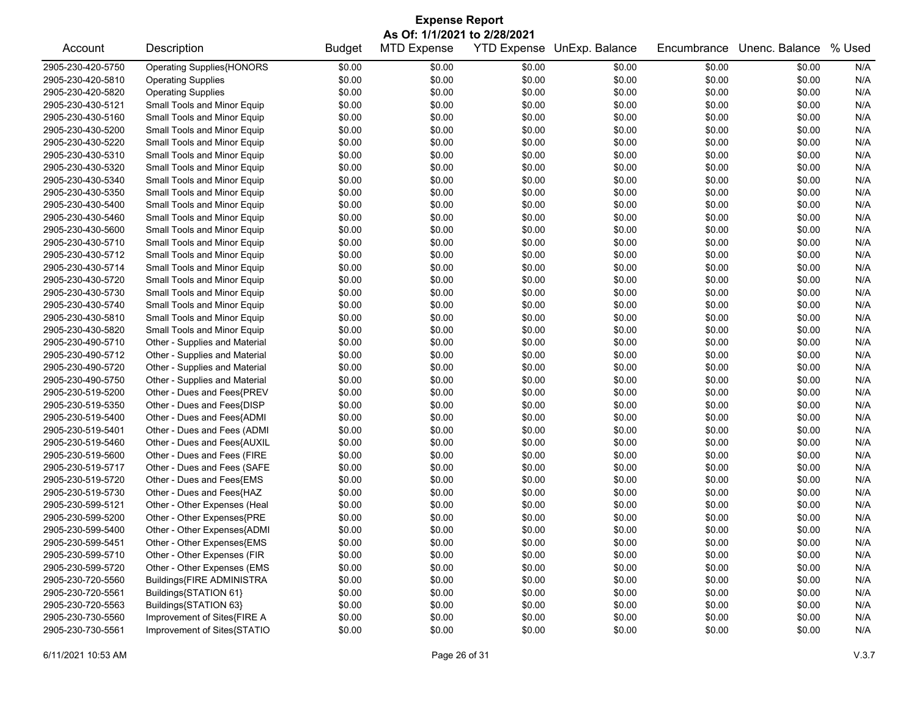# Expense Report

**As Of: 1/1/2021 to 2/28/2021**

| Account | Description | Budget | MTD Expense | YTD Expense | UnExp. Balance | Encumbrance | Unenc. Balance | % Used |
|---|---|---|---|---|---|---|---|---|
| 2905-230-420-5750 | Operating Supplies{HONORS | $0.00 | $0.00 | $0.00 | $0.00 | $0.00 | $0.00 | N/A |
| 2905-230-420-5810 | Operating Supplies | $0.00 | $0.00 | $0.00 | $0.00 | $0.00 | $0.00 | N/A |
| 2905-230-420-5820 | Operating Supplies | $0.00 | $0.00 | $0.00 | $0.00 | $0.00 | $0.00 | N/A |
| 2905-230-430-5121 | Small Tools and Minor Equip | $0.00 | $0.00 | $0.00 | $0.00 | $0.00 | $0.00 | N/A |
| 2905-230-430-5160 | Small Tools and Minor Equip | $0.00 | $0.00 | $0.00 | $0.00 | $0.00 | $0.00 | N/A |
| 2905-230-430-5200 | Small Tools and Minor Equip | $0.00 | $0.00 | $0.00 | $0.00 | $0.00 | $0.00 | N/A |
| 2905-230-430-5220 | Small Tools and Minor Equip | $0.00 | $0.00 | $0.00 | $0.00 | $0.00 | $0.00 | N/A |
| 2905-230-430-5310 | Small Tools and Minor Equip | $0.00 | $0.00 | $0.00 | $0.00 | $0.00 | $0.00 | N/A |
| 2905-230-430-5320 | Small Tools and Minor Equip | $0.00 | $0.00 | $0.00 | $0.00 | $0.00 | $0.00 | N/A |
| 2905-230-430-5340 | Small Tools and Minor Equip | $0.00 | $0.00 | $0.00 | $0.00 | $0.00 | $0.00 | N/A |
| 2905-230-430-5350 | Small Tools and Minor Equip | $0.00 | $0.00 | $0.00 | $0.00 | $0.00 | $0.00 | N/A |
| 2905-230-430-5400 | Small Tools and Minor Equip | $0.00 | $0.00 | $0.00 | $0.00 | $0.00 | $0.00 | N/A |
| 2905-230-430-5460 | Small Tools and Minor Equip | $0.00 | $0.00 | $0.00 | $0.00 | $0.00 | $0.00 | N/A |
| 2905-230-430-5600 | Small Tools and Minor Equip | $0.00 | $0.00 | $0.00 | $0.00 | $0.00 | $0.00 | N/A |
| 2905-230-430-5710 | Small Tools and Minor Equip | $0.00 | $0.00 | $0.00 | $0.00 | $0.00 | $0.00 | N/A |
| 2905-230-430-5712 | Small Tools and Minor Equip | $0.00 | $0.00 | $0.00 | $0.00 | $0.00 | $0.00 | N/A |
| 2905-230-430-5714 | Small Tools and Minor Equip | $0.00 | $0.00 | $0.00 | $0.00 | $0.00 | $0.00 | N/A |
| 2905-230-430-5720 | Small Tools and Minor Equip | $0.00 | $0.00 | $0.00 | $0.00 | $0.00 | $0.00 | N/A |
| 2905-230-430-5730 | Small Tools and Minor Equip | $0.00 | $0.00 | $0.00 | $0.00 | $0.00 | $0.00 | N/A |
| 2905-230-430-5740 | Small Tools and Minor Equip | $0.00 | $0.00 | $0.00 | $0.00 | $0.00 | $0.00 | N/A |
| 2905-230-430-5810 | Small Tools and Minor Equip | $0.00 | $0.00 | $0.00 | $0.00 | $0.00 | $0.00 | N/A |
| 2905-230-430-5820 | Small Tools and Minor Equip | $0.00 | $0.00 | $0.00 | $0.00 | $0.00 | $0.00 | N/A |
| 2905-230-490-5710 | Other - Supplies and Material | $0.00 | $0.00 | $0.00 | $0.00 | $0.00 | $0.00 | N/A |
| 2905-230-490-5712 | Other - Supplies and Material | $0.00 | $0.00 | $0.00 | $0.00 | $0.00 | $0.00 | N/A |
| 2905-230-490-5720 | Other - Supplies and Material | $0.00 | $0.00 | $0.00 | $0.00 | $0.00 | $0.00 | N/A |
| 2905-230-490-5750 | Other - Supplies and Material | $0.00 | $0.00 | $0.00 | $0.00 | $0.00 | $0.00 | N/A |
| 2905-230-519-5200 | Other - Dues and Fees{PREV | $0.00 | $0.00 | $0.00 | $0.00 | $0.00 | $0.00 | N/A |
| 2905-230-519-5350 | Other - Dues and Fees{DISP | $0.00 | $0.00 | $0.00 | $0.00 | $0.00 | $0.00 | N/A |
| 2905-230-519-5400 | Other - Dues and Fees{ADMI | $0.00 | $0.00 | $0.00 | $0.00 | $0.00 | $0.00 | N/A |
| 2905-230-519-5401 | Other - Dues and Fees (ADMI | $0.00 | $0.00 | $0.00 | $0.00 | $0.00 | $0.00 | N/A |
| 2905-230-519-5460 | Other - Dues and Fees{AUXIL | $0.00 | $0.00 | $0.00 | $0.00 | $0.00 | $0.00 | N/A |
| 2905-230-519-5600 | Other - Dues and Fees (FIRE | $0.00 | $0.00 | $0.00 | $0.00 | $0.00 | $0.00 | N/A |
| 2905-230-519-5717 | Other - Dues and Fees (SAFE | $0.00 | $0.00 | $0.00 | $0.00 | $0.00 | $0.00 | N/A |
| 2905-230-519-5720 | Other - Dues and Fees{EMS | $0.00 | $0.00 | $0.00 | $0.00 | $0.00 | $0.00 | N/A |
| 2905-230-519-5730 | Other - Dues and Fees{HAZ | $0.00 | $0.00 | $0.00 | $0.00 | $0.00 | $0.00 | N/A |
| 2905-230-599-5121 | Other - Other Expenses (Heal | $0.00 | $0.00 | $0.00 | $0.00 | $0.00 | $0.00 | N/A |
| 2905-230-599-5200 | Other - Other Expenses{PRE | $0.00 | $0.00 | $0.00 | $0.00 | $0.00 | $0.00 | N/A |
| 2905-230-599-5400 | Other - Other Expenses{ADMI | $0.00 | $0.00 | $0.00 | $0.00 | $0.00 | $0.00 | N/A |
| 2905-230-599-5451 | Other - Other Expenses{EMS | $0.00 | $0.00 | $0.00 | $0.00 | $0.00 | $0.00 | N/A |
| 2905-230-599-5710 | Other - Other Expenses (FIR | $0.00 | $0.00 | $0.00 | $0.00 | $0.00 | $0.00 | N/A |
| 2905-230-599-5720 | Other - Other Expenses (EMS | $0.00 | $0.00 | $0.00 | $0.00 | $0.00 | $0.00 | N/A |
| 2905-230-720-5560 | Buildings{FIRE ADMINISTRA | $0.00 | $0.00 | $0.00 | $0.00 | $0.00 | $0.00 | N/A |
| 2905-230-720-5561 | Buildings{STATION 61} | $0.00 | $0.00 | $0.00 | $0.00 | $0.00 | $0.00 | N/A |
| 2905-230-720-5563 | Buildings{STATION 63} | $0.00 | $0.00 | $0.00 | $0.00 | $0.00 | $0.00 | N/A |
| 2905-230-730-5560 | Improvement of Sites{FIRE A | $0.00 | $0.00 | $0.00 | $0.00 | $0.00 | $0.00 | N/A |
| 2905-230-730-5561 | Improvement of Sites{STATIO | $0.00 | $0.00 | $0.00 | $0.00 | $0.00 | $0.00 | N/A |

6/11/2021 10:53 AM V.3.7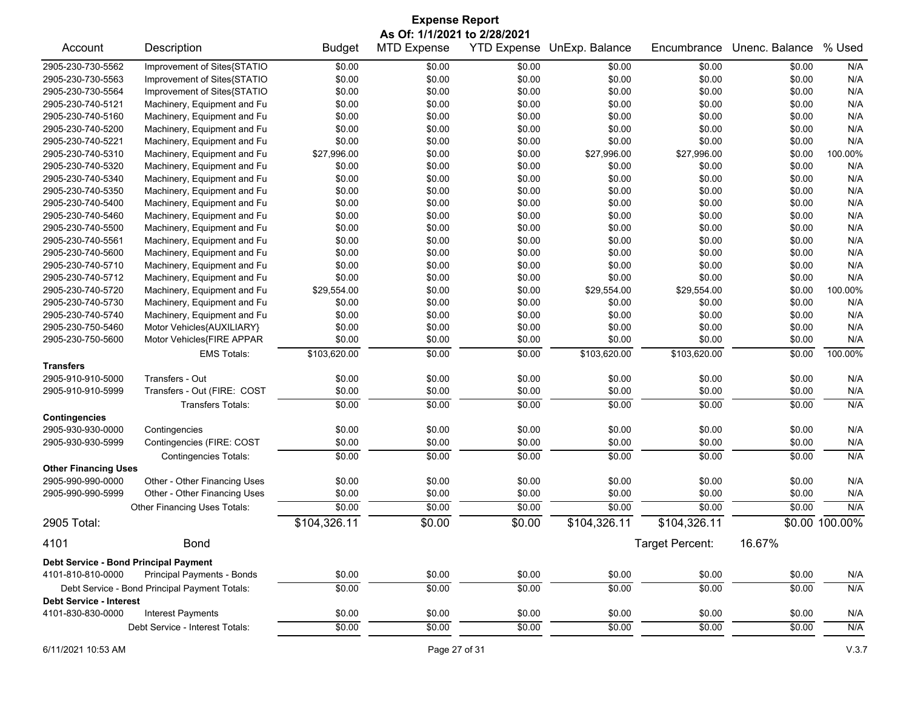# Expense Report

**As Of: 1/1/2021 to 2/28/2021**

| Account | Description | Budget | MTD Expense | YTD Expense | UnExp. Balance | Encumbrance | Unenc. Balance | % Used |
|---|---|---|---|---|---|---|---|---|
| 2905-230-730-5562 | Improvement of Sites{STATIO | $0.00 | $0.00 | $0.00 | $0.00 | $0.00 | $0.00 | N/A |
| 2905-230-730-5563 | Improvement of Sites{STATIO | $0.00 | $0.00 | $0.00 | $0.00 | $0.00 | $0.00 | N/A |
| 2905-230-730-5564 | Improvement of Sites{STATIO | $0.00 | $0.00 | $0.00 | $0.00 | $0.00 | $0.00 | N/A |
| 2905-230-740-5121 | Machinery, Equipment and Fu | $0.00 | $0.00 | $0.00 | $0.00 | $0.00 | $0.00 | N/A |
| 2905-230-740-5160 | Machinery, Equipment and Fu | $0.00 | $0.00 | $0.00 | $0.00 | $0.00 | $0.00 | N/A |
| 2905-230-740-5200 | Machinery, Equipment and Fu | $0.00 | $0.00 | $0.00 | $0.00 | $0.00 | $0.00 | N/A |
| 2905-230-740-5221 | Machinery, Equipment and Fu | $0.00 | $0.00 | $0.00 | $0.00 | $0.00 | $0.00 | N/A |
| 2905-230-740-5310 | Machinery, Equipment and Fu | $27,996.00 | $0.00 | $0.00 | $27,996.00 | $27,996.00 | $0.00 | 100.00% |
| 2905-230-740-5320 | Machinery, Equipment and Fu | $0.00 | $0.00 | $0.00 | $0.00 | $0.00 | $0.00 | N/A |
| 2905-230-740-5340 | Machinery, Equipment and Fu | $0.00 | $0.00 | $0.00 | $0.00 | $0.00 | $0.00 | N/A |
| 2905-230-740-5350 | Machinery, Equipment and Fu | $0.00 | $0.00 | $0.00 | $0.00 | $0.00 | $0.00 | N/A |
| 2905-230-740-5400 | Machinery, Equipment and Fu | $0.00 | $0.00 | $0.00 | $0.00 | $0.00 | $0.00 | N/A |
| 2905-230-740-5460 | Machinery, Equipment and Fu | $0.00 | $0.00 | $0.00 | $0.00 | $0.00 | $0.00 | N/A |
| 2905-230-740-5500 | Machinery, Equipment and Fu | $0.00 | $0.00 | $0.00 | $0.00 | $0.00 | $0.00 | N/A |
| 2905-230-740-5561 | Machinery, Equipment and Fu | $0.00 | $0.00 | $0.00 | $0.00 | $0.00 | $0.00 | N/A |
| 2905-230-740-5600 | Machinery, Equipment and Fu | $0.00 | $0.00 | $0.00 | $0.00 | $0.00 | $0.00 | N/A |
| 2905-230-740-5710 | Machinery, Equipment and Fu | $0.00 | $0.00 | $0.00 | $0.00 | $0.00 | $0.00 | N/A |
| 2905-230-740-5712 | Machinery, Equipment and Fu | $0.00 | $0.00 | $0.00 | $0.00 | $0.00 | $0.00 | N/A |
| 2905-230-740-5720 | Machinery, Equipment and Fu | $29,554.00 | $0.00 | $0.00 | $29,554.00 | $29,554.00 | $0.00 | 100.00% |
| 2905-230-740-5730 | Machinery, Equipment and Fu | $0.00 | $0.00 | $0.00 | $0.00 | $0.00 | $0.00 | N/A |
| 2905-230-740-5740 | Machinery, Equipment and Fu | $0.00 | $0.00 | $0.00 | $0.00 | $0.00 | $0.00 | N/A |
| 2905-230-750-5460 | Motor Vehicles{AUXILIARY} | $0.00 | $0.00 | $0.00 | $0.00 | $0.00 | $0.00 | N/A |
| 2905-230-750-5600 | Motor Vehicles{FIRE APPAR | $0.00 | $0.00 | $0.00 | $0.00 | $0.00 | $0.00 | N/A |
| | EMS Totals: | $103,620.00 | $0.00 | $0.00 | $103,620.00 | $103,620.00 | $0.00 | 100.00% |
| **Transfers** | | | | | | | | |
| 2905-910-910-5000 | Transfers - Out | $0.00 | $0.00 | $0.00 | $0.00 | $0.00 | $0.00 | N/A |
| 2905-910-910-5999 | Transfers - Out (FIRE: COST | $0.00 | $0.00 | $0.00 | $0.00 | $0.00 | $0.00 | N/A |
| | Transfers Totals: | $0.00 | $0.00 | $0.00 | $0.00 | $0.00 | $0.00 | N/A |
| **Contingencies** | | | | | | | | |
| 2905-930-930-0000 | Contingencies | $0.00 | $0.00 | $0.00 | $0.00 | $0.00 | $0.00 | N/A |
| 2905-930-930-5999 | Contingencies (FIRE: COST | $0.00 | $0.00 | $0.00 | $0.00 | $0.00 | $0.00 | N/A |
| | Contingencies Totals: | $0.00 | $0.00 | $0.00 | $0.00 | $0.00 | $0.00 | N/A |
| **Other Financing Uses** | | | | | | | | |
| 2905-990-990-0000 | Other - Other Financing Uses | $0.00 | $0.00 | $0.00 | $0.00 | $0.00 | $0.00 | N/A |
| 2905-990-990-5999 | Other - Other Financing Uses | $0.00 | $0.00 | $0.00 | $0.00 | $0.00 | $0.00 | N/A |
| | Other Financing Uses Totals: | $0.00 | $0.00 | $0.00 | $0.00 | $0.00 | $0.00 | N/A |
| **2905 Total:** | | $104,326.11 | $0.00 | $0.00 | $104,326.11 | $104,326.11 | $0.00 | 100.00% |

## 4101 Bond

Target Percent: 16.67%

| Account | Description | Budget | MTD Expense | YTD Expense | UnExp. Balance | Encumbrance | Unenc. Balance | % Used |
|---|---|---|---|---|---|---|---|---|
| **Debt Service - Bond Principal Payment** | | | | | | | | |
| 4101-810-810-0000 | Principal Payments - Bonds | $0.00 | $0.00 | $0.00 | $0.00 | $0.00 | $0.00 | N/A |
| | Debt Service - Bond Principal Payment Totals: | $0.00 | $0.00 | $0.00 | $0.00 | $0.00 | $0.00 | N/A |
| **Debt Service - Interest** | | | | | | | | |
| 4101-830-830-0000 | Interest Payments | $0.00 | $0.00 | $0.00 | $0.00 | $0.00 | $0.00 | N/A |
| | Debt Service - Interest Totals: | $0.00 | $0.00 | $0.00 | $0.00 | $0.00 | $0.00 | N/A |

6/11/2021 10:53 AM V.3.7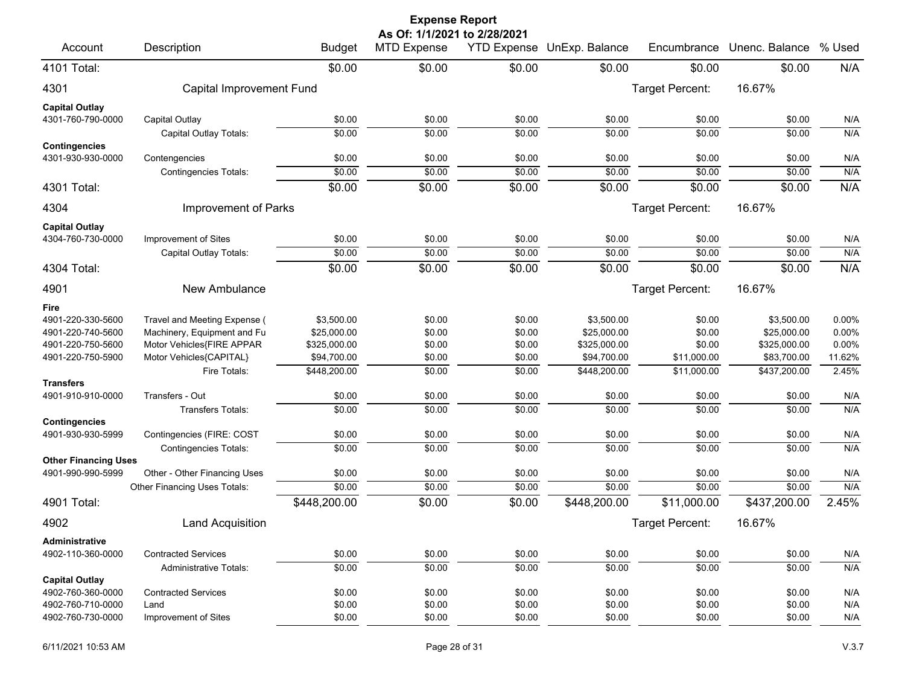# Expense Report

**As Of: 1/1/2021 to 2/28/2021**

| Account | Description | Budget | MTD Expense | YTD Expense | UnExp. Balance | Encumbrance | Unenc. Balance | % Used |
|---|---|---|---|---|---|---|---|---|
| 4101 Total: | | $0.00 | $0.00 | $0.00 | $0.00 | $0.00 | $0.00 | N/A |
| 4301 | Capital Improvement Fund | | | | | Target Percent: | 16.67% | |
| **Capital Outlay** | | | | | | | | |
| 4301-760-790-0000 | Capital Outlay | $0.00 | $0.00 | $0.00 | $0.00 | $0.00 | $0.00 | N/A |
| | Capital Outlay Totals: | $0.00 | $0.00 | $0.00 | $0.00 | $0.00 | $0.00 | N/A |
| **Contingencies** | | | | | | | | |
| 4301-930-930-0000 | Contengencies | $0.00 | $0.00 | $0.00 | $0.00 | $0.00 | $0.00 | N/A |
| | Contingencies Totals: | $0.00 | $0.00 | $0.00 | $0.00 | $0.00 | $0.00 | N/A |
| 4301 Total: | | $0.00 | $0.00 | $0.00 | $0.00 | $0.00 | $0.00 | N/A |
| 4304 | Improvement of Parks | | | | | Target Percent: | 16.67% | |
| **Capital Outlay** | | | | | | | | |
| 4304-760-730-0000 | Improvement of Sites | $0.00 | $0.00 | $0.00 | $0.00 | $0.00 | $0.00 | N/A |
| | Capital Outlay Totals: | $0.00 | $0.00 | $0.00 | $0.00 | $0.00 | $0.00 | N/A |
| 4304 Total: | | $0.00 | $0.00 | $0.00 | $0.00 | $0.00 | $0.00 | N/A |
| 4901 | New Ambulance | | | | | Target Percent: | 16.67% | |
| **Fire** | | | | | | | | |
| 4901-220-330-5600 | Travel and Meeting Expense ( | $3,500.00 | $0.00 | $0.00 | $3,500.00 | $0.00 | $3,500.00 | 0.00% |
| 4901-220-740-5600 | Machinery, Equipment and Fu | $25,000.00 | $0.00 | $0.00 | $25,000.00 | $0.00 | $25,000.00 | 0.00% |
| 4901-220-750-5600 | Motor Vehicles{FIRE APPAR | $325,000.00 | $0.00 | $0.00 | $325,000.00 | $0.00 | $325,000.00 | 0.00% |
| 4901-220-750-5900 | Motor Vehicles{CAPITAL} | $94,700.00 | $0.00 | $0.00 | $94,700.00 | $11,000.00 | $83,700.00 | 11.62% |
| | Fire Totals: | $448,200.00 | $0.00 | $0.00 | $448,200.00 | $11,000.00 | $437,200.00 | 2.45% |
| **Transfers** | | | | | | | | |
| 4901-910-910-0000 | Transfers - Out | $0.00 | $0.00 | $0.00 | $0.00 | $0.00 | $0.00 | N/A |
| | Transfers Totals: | $0.00 | $0.00 | $0.00 | $0.00 | $0.00 | $0.00 | N/A |
| **Contingencies** | | | | | | | | |
| 4901-930-930-5999 | Contingencies (FIRE: COST | $0.00 | $0.00 | $0.00 | $0.00 | $0.00 | $0.00 | N/A |
| | Contingencies Totals: | $0.00 | $0.00 | $0.00 | $0.00 | $0.00 | $0.00 | N/A |
| **Other Financing Uses** | | | | | | | | |
| 4901-990-990-5999 | Other - Other Financing Uses | $0.00 | $0.00 | $0.00 | $0.00 | $0.00 | $0.00 | N/A |
| | Other Financing Uses Totals: | $0.00 | $0.00 | $0.00 | $0.00 | $0.00 | $0.00 | N/A |
| 4901 Total: | | $448,200.00 | $0.00 | $0.00 | $448,200.00 | $11,000.00 | $437,200.00 | 2.45% |
| 4902 | Land Acquisition | | | | | Target Percent: | 16.67% | |
| **Administrative** | | | | | | | | |
| 4902-110-360-0000 | Contracted Services | $0.00 | $0.00 | $0.00 | $0.00 | $0.00 | $0.00 | N/A |
| | Administrative Totals: | $0.00 | $0.00 | $0.00 | $0.00 | $0.00 | $0.00 | N/A |
| **Capital Outlay** | | | | | | | | |
| 4902-760-360-0000 | Contracted Services | $0.00 | $0.00 | $0.00 | $0.00 | $0.00 | $0.00 | N/A |
| 4902-760-710-0000 | Land | $0.00 | $0.00 | $0.00 | $0.00 | $0.00 | $0.00 | N/A |
| 4902-760-730-0000 | Improvement of Sites | $0.00 | $0.00 | $0.00 | $0.00 | $0.00 | $0.00 | N/A |

6/11/2021 10:53 AM V.3.7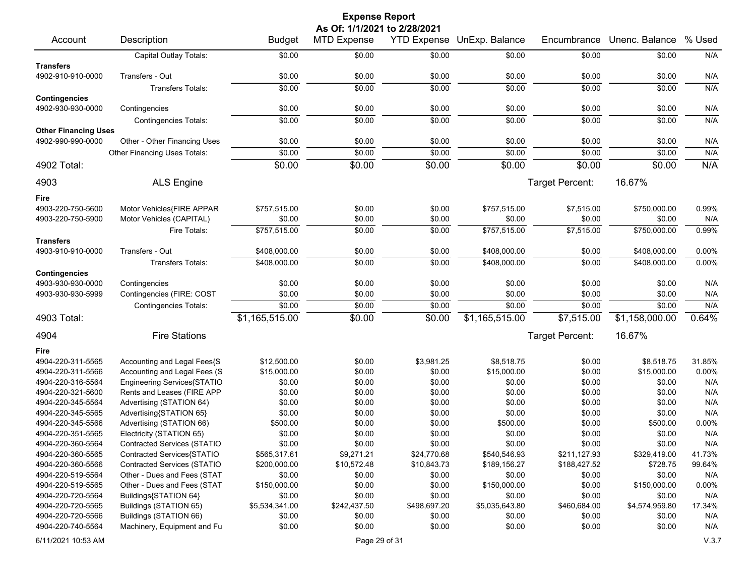# Expense Report

**As Of: 1/1/2021 to 2/28/2021**

| Account | Description | Budget | MTD Expense | YTD Expense | UnExp. Balance | Encumbrance | Unenc. Balance | % Used |
|---|---|---|---|---|---|---|---|---|
| | Capital Outlay Totals: | $0.00 | $0.00 | $0.00 | $0.00 | $0.00 | $0.00 | N/A |
| **Transfers** | | | | | | | | |
| 4902-910-910-0000 | Transfers - Out | $0.00 | $0.00 | $0.00 | $0.00 | $0.00 | $0.00 | N/A |
| | Transfers Totals: | $0.00 | $0.00 | $0.00 | $0.00 | $0.00 | $0.00 | N/A |
| **Contingencies** | | | | | | | | |
| 4902-930-930-0000 | Contingencies | $0.00 | $0.00 | $0.00 | $0.00 | $0.00 | $0.00 | N/A |
| | Contingencies Totals: | $0.00 | $0.00 | $0.00 | $0.00 | $0.00 | $0.00 | N/A |
| **Other Financing Uses** | | | | | | | | |
| 4902-990-990-0000 | Other - Other Financing Uses | $0.00 | $0.00 | $0.00 | $0.00 | $0.00 | $0.00 | N/A |
| | Other Financing Uses Totals: | $0.00 | $0.00 | $0.00 | $0.00 | $0.00 | $0.00 | N/A |
| **4902 Total:** | | **$0.00** | **$0.00** | **$0.00** | **$0.00** | **$0.00** | **$0.00** | **N/A** |
| **4903** | **ALS Engine** | | | | | Target Percent: | 16.67% | |
| **Fire** | | | | | | | | |
| 4903-220-750-5600 | Motor Vehicles{FIRE APPAR | $757,515.00 | $0.00 | $0.00 | $757,515.00 | $7,515.00 | $750,000.00 | 0.99% |
| 4903-220-750-5900 | Motor Vehicles (CAPITAL) | $0.00 | $0.00 | $0.00 | $0.00 | $0.00 | $0.00 | N/A |
| | Fire Totals: | $757,515.00 | $0.00 | $0.00 | $757,515.00 | $7,515.00 | $750,000.00 | 0.99% |
| **Transfers** | | | | | | | | |
| 4903-910-910-0000 | Transfers - Out | $408,000.00 | $0.00 | $0.00 | $408,000.00 | $0.00 | $408,000.00 | 0.00% |
| | Transfers Totals: | $408,000.00 | $0.00 | $0.00 | $408,000.00 | $0.00 | $408,000.00 | 0.00% |
| **Contingencies** | | | | | | | | |
| 4903-930-930-0000 | Contingencies | $0.00 | $0.00 | $0.00 | $0.00 | $0.00 | $0.00 | N/A |
| 4903-930-930-5999 | Contingencies (FIRE: COST | $0.00 | $0.00 | $0.00 | $0.00 | $0.00 | $0.00 | N/A |
| | Contingencies Totals: | $0.00 | $0.00 | $0.00 | $0.00 | $0.00 | $0.00 | N/A |
| **4903 Total:** | | **$1,165,515.00** | **$0.00** | **$0.00** | **$1,165,515.00** | **$7,515.00** | **$1,158,000.00** | **0.64%** |
| **4904** | **Fire Stations** | | | | | Target Percent: | 16.67% | |
| **Fire** | | | | | | | | |
| 4904-220-311-5565 | Accounting and Legal Fees{S | $12,500.00 | $0.00 | $3,981.25 | $8,518.75 | $0.00 | $8,518.75 | 31.85% |
| 4904-220-311-5566 | Accounting and Legal Fees (S | $15,000.00 | $0.00 | $0.00 | $15,000.00 | $0.00 | $15,000.00 | 0.00% |
| 4904-220-316-5564 | Engineering Services{STATIO | $0.00 | $0.00 | $0.00 | $0.00 | $0.00 | $0.00 | N/A |
| 4904-220-321-5600 | Rents and Leases (FIRE APP | $0.00 | $0.00 | $0.00 | $0.00 | $0.00 | $0.00 | N/A |
| 4904-220-345-5564 | Advertising (STATION 64) | $0.00 | $0.00 | $0.00 | $0.00 | $0.00 | $0.00 | N/A |
| 4904-220-345-5565 | Advertising{STATION 65} | $0.00 | $0.00 | $0.00 | $0.00 | $0.00 | $0.00 | N/A |
| 4904-220-345-5566 | Advertising (STATION 66) | $500.00 | $0.00 | $0.00 | $500.00 | $0.00 | $500.00 | 0.00% |
| 4904-220-351-5565 | Electricity (STATION 65) | $0.00 | $0.00 | $0.00 | $0.00 | $0.00 | $0.00 | N/A |
| 4904-220-360-5564 | Contracted Services (STATIO | $0.00 | $0.00 | $0.00 | $0.00 | $0.00 | $0.00 | N/A |
| 4904-220-360-5565 | Contracted Services{STATIO | $565,317.61 | $9,271.21 | $24,770.68 | $540,546.93 | $211,127.93 | $329,419.00 | 41.73% |
| 4904-220-360-5566 | Contracted Services (STATIO | $200,000.00 | $10,572.48 | $10,843.73 | $189,156.27 | $188,427.52 | $728.75 | 99.64% |
| 4904-220-519-5564 | Other - Dues and Fees (STAT | $0.00 | $0.00 | $0.00 | $0.00 | $0.00 | $0.00 | N/A |
| 4904-220-519-5565 | Other - Dues and Fees (STAT | $150,000.00 | $0.00 | $0.00 | $150,000.00 | $0.00 | $150,000.00 | 0.00% |
| 4904-220-720-5564 | Buildings{STATION 64} | $0.00 | $0.00 | $0.00 | $0.00 | $0.00 | $0.00 | N/A |
| 4904-220-720-5565 | Buildings (STATION 65) | $5,534,341.00 | $242,437.50 | $498,697.20 | $5,035,643.80 | $460,684.00 | $4,574,959.80 | 17.34% |
| 4904-220-720-5566 | Buildings (STATION 66) | $0.00 | $0.00 | $0.00 | $0.00 | $0.00 | $0.00 | N/A |
| 4904-220-740-5564 | Machinery, Equipment and Fu | $0.00 | $0.00 | $0.00 | $0.00 | $0.00 | $0.00 | N/A |

6/11/2021 10:53 AM    V.3.7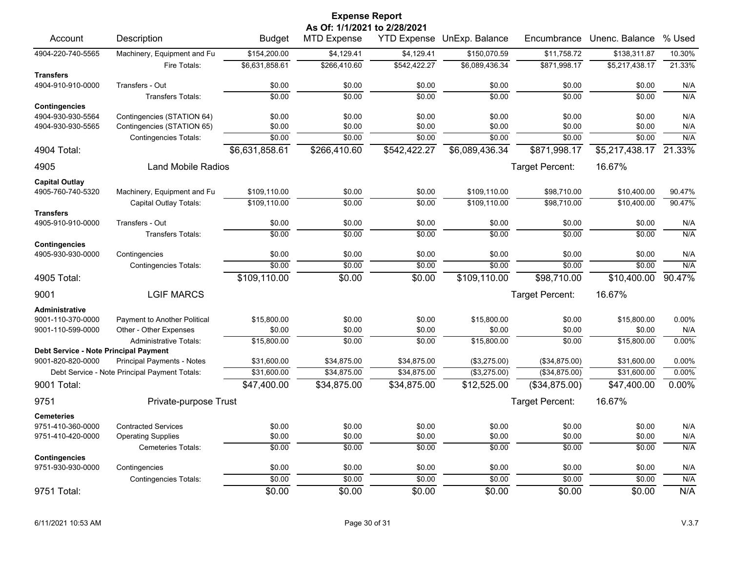# Expense Report

**As Of: 1/1/2021 to 2/28/2021**

| Account | Description | Budget | MTD Expense | YTD Expense | UnExp. Balance | Encumbrance | Unenc. Balance | % Used |
|---|---|---|---|---|---|---|---|---|
| 4904-220-740-5565 | Machinery, Equipment and Fu | $154,200.00 | $4,129.41 | $4,129.41 | $150,070.59 | $11,758.72 | $138,311.87 | 10.30% |
| | Fire Totals: | $6,631,858.61 | $266,410.60 | $542,422.27 | $6,089,436.34 | $871,998.17 | $5,217,438.17 | 21.33% |
| **Transfers** | | | | | | | | |
| 4904-910-910-0000 | Transfers - Out | $0.00 | $0.00 | $0.00 | $0.00 | $0.00 | $0.00 | N/A |
| | Transfers Totals: | $0.00 | $0.00 | $0.00 | $0.00 | $0.00 | $0.00 | N/A |
| **Contingencies** | | | | | | | | |
| 4904-930-930-5564 | Contingencies (STATION 64) | $0.00 | $0.00 | $0.00 | $0.00 | $0.00 | $0.00 | N/A |
| 4904-930-930-5565 | Contingencies (STATION 65) | $0.00 | $0.00 | $0.00 | $0.00 | $0.00 | $0.00 | N/A |
| | Contingencies Totals: | $0.00 | $0.00 | $0.00 | $0.00 | $0.00 | $0.00 | N/A |
| **4904 Total:** | | $6,631,858.61 | $266,410.60 | $542,422.27 | $6,089,436.34 | $871,998.17 | $5,217,438.17 | 21.33% |
| **4905** | **Land Mobile Radios** | | | | | Target Percent: | 16.67% | |
| **Capital Outlay** | | | | | | | | |
| 4905-760-740-5320 | Machinery, Equipment and Fu | $109,110.00 | $0.00 | $0.00 | $109,110.00 | $98,710.00 | $10,400.00 | 90.47% |
| | Capital Outlay Totals: | $109,110.00 | $0.00 | $0.00 | $109,110.00 | $98,710.00 | $10,400.00 | 90.47% |
| **Transfers** | | | | | | | | |
| 4905-910-910-0000 | Transfers - Out | $0.00 | $0.00 | $0.00 | $0.00 | $0.00 | $0.00 | N/A |
| | Transfers Totals: | $0.00 | $0.00 | $0.00 | $0.00 | $0.00 | $0.00 | N/A |
| **Contingencies** | | | | | | | | |
| 4905-930-930-0000 | Contingencies | $0.00 | $0.00 | $0.00 | $0.00 | $0.00 | $0.00 | N/A |
| | Contingencies Totals: | $0.00 | $0.00 | $0.00 | $0.00 | $0.00 | $0.00 | N/A |
| **4905 Total:** | | $109,110.00 | $0.00 | $0.00 | $109,110.00 | $98,710.00 | $10,400.00 | 90.47% |
| **9001** | **LGIF MARCS** | | | | | Target Percent: | 16.67% | |
| **Administrative** | | | | | | | | |
| 9001-110-370-0000 | Payment to Another Political | $15,800.00 | $0.00 | $0.00 | $15,800.00 | $0.00 | $15,800.00 | 0.00% |
| 9001-110-599-0000 | Other - Other Expenses | $0.00 | $0.00 | $0.00 | $0.00 | $0.00 | $0.00 | N/A |
| | Administrative Totals: | $15,800.00 | $0.00 | $0.00 | $15,800.00 | $0.00 | $15,800.00 | 0.00% |
| **Debt Service - Note Principal Payment** | | | | | | | | |
| 9001-820-820-0000 | Principal Payments - Notes | $31,600.00 | $34,875.00 | $34,875.00 | ($3,275.00) | ($34,875.00) | $31,600.00 | 0.00% |
| | Debt Service - Note Principal Payment Totals: | $31,600.00 | $34,875.00 | $34,875.00 | ($3,275.00) | ($34,875.00) | $31,600.00 | 0.00% |
| **9001 Total:** | | $47,400.00 | $34,875.00 | $34,875.00 | $12,525.00 | ($34,875.00) | $47,400.00 | 0.00% |
| **9751** | **Private-purpose Trust** | | | | | Target Percent: | 16.67% | |
| **Cemeteries** | | | | | | | | |
| 9751-410-360-0000 | Contracted Services | $0.00 | $0.00 | $0.00 | $0.00 | $0.00 | $0.00 | N/A |
| 9751-410-420-0000 | Operating Supplies | $0.00 | $0.00 | $0.00 | $0.00 | $0.00 | $0.00 | N/A |
| | Cemeteries Totals: | $0.00 | $0.00 | $0.00 | $0.00 | $0.00 | $0.00 | N/A |
| **Contingencies** | | | | | | | | |
| 9751-930-930-0000 | Contingencies | $0.00 | $0.00 | $0.00 | $0.00 | $0.00 | $0.00 | N/A |
| | Contingencies Totals: | $0.00 | $0.00 | $0.00 | $0.00 | $0.00 | $0.00 | N/A |
| **9751 Total:** | | $0.00 | $0.00 | $0.00 | $0.00 | $0.00 | $0.00 | N/A |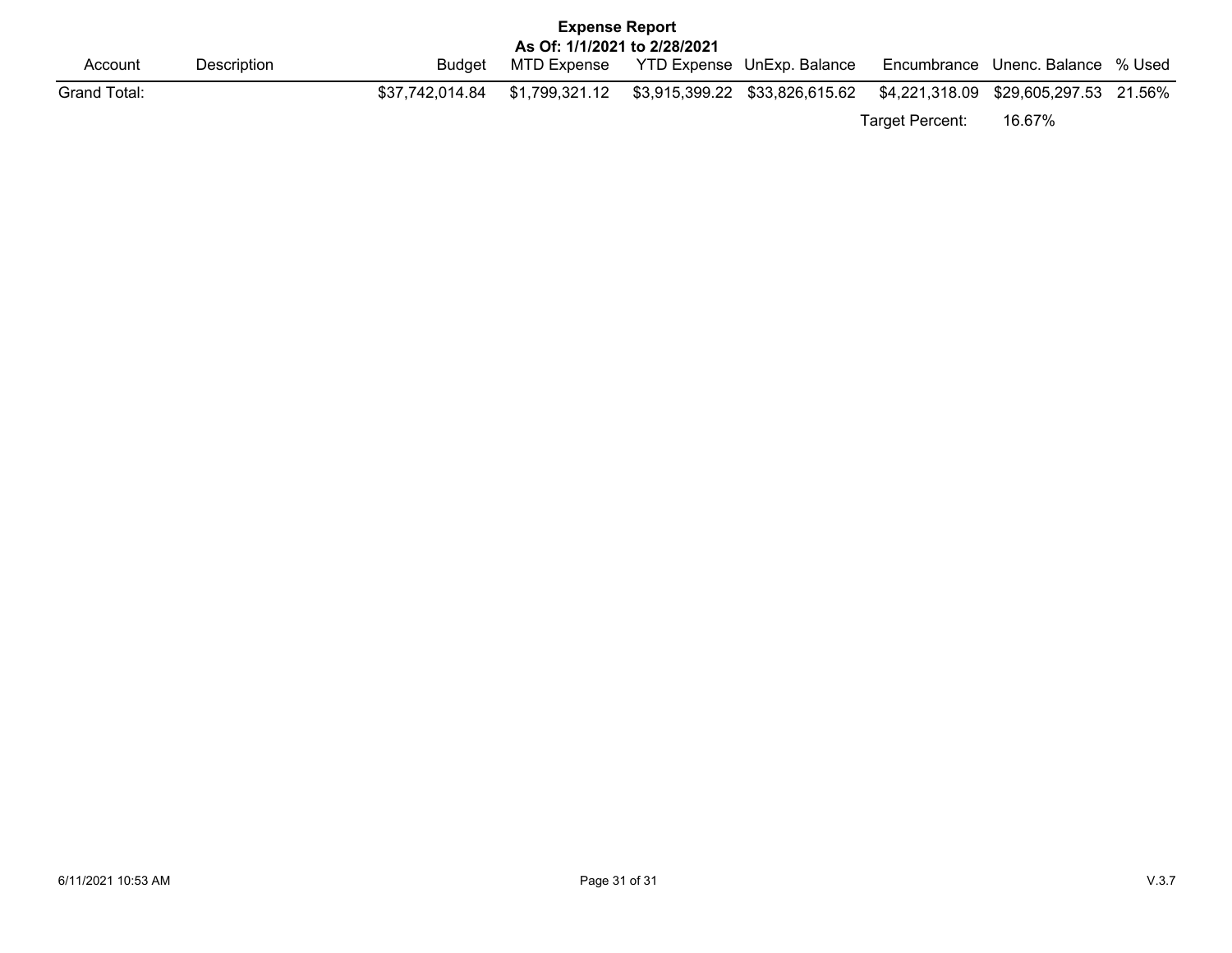# Expense Report

**As Of: 1/1/2021 to 2/28/2021**

| Account | Description | Budget | MTD Expense | YTD Expense | UnExp. Balance | Encumbrance | Unenc. Balance | % Used |
|---|---|---|---|---|---|---|---|---|
| Grand Total: | | $37,742,014.84 | $1,799,321.12 | $3,915,399.22 | $33,826,615.62 | $4,221,318.09 | $29,605,297.53 | 21.56% |
| | | | | | | Target Percent: | 16.67% | |

6/11/2021 10:53 AM

V.3.7